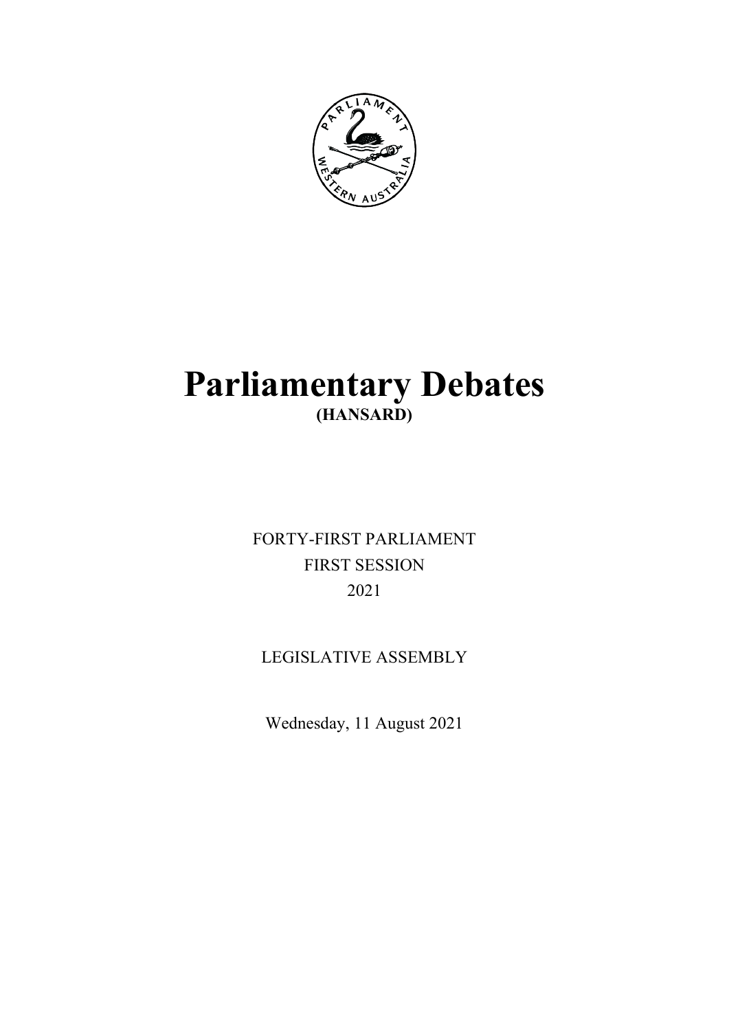# Parliamentary Debates

**(HANSARD)**

FORTY-FIRST PARLIAMENT

FIRST SESSION

2021

LEGISLATIVE ASSEMBLY

Wednesday, 11 August 2021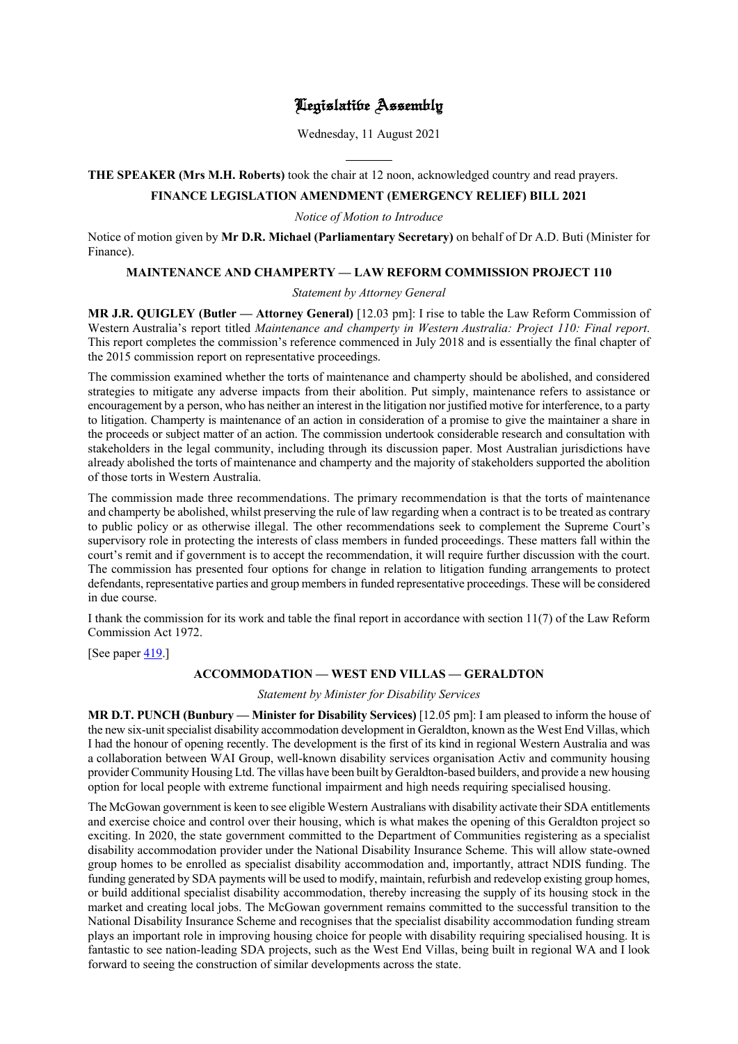# Legislative Assembly

Wednesday, 11 August 2021

---

**THE SPEAKER (Mrs M.H. Roberts)** took the chair at 12 noon, acknowledged country and read prayers.

## FINANCE LEGISLATION AMENDMENT (EMERGENCY RELIEF) BILL 2021

*Notice of Motion to Introduce*

Notice of motion given by **Mr D.R. Michael (Parliamentary Secretary)** on behalf of Dr A.D. Buti (Minister for Finance).

## MAINTENANCE AND CHAMPERTY — LAW REFORM COMMISSION PROJECT 110

*Statement by Attorney General*

**MR J.R. QUIGLEY (Butler — Attorney General)** [12.03 pm]: I rise to table the Law Reform Commission of Western Australia's report titled *Maintenance and champerty in Western Australia: Project 110: Final report*. This report completes the commission's reference commenced in July 2018 and is essentially the final chapter of the 2015 commission report on representative proceedings.

The commission examined whether the torts of maintenance and champerty should be abolished, and considered strategies to mitigate any adverse impacts from their abolition. Put simply, maintenance refers to assistance or encouragement by a person, who has neither an interest in the litigation nor justified motive for interference, to a party to litigation. Champerty is maintenance of an action in consideration of a promise to give the maintainer a share in the proceeds or subject matter of an action. The commission undertook considerable research and consultation with stakeholders in the legal community, including through its discussion paper. Most Australian jurisdictions have already abolished the torts of maintenance and champerty and the majority of stakeholders supported the abolition of those torts in Western Australia.

The commission made three recommendations. The primary recommendation is that the torts of maintenance and champerty be abolished, whilst preserving the rule of law regarding when a contract is to be treated as contrary to public policy or as otherwise illegal. The other recommendations seek to complement the Supreme Court's supervisory role in protecting the interests of class members in funded proceedings. These matters fall within the court's remit and if government is to accept the recommendation, it will require further discussion with the court. The commission has presented four options for change in relation to litigation funding arrangements to protect defendants, representative parties and group members in funded representative proceedings. These will be considered in due course.

I thank the commission for its work and table the final report in accordance with section 11(7) of the Law Reform Commission Act 1972.

[See paper 419.]

## ACCOMMODATION — WEST END VILLAS — GERALDTON

*Statement by Minister for Disability Services*

**MR D.T. PUNCH (Bunbury — Minister for Disability Services)** [12.05 pm]: I am pleased to inform the house of the new six-unit specialist disability accommodation development in Geraldton, known as the West End Villas, which I had the honour of opening recently. The development is the first of its kind in regional Western Australia and was a collaboration between WAI Group, well-known disability services organisation Activ and community housing provider Community Housing Ltd. The villas have been built by Geraldton-based builders, and provide a new housing option for local people with extreme functional impairment and high needs requiring specialised housing.

The McGowan government is keen to see eligible Western Australians with disability activate their SDA entitlements and exercise choice and control over their housing, which is what makes the opening of this Geraldton project so exciting. In 2020, the state government committed to the Department of Communities registering as a specialist disability accommodation provider under the National Disability Insurance Scheme. This will allow state-owned group homes to be enrolled as specialist disability accommodation and, importantly, attract NDIS funding. The funding generated by SDA payments will be used to modify, maintain, refurbish and redevelop existing group homes, or build additional specialist disability accommodation, thereby increasing the supply of its housing stock in the market and creating local jobs. The McGowan government remains committed to the successful transition to the National Disability Insurance Scheme and recognises that the specialist disability accommodation funding stream plays an important role in improving housing choice for people with disability requiring specialised housing. It is fantastic to see nation-leading SDA projects, such as the West End Villas, being built in regional WA and I look forward to seeing the construction of similar developments across the state.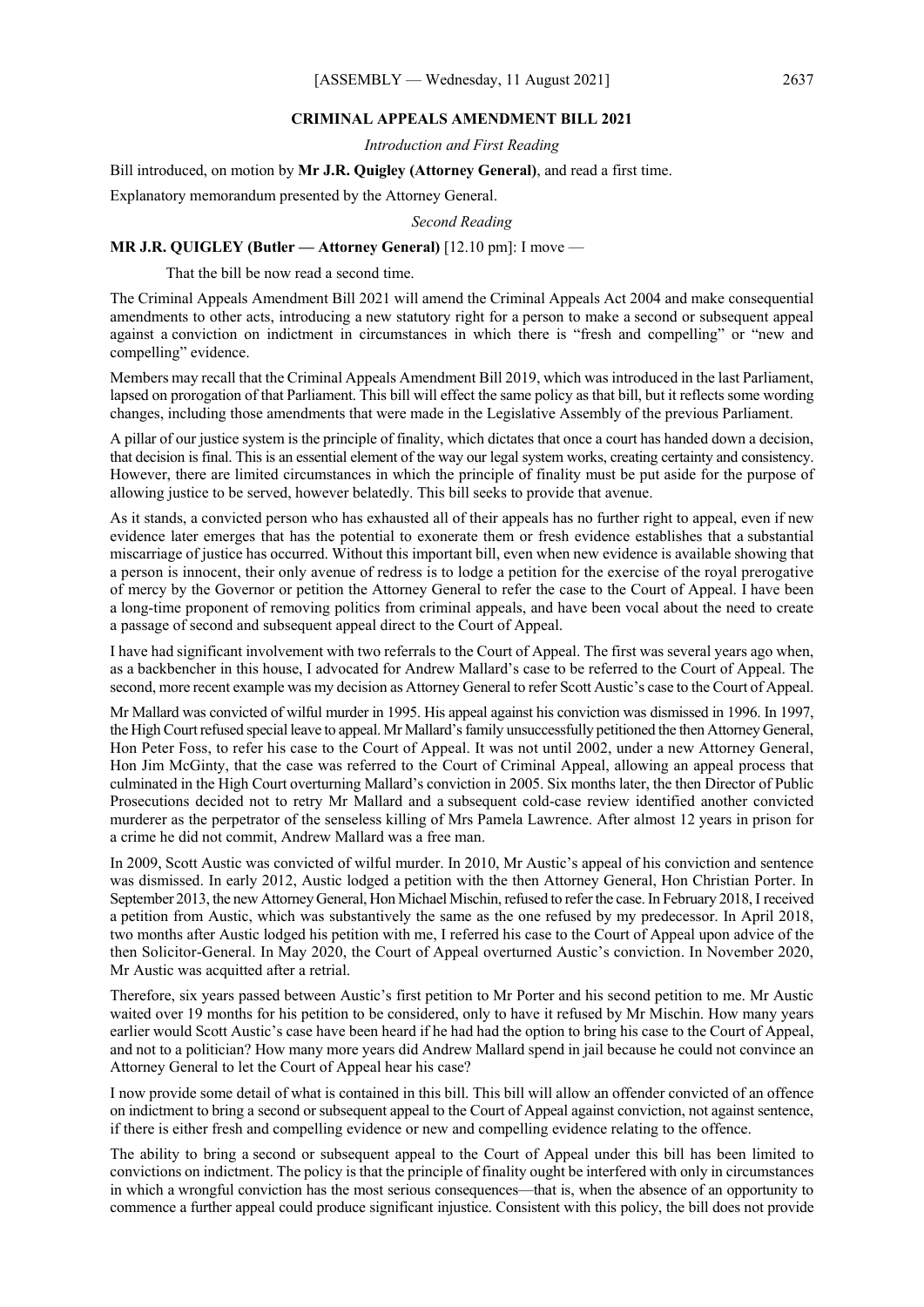## CRIMINAL APPEALS AMENDMENT BILL 2021

*Introduction and First Reading*

Bill introduced, on motion by **Mr J.R. Quigley (Attorney General)**, and read a first time.

Explanatory memorandum presented by the Attorney General.

*Second Reading*

**MR J.R. QUIGLEY (Butler — Attorney General)** [12.10 pm]: I move —

That the bill be now read a second time.

The Criminal Appeals Amendment Bill 2021 will amend the Criminal Appeals Act 2004 and make consequential amendments to other acts, introducing a new statutory right for a person to make a second or subsequent appeal against a conviction on indictment in circumstances in which there is "fresh and compelling" or "new and compelling" evidence.

Members may recall that the Criminal Appeals Amendment Bill 2019, which was introduced in the last Parliament, lapsed on prorogation of that Parliament. This bill will effect the same policy as that bill, but it reflects some wording changes, including those amendments that were made in the Legislative Assembly of the previous Parliament.

A pillar of our justice system is the principle of finality, which dictates that once a court has handed down a decision, that decision is final. This is an essential element of the way our legal system works, creating certainty and consistency. However, there are limited circumstances in which the principle of finality must be put aside for the purpose of allowing justice to be served, however belatedly. This bill seeks to provide that avenue.

As it stands, a convicted person who has exhausted all of their appeals has no further right to appeal, even if new evidence later emerges that has the potential to exonerate them or fresh evidence establishes that a substantial miscarriage of justice has occurred. Without this important bill, even when new evidence is available showing that a person is innocent, their only avenue of redress is to lodge a petition for the exercise of the royal prerogative of mercy by the Governor or petition the Attorney General to refer the case to the Court of Appeal. I have been a long-time proponent of removing politics from criminal appeals, and have been vocal about the need to create a passage of second and subsequent appeal direct to the Court of Appeal.

I have had significant involvement with two referrals to the Court of Appeal. The first was several years ago when, as a backbencher in this house, I advocated for Andrew Mallard's case to be referred to the Court of Appeal. The second, more recent example was my decision as Attorney General to refer Scott Austic's case to the Court of Appeal.

Mr Mallard was convicted of wilful murder in 1995. His appeal against his conviction was dismissed in 1996. In 1997, the High Court refused special leave to appeal. Mr Mallard's family unsuccessfully petitioned the then Attorney General, Hon Peter Foss, to refer his case to the Court of Appeal. It was not until 2002, under a new Attorney General, Hon Jim McGinty, that the case was referred to the Court of Criminal Appeal, allowing an appeal process that culminated in the High Court overturning Mallard's conviction in 2005. Six months later, the then Director of Public Prosecutions decided not to retry Mr Mallard and a subsequent cold-case review identified another convicted murderer as the perpetrator of the senseless killing of Mrs Pamela Lawrence. After almost 12 years in prison for a crime he did not commit, Andrew Mallard was a free man.

In 2009, Scott Austic was convicted of wilful murder. In 2010, Mr Austic's appeal of his conviction and sentence was dismissed. In early 2012, Austic lodged a petition with the then Attorney General, Hon Christian Porter. In September 2013, the new Attorney General, Hon Michael Mischin, refused to refer the case. In February 2018, I received a petition from Austic, which was substantively the same as the one refused by my predecessor. In April 2018, two months after Austic lodged his petition with me, I referred his case to the Court of Appeal upon advice of the then Solicitor-General. In May 2020, the Court of Appeal overturned Austic's conviction. In November 2020, Mr Austic was acquitted after a retrial.

Therefore, six years passed between Austic's first petition to Mr Porter and his second petition to me. Mr Austic waited over 19 months for his petition to be considered, only to have it refused by Mr Mischin. How many years earlier would Scott Austic's case have been heard if he had had the option to bring his case to the Court of Appeal, and not to a politician? How many more years did Andrew Mallard spend in jail because he could not convince an Attorney General to let the Court of Appeal hear his case?

I now provide some detail of what is contained in this bill. This bill will allow an offender convicted of an offence on indictment to bring a second or subsequent appeal to the Court of Appeal against conviction, not against sentence, if there is either fresh and compelling evidence or new and compelling evidence relating to the offence.

The ability to bring a second or subsequent appeal to the Court of Appeal under this bill has been limited to convictions on indictment. The policy is that the principle of finality ought be interfered with only in circumstances in which a wrongful conviction has the most serious consequences—that is, when the absence of an opportunity to commence a further appeal could produce significant injustice. Consistent with this policy, the bill does not provide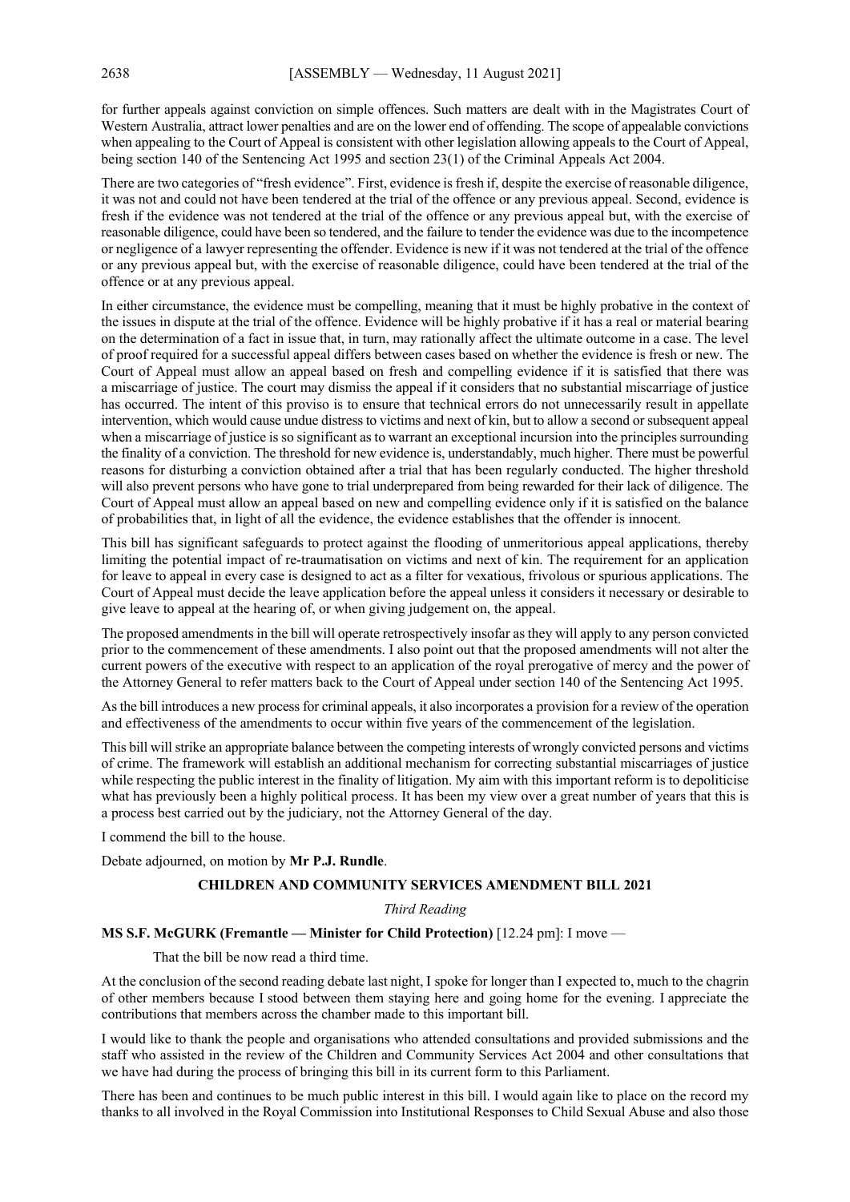for further appeals against conviction on simple offences. Such matters are dealt with in the Magistrates Court of Western Australia, attract lower penalties and are on the lower end of offending. The scope of appealable convictions when appealing to the Court of Appeal is consistent with other legislation allowing appeals to the Court of Appeal, being section 140 of the Sentencing Act 1995 and section 23(1) of the Criminal Appeals Act 2004.

There are two categories of "fresh evidence". First, evidence is fresh if, despite the exercise of reasonable diligence, it was not and could not have been tendered at the trial of the offence or any previous appeal. Second, evidence is fresh if the evidence was not tendered at the trial of the offence or any previous appeal but, with the exercise of reasonable diligence, could have been so tendered, and the failure to tender the evidence was due to the incompetence or negligence of a lawyer representing the offender. Evidence is new if it was not tendered at the trial of the offence or any previous appeal but, with the exercise of reasonable diligence, could have been tendered at the trial of the offence or at any previous appeal.

In either circumstance, the evidence must be compelling, meaning that it must be highly probative in the context of the issues in dispute at the trial of the offence. Evidence will be highly probative if it has a real or material bearing on the determination of a fact in issue that, in turn, may rationally affect the ultimate outcome in a case. The level of proof required for a successful appeal differs between cases based on whether the evidence is fresh or new. The Court of Appeal must allow an appeal based on fresh and compelling evidence if it is satisfied that there was a miscarriage of justice. The court may dismiss the appeal if it considers that no substantial miscarriage of justice has occurred. The intent of this proviso is to ensure that technical errors do not unnecessarily result in appellate intervention, which would cause undue distress to victims and next of kin, but to allow a second or subsequent appeal when a miscarriage of justice is so significant as to warrant an exceptional incursion into the principles surrounding the finality of a conviction. The threshold for new evidence is, understandably, much higher. There must be powerful reasons for disturbing a conviction obtained after a trial that has been regularly conducted. The higher threshold will also prevent persons who have gone to trial underprepared from being rewarded for their lack of diligence. The Court of Appeal must allow an appeal based on new and compelling evidence only if it is satisfied on the balance of probabilities that, in light of all the evidence, the evidence establishes that the offender is innocent.

This bill has significant safeguards to protect against the flooding of unmeritorious appeal applications, thereby limiting the potential impact of re-traumatisation on victims and next of kin. The requirement for an application for leave to appeal in every case is designed to act as a filter for vexatious, frivolous or spurious applications. The Court of Appeal must decide the leave application before the appeal unless it considers it necessary or desirable to give leave to appeal at the hearing of, or when giving judgement on, the appeal.

The proposed amendments in the bill will operate retrospectively insofar as they will apply to any person convicted prior to the commencement of these amendments. I also point out that the proposed amendments will not alter the current powers of the executive with respect to an application of the royal prerogative of mercy and the power of the Attorney General to refer matters back to the Court of Appeal under section 140 of the Sentencing Act 1995.

As the bill introduces a new process for criminal appeals, it also incorporates a provision for a review of the operation and effectiveness of the amendments to occur within five years of the commencement of the legislation.

This bill will strike an appropriate balance between the competing interests of wrongly convicted persons and victims of crime. The framework will establish an additional mechanism for correcting substantial miscarriages of justice while respecting the public interest in the finality of litigation. My aim with this important reform is to depoliticise what has previously been a highly political process. It has been my view over a great number of years that this is a process best carried out by the judiciary, not the Attorney General of the day.

I commend the bill to the house.

Debate adjourned, on motion by **Mr P.J. Rundle**.

## CHILDREN AND COMMUNITY SERVICES AMENDMENT BILL 2021

*Third Reading*

**MS S.F. McGURK (Fremantle — Minister for Child Protection)** [12.24 pm]: I move —

> That the bill be now read a third time.

At the conclusion of the second reading debate last night, I spoke for longer than I expected to, much to the chagrin of other members because I stood between them staying here and going home for the evening. I appreciate the contributions that members across the chamber made to this important bill.

I would like to thank the people and organisations who attended consultations and provided submissions and the staff who assisted in the review of the Children and Community Services Act 2004 and other consultations that we have had during the process of bringing this bill in its current form to this Parliament.

There has been and continues to be much public interest in this bill. I would again like to place on the record my thanks to all involved in the Royal Commission into Institutional Responses to Child Sexual Abuse and also those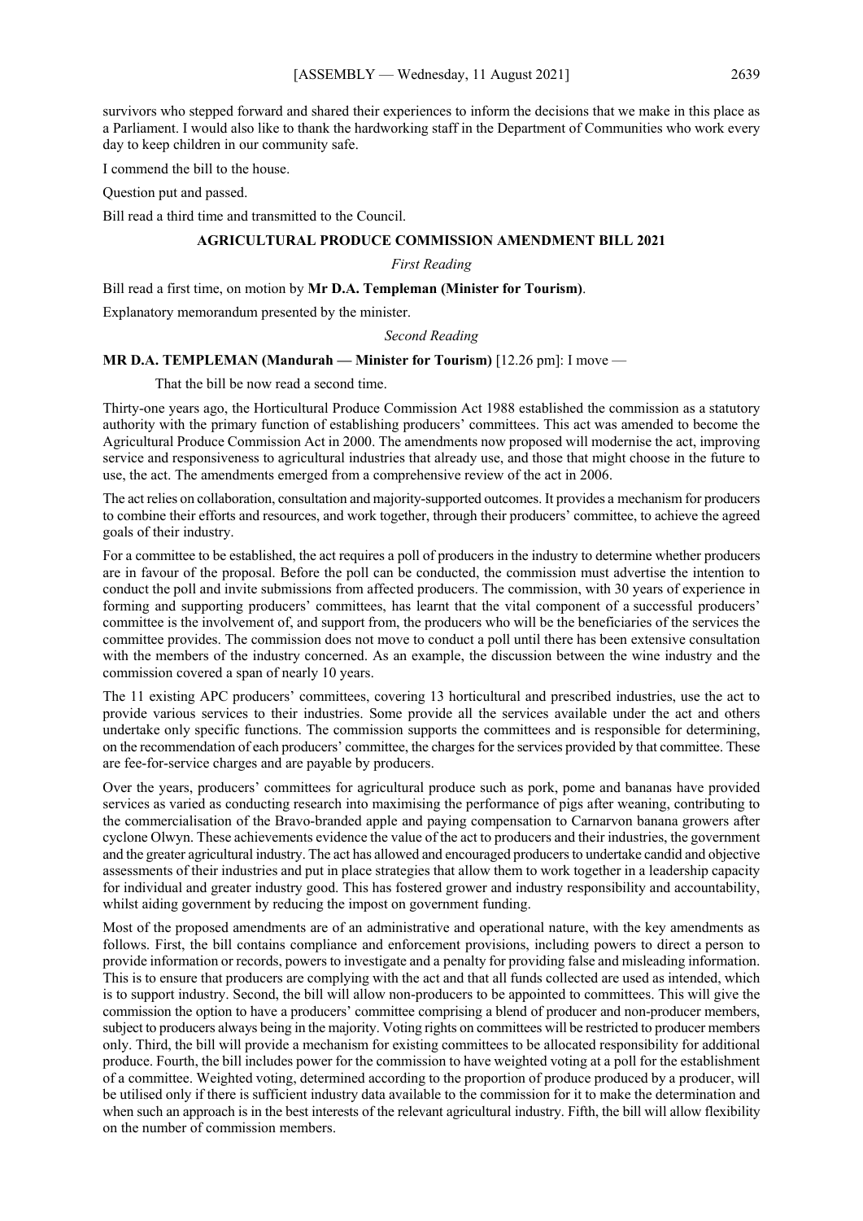survivors who stepped forward and shared their experiences to inform the decisions that we make in this place as a Parliament. I would also like to thank the hardworking staff in the Department of Communities who work every day to keep children in our community safe.

I commend the bill to the house.

Question put and passed.

Bill read a third time and transmitted to the Council.

## AGRICULTURAL PRODUCE COMMISSION AMENDMENT BILL 2021

*First Reading*

Bill read a first time, on motion by **Mr D.A. Templeman (Minister for Tourism)**.

Explanatory memorandum presented by the minister.

*Second Reading*

**MR D.A. TEMPLEMAN (Mandurah — Minister for Tourism)** [12.26 pm]: I move —

> That the bill be now read a second time.

Thirty-one years ago, the Horticultural Produce Commission Act 1988 established the commission as a statutory authority with the primary function of establishing producers' committees. This act was amended to become the Agricultural Produce Commission Act in 2000. The amendments now proposed will modernise the act, improving service and responsiveness to agricultural industries that already use, and those that might choose in the future to use, the act. The amendments emerged from a comprehensive review of the act in 2006.

The act relies on collaboration, consultation and majority-supported outcomes. It provides a mechanism for producers to combine their efforts and resources, and work together, through their producers' committee, to achieve the agreed goals of their industry.

For a committee to be established, the act requires a poll of producers in the industry to determine whether producers are in favour of the proposal. Before the poll can be conducted, the commission must advertise the intention to conduct the poll and invite submissions from affected producers. The commission, with 30 years of experience in forming and supporting producers' committees, has learnt that the vital component of a successful producers' committee is the involvement of, and support from, the producers who will be the beneficiaries of the services the committee provides. The commission does not move to conduct a poll until there has been extensive consultation with the members of the industry concerned. As an example, the discussion between the wine industry and the commission covered a span of nearly 10 years.

The 11 existing APC producers' committees, covering 13 horticultural and prescribed industries, use the act to provide various services to their industries. Some provide all the services available under the act and others undertake only specific functions. The commission supports the committees and is responsible for determining, on the recommendation of each producers' committee, the charges for the services provided by that committee. These are fee-for-service charges and are payable by producers.

Over the years, producers' committees for agricultural produce such as pork, pome and bananas have provided services as varied as conducting research into maximising the performance of pigs after weaning, contributing to the commercialisation of the Bravo-branded apple and paying compensation to Carnarvon banana growers after cyclone Olwyn. These achievements evidence the value of the act to producers and their industries, the government and the greater agricultural industry. The act has allowed and encouraged producers to undertake candid and objective assessments of their industries and put in place strategies that allow them to work together in a leadership capacity for individual and greater industry good. This has fostered grower and industry responsibility and accountability, whilst aiding government by reducing the impost on government funding.

Most of the proposed amendments are of an administrative and operational nature, with the key amendments as follows. First, the bill contains compliance and enforcement provisions, including powers to direct a person to provide information or records, powers to investigate and a penalty for providing false and misleading information. This is to ensure that producers are complying with the act and that all funds collected are used as intended, which is to support industry. Second, the bill will allow non-producers to be appointed to committees. This will give the commission the option to have a producers' committee comprising a blend of producer and non-producer members, subject to producers always being in the majority. Voting rights on committees will be restricted to producer members only. Third, the bill will provide a mechanism for existing committees to be allocated responsibility for additional produce. Fourth, the bill includes power for the commission to have weighted voting at a poll for the establishment of a committee. Weighted voting, determined according to the proportion of produce produced by a producer, will be utilised only if there is sufficient industry data available to the commission for it to make the determination and when such an approach is in the best interests of the relevant agricultural industry. Fifth, the bill will allow flexibility on the number of commission members.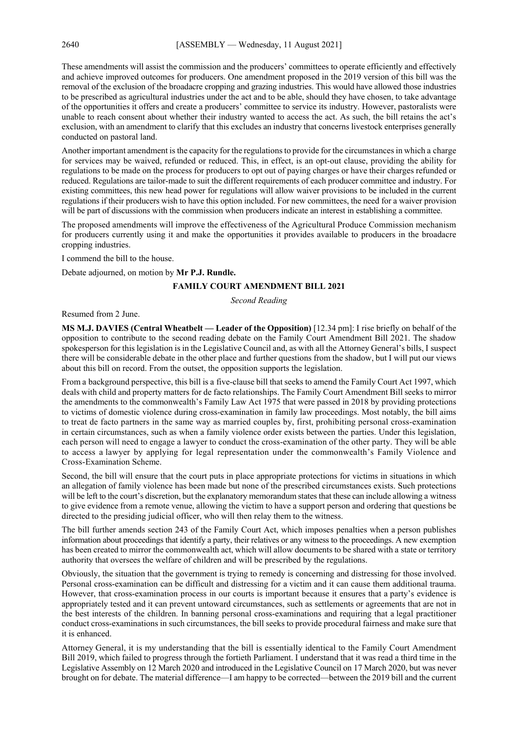These amendments will assist the commission and the producers' committees to operate efficiently and effectively and achieve improved outcomes for producers. One amendment proposed in the 2019 version of this bill was the removal of the exclusion of the broadacre cropping and grazing industries. This would have allowed those industries to be prescribed as agricultural industries under the act and to be able, should they have chosen, to take advantage of the opportunities it offers and create a producers' committee to service its industry. However, pastoralists were unable to reach consent about whether their industry wanted to access the act. As such, the bill retains the act's exclusion, with an amendment to clarify that this excludes an industry that concerns livestock enterprises generally conducted on pastoral land.

Another important amendment is the capacity for the regulations to provide for the circumstances in which a charge for services may be waived, refunded or reduced. This, in effect, is an opt-out clause, providing the ability for regulations to be made on the process for producers to opt out of paying charges or have their charges refunded or reduced. Regulations are tailor-made to suit the different requirements of each producer committee and industry. For existing committees, this new head power for regulations will allow waiver provisions to be included in the current regulations if their producers wish to have this option included. For new committees, the need for a waiver provision will be part of discussions with the commission when producers indicate an interest in establishing a committee.

The proposed amendments will improve the effectiveness of the Agricultural Produce Commission mechanism for producers currently using it and make the opportunities it provides available to producers in the broadacre cropping industries.

I commend the bill to the house.

Debate adjourned, on motion by **Mr P.J. Rundle.**

## FAMILY COURT AMENDMENT BILL 2021

*Second Reading*

Resumed from 2 June.

**MS M.J. DAVIES (Central Wheatbelt — Leader of the Opposition)** [12.34 pm]: I rise briefly on behalf of the opposition to contribute to the second reading debate on the Family Court Amendment Bill 2021. The shadow spokesperson for this legislation is in the Legislative Council and, as with all the Attorney General's bills, I suspect there will be considerable debate in the other place and further questions from the shadow, but I will put our views about this bill on record. From the outset, the opposition supports the legislation.

From a background perspective, this bill is a five-clause bill that seeks to amend the Family Court Act 1997, which deals with child and property matters for de facto relationships. The Family Court Amendment Bill seeks to mirror the amendments to the commonwealth's Family Law Act 1975 that were passed in 2018 by providing protections to victims of domestic violence during cross-examination in family law proceedings. Most notably, the bill aims to treat de facto partners in the same way as married couples by, first, prohibiting personal cross-examination in certain circumstances, such as when a family violence order exists between the parties. Under this legislation, each person will need to engage a lawyer to conduct the cross-examination of the other party. They will be able to access a lawyer by applying for legal representation under the commonwealth's Family Violence and Cross-Examination Scheme.

Second, the bill will ensure that the court puts in place appropriate protections for victims in situations in which an allegation of family violence has been made but none of the prescribed circumstances exists. Such protections will be left to the court's discretion, but the explanatory memorandum states that these can include allowing a witness to give evidence from a remote venue, allowing the victim to have a support person and ordering that questions be directed to the presiding judicial officer, who will then relay them to the witness.

The bill further amends section 243 of the Family Court Act, which imposes penalties when a person publishes information about proceedings that identify a party, their relatives or any witness to the proceedings. A new exemption has been created to mirror the commonwealth act, which will allow documents to be shared with a state or territory authority that oversees the welfare of children and will be prescribed by the regulations.

Obviously, the situation that the government is trying to remedy is concerning and distressing for those involved. Personal cross-examination can be difficult and distressing for a victim and it can cause them additional trauma. However, that cross-examination process in our courts is important because it ensures that a party's evidence is appropriately tested and it can prevent untoward circumstances, such as settlements or agreements that are not in the best interests of the children. In banning personal cross-examinations and requiring that a legal practitioner conduct cross-examinations in such circumstances, the bill seeks to provide procedural fairness and make sure that it is enhanced.

Attorney General, it is my understanding that the bill is essentially identical to the Family Court Amendment Bill 2019, which failed to progress through the fortieth Parliament. I understand that it was read a third time in the Legislative Assembly on 12 March 2020 and introduced in the Legislative Council on 17 March 2020, but was never brought on for debate. The material difference—I am happy to be corrected—between the 2019 bill and the current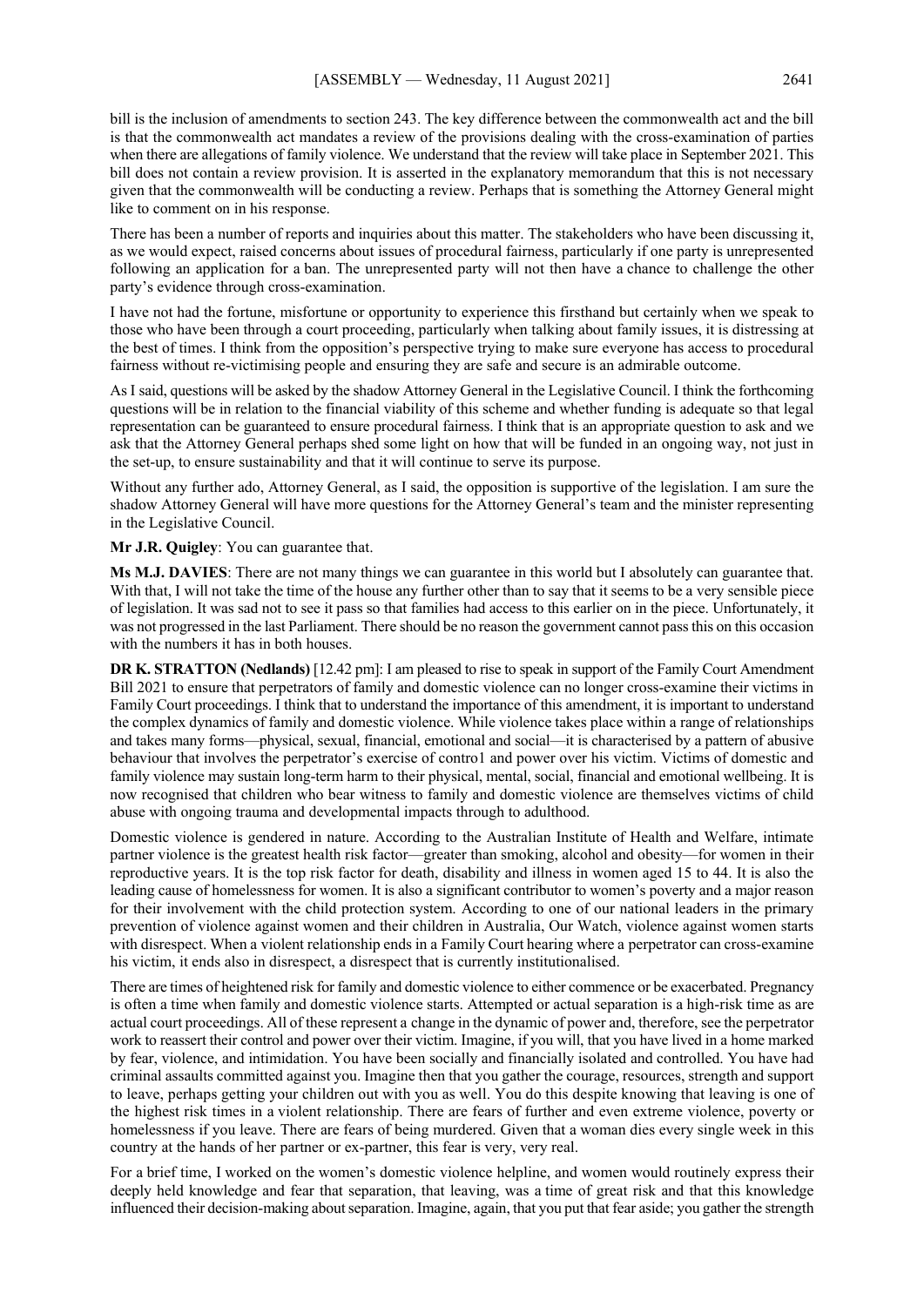bill is the inclusion of amendments to section 243. The key difference between the commonwealth act and the bill is that the commonwealth act mandates a review of the provisions dealing with the cross-examination of parties when there are allegations of family violence. We understand that the review will take place in September 2021. This bill does not contain a review provision. It is asserted in the explanatory memorandum that this is not necessary given that the commonwealth will be conducting a review. Perhaps that is something the Attorney General might like to comment on in his response.

There has been a number of reports and inquiries about this matter. The stakeholders who have been discussing it, as we would expect, raised concerns about issues of procedural fairness, particularly if one party is unrepresented following an application for a ban. The unrepresented party will not then have a chance to challenge the other party's evidence through cross-examination.

I have not had the fortune, misfortune or opportunity to experience this firsthand but certainly when we speak to those who have been through a court proceeding, particularly when talking about family issues, it is distressing at the best of times. I think from the opposition's perspective trying to make sure everyone has access to procedural fairness without re-victimising people and ensuring they are safe and secure is an admirable outcome.

As I said, questions will be asked by the shadow Attorney General in the Legislative Council. I think the forthcoming questions will be in relation to the financial viability of this scheme and whether funding is adequate so that legal representation can be guaranteed to ensure procedural fairness. I think that is an appropriate question to ask and we ask that the Attorney General perhaps shed some light on how that will be funded in an ongoing way, not just in the set-up, to ensure sustainability and that it will continue to serve its purpose.

Without any further ado, Attorney General, as I said, the opposition is supportive of the legislation. I am sure the shadow Attorney General will have more questions for the Attorney General's team and the minister representing in the Legislative Council.

**Mr J.R. Quigley**: You can guarantee that.

**Ms M.J. DAVIES**: There are not many things we can guarantee in this world but I absolutely can guarantee that. With that, I will not take the time of the house any further other than to say that it seems to be a very sensible piece of legislation. It was sad not to see it pass so that families had access to this earlier on in the piece. Unfortunately, it was not progressed in the last Parliament. There should be no reason the government cannot pass this on this occasion with the numbers it has in both houses.

**DR K. STRATTON (Nedlands)** [12.42 pm]: I am pleased to rise to speak in support of the Family Court Amendment Bill 2021 to ensure that perpetrators of family and domestic violence can no longer cross-examine their victims in Family Court proceedings. I think that to understand the importance of this amendment, it is important to understand the complex dynamics of family and domestic violence. While violence takes place within a range of relationships and takes many forms—physical, sexual, financial, emotional and social—it is characterised by a pattern of abusive behaviour that involves the perpetrator's exercise of control and power over his victim. Victims of domestic and family violence may sustain long-term harm to their physical, mental, social, financial and emotional wellbeing. It is now recognised that children who bear witness to family and domestic violence are themselves victims of child abuse with ongoing trauma and developmental impacts through to adulthood.

Domestic violence is gendered in nature. According to the Australian Institute of Health and Welfare, intimate partner violence is the greatest health risk factor—greater than smoking, alcohol and obesity—for women in their reproductive years. It is the top risk factor for death, disability and illness in women aged 15 to 44. It is also the leading cause of homelessness for women. It is also a significant contributor to women's poverty and a major reason for their involvement with the child protection system. According to one of our national leaders in the primary prevention of violence against women and their children in Australia, Our Watch, violence against women starts with disrespect. When a violent relationship ends in a Family Court hearing where a perpetrator can cross-examine his victim, it ends also in disrespect, a disrespect that is currently institutionalised.

There are times of heightened risk for family and domestic violence to either commence or be exacerbated. Pregnancy is often a time when family and domestic violence starts. Attempted or actual separation is a high-risk time as are actual court proceedings. All of these represent a change in the dynamic of power and, therefore, see the perpetrator work to reassert their control and power over their victim. Imagine, if you will, that you have lived in a home marked by fear, violence, and intimidation. You have been socially and financially isolated and controlled. You have had criminal assaults committed against you. Imagine then that you gather the courage, resources, strength and support to leave, perhaps getting your children out with you as well. You do this despite knowing that leaving is one of the highest risk times in a violent relationship. There are fears of further and even extreme violence, poverty or homelessness if you leave. There are fears of being murdered. Given that a woman dies every single week in this country at the hands of her partner or ex-partner, this fear is very, very real.

For a brief time, I worked on the women's domestic violence helpline, and women would routinely express their deeply held knowledge and fear that separation, that leaving, was a time of great risk and that this knowledge influenced their decision-making about separation. Imagine, again, that you put that fear aside; you gather the strength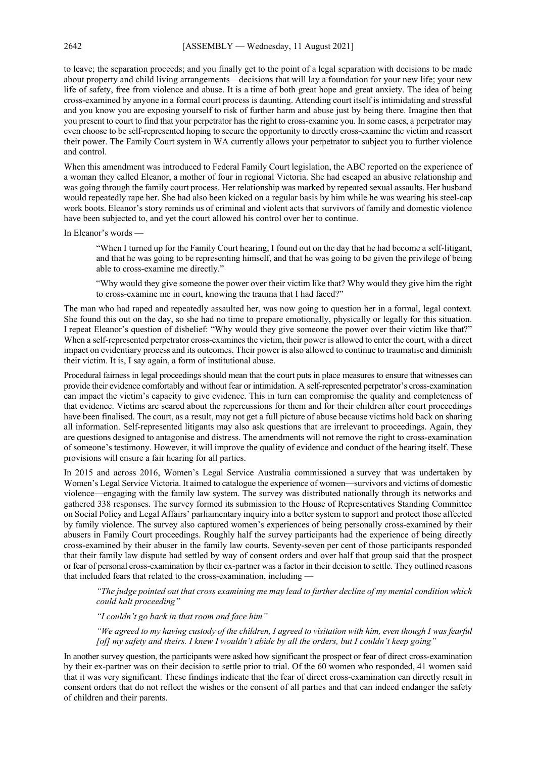to leave; the separation proceeds; and you finally get to the point of a legal separation with decisions to be made about property and child living arrangements—decisions that will lay a foundation for your new life; your new life of safety, free from violence and abuse. It is a time of both great hope and great anxiety. The idea of being cross-examined by anyone in a formal court process is daunting. Attending court itself is intimidating and stressful and you know you are exposing yourself to risk of further harm and abuse just by being there. Imagine then that you present to court to find that your perpetrator has the right to cross-examine you. In some cases, a perpetrator may even choose to be self-represented hoping to secure the opportunity to directly cross-examine the victim and reassert their power. The Family Court system in WA currently allows your perpetrator to subject you to further violence and control.

When this amendment was introduced to Federal Family Court legislation, the ABC reported on the experience of a woman they called Eleanor, a mother of four in regional Victoria. She had escaped an abusive relationship and was going through the family court process. Her relationship was marked by repeated sexual assaults. Her husband would repeatedly rape her. She had also been kicked on a regular basis by him while he was wearing his steel-cap work boots. Eleanor's story reminds us of criminal and violent acts that survivors of family and domestic violence have been subjected to, and yet the court allowed his control over her to continue.

In Eleanor's words —

> "When I turned up for the Family Court hearing, I found out on the day that he had become a self-litigant, and that he was going to be representing himself, and that he was going to be given the privilege of being able to cross-examine me directly."
>
> "Why would they give someone the power over their victim like that? Why would they give him the right to cross-examine me in court, knowing the trauma that I had faced?"

The man who had raped and repeatedly assaulted her, was now going to question her in a formal, legal context. She found this out on the day, so she had no time to prepare emotionally, physically or legally for this situation. I repeat Eleanor's question of disbelief: "Why would they give someone the power over their victim like that?" When a self-represented perpetrator cross-examines the victim, their power is allowed to enter the court, with a direct impact on evidentiary process and its outcomes. Their power is also allowed to continue to traumatise and diminish their victim. It is, I say again, a form of institutional abuse.

Procedural fairness in legal proceedings should mean that the court puts in place measures to ensure that witnesses can provide their evidence comfortably and without fear or intimidation. A self-represented perpetrator's cross-examination can impact the victim's capacity to give evidence. This in turn can compromise the quality and completeness of that evidence. Victims are scared about the repercussions for them and for their children after court proceedings have been finalised. The court, as a result, may not get a full picture of abuse because victims hold back on sharing all information. Self-represented litigants may also ask questions that are irrelevant to proceedings. Again, they are questions designed to antagonise and distress. The amendments will not remove the right to cross-examination of someone's testimony. However, it will improve the quality of evidence and conduct of the hearing itself. These provisions will ensure a fair hearing for all parties.

In 2015 and across 2016, Women's Legal Service Australia commissioned a survey that was undertaken by Women's Legal Service Victoria. It aimed to catalogue the experience of women—survivors and victims of domestic violence—engaging with the family law system. The survey was distributed nationally through its networks and gathered 338 responses. The survey formed its submission to the House of Representatives Standing Committee on Social Policy and Legal Affairs' parliamentary inquiry into a better system to support and protect those affected by family violence. The survey also captured women's experiences of being personally cross-examined by their abusers in Family Court proceedings. Roughly half the survey participants had the experience of being directly cross-examined by their abuser in the family law courts. Seventy-seven per cent of those participants responded that their family law dispute had settled by way of consent orders and over half that group said that the prospect or fear of personal cross-examination by their ex-partner was a factor in their decision to settle. They outlined reasons that included fears that related to the cross-examination, including —

> *"The judge pointed out that cross examining me may lead to further decline of my mental condition which could halt proceeding"*
>
> *"I couldn't go back in that room and face him"*
>
> *"We agreed to my having custody of the children, I agreed to visitation with him, even though I was fearful [of] my safety and theirs. I knew I wouldn't abide by all the orders, but I couldn't keep going"*

In another survey question, the participants were asked how significant the prospect or fear of direct cross-examination by their ex-partner was on their decision to settle prior to trial. Of the 60 women who responded, 41 women said that it was very significant. These findings indicate that the fear of direct cross-examination can directly result in consent orders that do not reflect the wishes or the consent of all parties and that can indeed endanger the safety of children and their parents.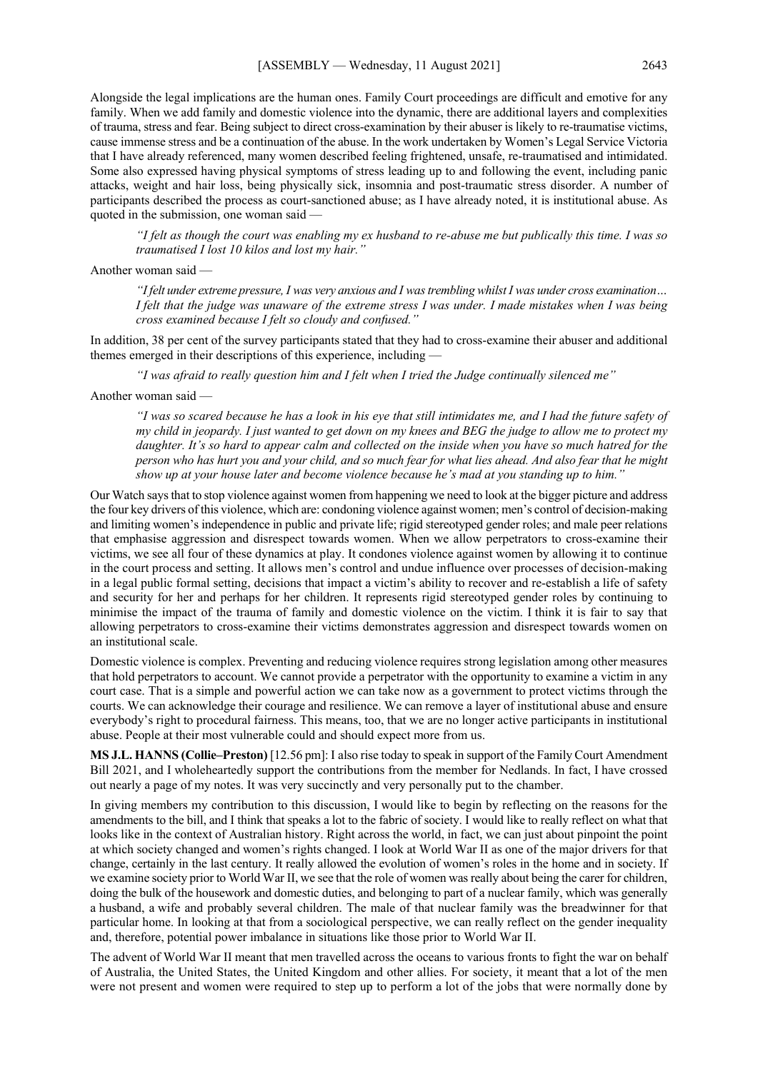Alongside the legal implications are the human ones. Family Court proceedings are difficult and emotive for any family. When we add family and domestic violence into the dynamic, there are additional layers and complexities of trauma, stress and fear. Being subject to direct cross-examination by their abuser is likely to re-traumatise victims, cause immense stress and be a continuation of the abuse. In the work undertaken by Women's Legal Service Victoria that I have already referenced, many women described feeling frightened, unsafe, re-traumatised and intimidated. Some also expressed having physical symptoms of stress leading up to and following the event, including panic attacks, weight and hair loss, being physically sick, insomnia and post-traumatic stress disorder. A number of participants described the process as court-sanctioned abuse; as I have already noted, it is institutional abuse. As quoted in the submission, one woman said —

> *"I felt as though the court was enabling my ex husband to re-abuse me but publically this time. I was so traumatised I lost 10 kilos and lost my hair."*

Another woman said —

> *"I felt under extreme pressure, I was very anxious and I was trembling whilst I was under cross examination… I felt that the judge was unaware of the extreme stress I was under. I made mistakes when I was being cross examined because I felt so cloudy and confused."*

In addition, 38 per cent of the survey participants stated that they had to cross-examine their abuser and additional themes emerged in their descriptions of this experience, including —

> *"I was afraid to really question him and I felt when I tried the Judge continually silenced me"*

Another woman said —

> *"I was so scared because he has a look in his eye that still intimidates me, and I had the future safety of my child in jeopardy. I just wanted to get down on my knees and BEG the judge to allow me to protect my daughter. It's so hard to appear calm and collected on the inside when you have so much hatred for the person who has hurt you and your child, and so much fear for what lies ahead. And also fear that he might show up at your house later and become violence because he's mad at you standing up to him."*

Our Watch says that to stop violence against women from happening we need to look at the bigger picture and address the four key drivers of this violence, which are: condoning violence against women; men's control of decision-making and limiting women's independence in public and private life; rigid stereotyped gender roles; and male peer relations that emphasise aggression and disrespect towards women. When we allow perpetrators to cross-examine their victims, we see all four of these dynamics at play. It condones violence against women by allowing it to continue in the court process and setting. It allows men's control and undue influence over processes of decision-making in a legal public formal setting, decisions that impact a victim's ability to recover and re-establish a life of safety and security for her and perhaps for her children. It represents rigid stereotyped gender roles by continuing to minimise the impact of the trauma of family and domestic violence on the victim. I think it is fair to say that allowing perpetrators to cross-examine their victims demonstrates aggression and disrespect towards women on an institutional scale.

Domestic violence is complex. Preventing and reducing violence requires strong legislation among other measures that hold perpetrators to account. We cannot provide a perpetrator with the opportunity to examine a victim in any court case. That is a simple and powerful action we can take now as a government to protect victims through the courts. We can acknowledge their courage and resilience. We can remove a layer of institutional abuse and ensure everybody's right to procedural fairness. This means, too, that we are no longer active participants in institutional abuse. People at their most vulnerable could and should expect more from us.

**MS J.L. HANNS (Collie–Preston)** [12.56 pm]: I also rise today to speak in support of the Family Court Amendment Bill 2021, and I wholeheartedly support the contributions from the member for Nedlands. In fact, I have crossed out nearly a page of my notes. It was very succinctly and very personally put to the chamber.

In giving members my contribution to this discussion, I would like to begin by reflecting on the reasons for the amendments to the bill, and I think that speaks a lot to the fabric of society. I would like to really reflect on what that looks like in the context of Australian history. Right across the world, in fact, we can just about pinpoint the point at which society changed and women's rights changed. I look at World War II as one of the major drivers for that change, certainly in the last century. It really allowed the evolution of women's roles in the home and in society. If we examine society prior to World War II, we see that the role of women was really about being the carer for children, doing the bulk of the housework and domestic duties, and belonging to part of a nuclear family, which was generally a husband, a wife and probably several children. The male of that nuclear family was the breadwinner for that particular home. In looking at that from a sociological perspective, we can really reflect on the gender inequality and, therefore, potential power imbalance in situations like those prior to World War II.

The advent of World War II meant that men travelled across the oceans to various fronts to fight the war on behalf of Australia, the United States, the United Kingdom and other allies. For society, it meant that a lot of the men were not present and women were required to step up to perform a lot of the jobs that were normally done by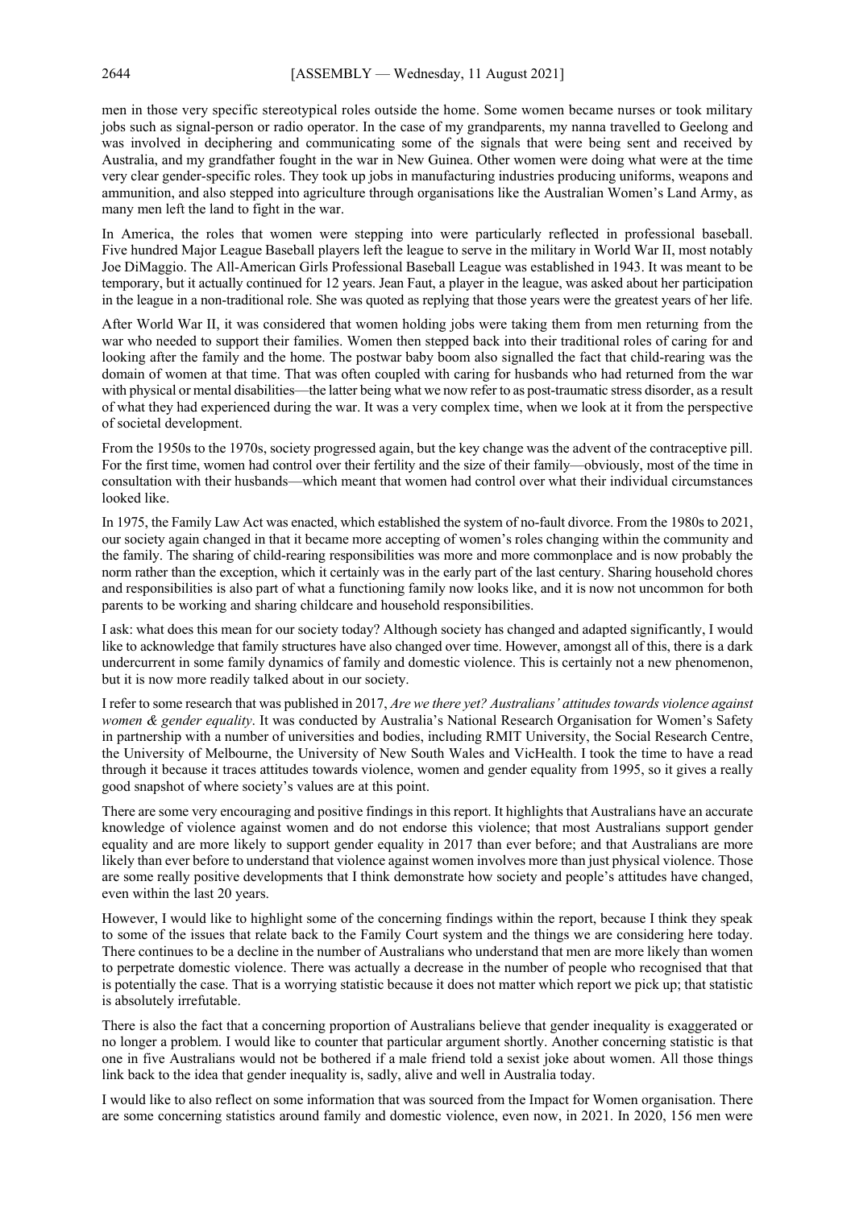men in those very specific stereotypical roles outside the home. Some women became nurses or took military jobs such as signal-person or radio operator. In the case of my grandparents, my nanna travelled to Geelong and was involved in deciphering and communicating some of the signals that were being sent and received by Australia, and my grandfather fought in the war in New Guinea. Other women were doing what were at the time very clear gender-specific roles. They took up jobs in manufacturing industries producing uniforms, weapons and ammunition, and also stepped into agriculture through organisations like the Australian Women's Land Army, as many men left the land to fight in the war.

In America, the roles that women were stepping into were particularly reflected in professional baseball. Five hundred Major League Baseball players left the league to serve in the military in World War II, most notably Joe DiMaggio. The All-American Girls Professional Baseball League was established in 1943. It was meant to be temporary, but it actually continued for 12 years. Jean Faut, a player in the league, was asked about her participation in the league in a non-traditional role. She was quoted as replying that those years were the greatest years of her life.

After World War II, it was considered that women holding jobs were taking them from men returning from the war who needed to support their families. Women then stepped back into their traditional roles of caring for and looking after the family and the home. The postwar baby boom also signalled the fact that child-rearing was the domain of women at that time. That was often coupled with caring for husbands who had returned from the war with physical or mental disabilities—the latter being what we now refer to as post-traumatic stress disorder, as a result of what they had experienced during the war. It was a very complex time, when we look at it from the perspective of societal development.

From the 1950s to the 1970s, society progressed again, but the key change was the advent of the contraceptive pill. For the first time, women had control over their fertility and the size of their family—obviously, most of the time in consultation with their husbands—which meant that women had control over what their individual circumstances looked like.

In 1975, the Family Law Act was enacted, which established the system of no-fault divorce. From the 1980s to 2021, our society again changed in that it became more accepting of women's roles changing within the community and the family. The sharing of child-rearing responsibilities was more and more commonplace and is now probably the norm rather than the exception, which it certainly was in the early part of the last century. Sharing household chores and responsibilities is also part of what a functioning family now looks like, and it is now not uncommon for both parents to be working and sharing childcare and household responsibilities.

I ask: what does this mean for our society today? Although society has changed and adapted significantly, I would like to acknowledge that family structures have also changed over time. However, amongst all of this, there is a dark undercurrent in some family dynamics of family and domestic violence. This is certainly not a new phenomenon, but it is now more readily talked about in our society.

I refer to some research that was published in 2017, *Are we there yet? Australians' attitudes towards violence against women & gender equality*. It was conducted by Australia's National Research Organisation for Women's Safety in partnership with a number of universities and bodies, including RMIT University, the Social Research Centre, the University of Melbourne, the University of New South Wales and VicHealth. I took the time to have a read through it because it traces attitudes towards violence, women and gender equality from 1995, so it gives a really good snapshot of where society's values are at this point.

There are some very encouraging and positive findings in this report. It highlights that Australians have an accurate knowledge of violence against women and do not endorse this violence; that most Australians support gender equality and are more likely to support gender equality in 2017 than ever before; and that Australians are more likely than ever before to understand that violence against women involves more than just physical violence. Those are some really positive developments that I think demonstrate how society and people's attitudes have changed, even within the last 20 years.

However, I would like to highlight some of the concerning findings within the report, because I think they speak to some of the issues that relate back to the Family Court system and the things we are considering here today. There continues to be a decline in the number of Australians who understand that men are more likely than women to perpetrate domestic violence. There was actually a decrease in the number of people who recognised that that is potentially the case. That is a worrying statistic because it does not matter which report we pick up; that statistic is absolutely irrefutable.

There is also the fact that a concerning proportion of Australians believe that gender inequality is exaggerated or no longer a problem. I would like to counter that particular argument shortly. Another concerning statistic is that one in five Australians would not be bothered if a male friend told a sexist joke about women. All those things link back to the idea that gender inequality is, sadly, alive and well in Australia today.

I would like to also reflect on some information that was sourced from the Impact for Women organisation. There are some concerning statistics around family and domestic violence, even now, in 2021. In 2020, 156 men were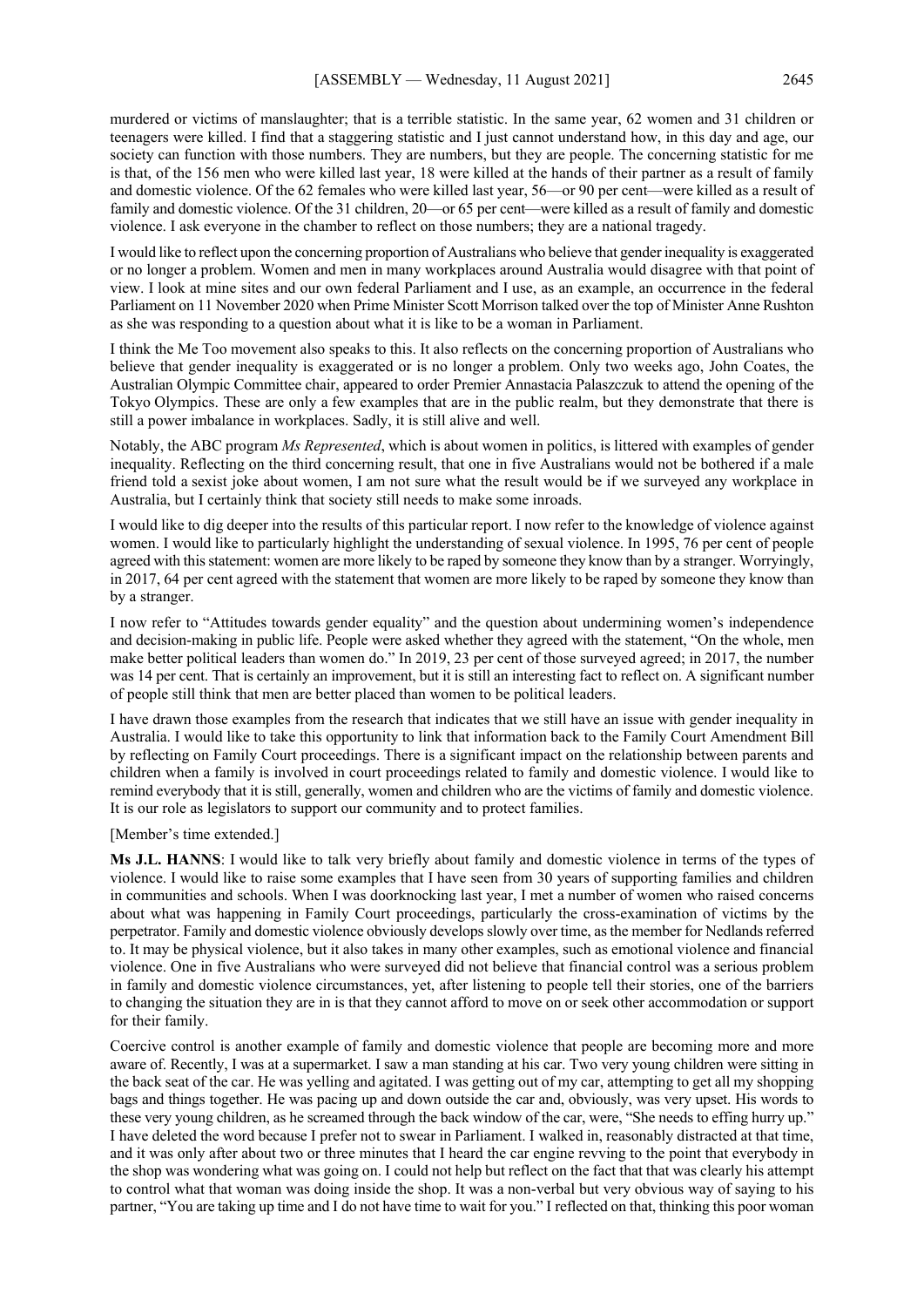murdered or victims of manslaughter; that is a terrible statistic. In the same year, 62 women and 31 children or teenagers were killed. I find that a staggering statistic and I just cannot understand how, in this day and age, our society can function with those numbers. They are numbers, but they are people. The concerning statistic for me is that, of the 156 men who were killed last year, 18 were killed at the hands of their partner as a result of family and domestic violence. Of the 62 females who were killed last year, 56—or 90 per cent—were killed as a result of family and domestic violence. Of the 31 children, 20—or 65 per cent—were killed as a result of family and domestic violence. I ask everyone in the chamber to reflect on those numbers; they are a national tragedy.

I would like to reflect upon the concerning proportion of Australians who believe that gender inequality is exaggerated or no longer a problem. Women and men in many workplaces around Australia would disagree with that point of view. I look at mine sites and our own federal Parliament and I use, as an example, an occurrence in the federal Parliament on 11 November 2020 when Prime Minister Scott Morrison talked over the top of Minister Anne Rushton as she was responding to a question about what it is like to be a woman in Parliament.

I think the Me Too movement also speaks to this. It also reflects on the concerning proportion of Australians who believe that gender inequality is exaggerated or is no longer a problem. Only two weeks ago, John Coates, the Australian Olympic Committee chair, appeared to order Premier Annastacia Palaszczuk to attend the opening of the Tokyo Olympics. These are only a few examples that are in the public realm, but they demonstrate that there is still a power imbalance in workplaces. Sadly, it is still alive and well.

Notably, the ABC program *Ms Represented*, which is about women in politics, is littered with examples of gender inequality. Reflecting on the third concerning result, that one in five Australians would not be bothered if a male friend told a sexist joke about women, I am not sure what the result would be if we surveyed any workplace in Australia, but I certainly think that society still needs to make some inroads.

I would like to dig deeper into the results of this particular report. I now refer to the knowledge of violence against women. I would like to particularly highlight the understanding of sexual violence. In 1995, 76 per cent of people agreed with this statement: women are more likely to be raped by someone they know than by a stranger. Worryingly, in 2017, 64 per cent agreed with the statement that women are more likely to be raped by someone they know than by a stranger.

I now refer to "Attitudes towards gender equality" and the question about undermining women's independence and decision-making in public life. People were asked whether they agreed with the statement, "On the whole, men make better political leaders than women do." In 2019, 23 per cent of those surveyed agreed; in 2017, the number was 14 per cent. That is certainly an improvement, but it is still an interesting fact to reflect on. A significant number of people still think that men are better placed than women to be political leaders.

I have drawn those examples from the research that indicates that we still have an issue with gender inequality in Australia. I would like to take this opportunity to link that information back to the Family Court Amendment Bill by reflecting on Family Court proceedings. There is a significant impact on the relationship between parents and children when a family is involved in court proceedings related to family and domestic violence. I would like to remind everybody that it is still, generally, women and children who are the victims of family and domestic violence. It is our role as legislators to support our community and to protect families.

[Member's time extended.]

**Ms J.L. HANNS**: I would like to talk very briefly about family and domestic violence in terms of the types of violence. I would like to raise some examples that I have seen from 30 years of supporting families and children in communities and schools. When I was doorknocking last year, I met a number of women who raised concerns about what was happening in Family Court proceedings, particularly the cross-examination of victims by the perpetrator. Family and domestic violence obviously develops slowly over time, as the member for Nedlands referred to. It may be physical violence, but it also takes in many other examples, such as emotional violence and financial violence. One in five Australians who were surveyed did not believe that financial control was a serious problem in family and domestic violence circumstances, yet, after listening to people tell their stories, one of the barriers to changing the situation they are in is that they cannot afford to move on or seek other accommodation or support for their family.

Coercive control is another example of family and domestic violence that people are becoming more and more aware of. Recently, I was at a supermarket. I saw a man standing at his car. Two very young children were sitting in the back seat of the car. He was yelling and agitated. I was getting out of my car, attempting to get all my shopping bags and things together. He was pacing up and down outside the car and, obviously, was very upset. His words to these very young children, as he screamed through the back window of the car, were, "She needs to effing hurry up." I have deleted the word because I prefer not to swear in Parliament. I walked in, reasonably distracted at that time, and it was only after about two or three minutes that I heard the car engine revving to the point that everybody in the shop was wondering what was going on. I could not help but reflect on the fact that that was clearly his attempt to control what that woman was doing inside the shop. It was a non-verbal but very obvious way of saying to his partner, "You are taking up time and I do not have time to wait for you." I reflected on that, thinking this poor woman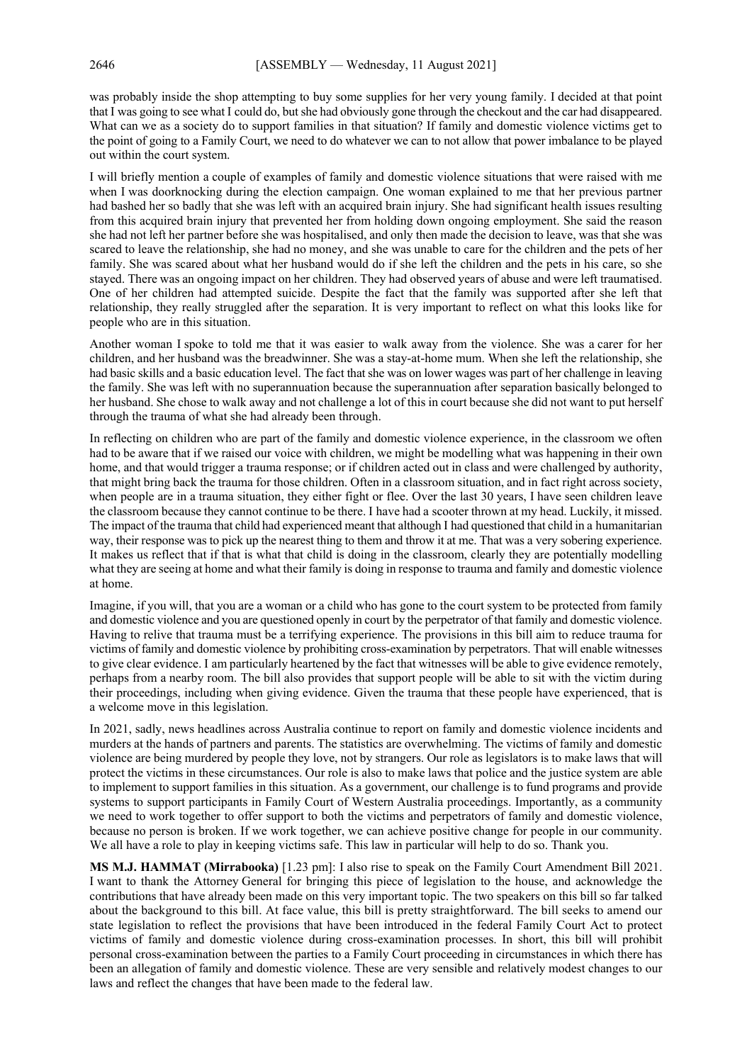was probably inside the shop attempting to buy some supplies for her very young family. I decided at that point that I was going to see what I could do, but she had obviously gone through the checkout and the car had disappeared. What can we as a society do to support families in that situation? If family and domestic violence victims get to the point of going to a Family Court, we need to do whatever we can to not allow that power imbalance to be played out within the court system.

I will briefly mention a couple of examples of family and domestic violence situations that were raised with me when I was doorknocking during the election campaign. One woman explained to me that her previous partner had bashed her so badly that she was left with an acquired brain injury. She had significant health issues resulting from this acquired brain injury that prevented her from holding down ongoing employment. She said the reason she had not left her partner before she was hospitalised, and only then made the decision to leave, was that she was scared to leave the relationship, she had no money, and she was unable to care for the children and the pets of her family. She was scared about what her husband would do if she left the children and the pets in his care, so she stayed. There was an ongoing impact on her children. They had observed years of abuse and were left traumatised. One of her children had attempted suicide. Despite the fact that the family was supported after she left that relationship, they really struggled after the separation. It is very important to reflect on what this looks like for people who are in this situation.

Another woman I spoke to told me that it was easier to walk away from the violence. She was a carer for her children, and her husband was the breadwinner. She was a stay-at-home mum. When she left the relationship, she had basic skills and a basic education level. The fact that she was on lower wages was part of her challenge in leaving the family. She was left with no superannuation because the superannuation after separation basically belonged to her husband. She chose to walk away and not challenge a lot of this in court because she did not want to put herself through the trauma of what she had already been through.

In reflecting on children who are part of the family and domestic violence experience, in the classroom we often had to be aware that if we raised our voice with children, we might be modelling what was happening in their own home, and that would trigger a trauma response; or if children acted out in class and were challenged by authority, that might bring back the trauma for those children. Often in a classroom situation, and in fact right across society, when people are in a trauma situation, they either fight or flee. Over the last 30 years, I have seen children leave the classroom because they cannot continue to be there. I have had a scooter thrown at my head. Luckily, it missed. The impact of the trauma that child had experienced meant that although I had questioned that child in a humanitarian way, their response was to pick up the nearest thing to them and throw it at me. That was a very sobering experience. It makes us reflect that if that is what that child is doing in the classroom, clearly they are potentially modelling what they are seeing at home and what their family is doing in response to trauma and family and domestic violence at home.

Imagine, if you will, that you are a woman or a child who has gone to the court system to be protected from family and domestic violence and you are questioned openly in court by the perpetrator of that family and domestic violence. Having to relive that trauma must be a terrifying experience. The provisions in this bill aim to reduce trauma for victims of family and domestic violence by prohibiting cross-examination by perpetrators. That will enable witnesses to give clear evidence. I am particularly heartened by the fact that witnesses will be able to give evidence remotely, perhaps from a nearby room. The bill also provides that support people will be able to sit with the victim during their proceedings, including when giving evidence. Given the trauma that these people have experienced, that is a welcome move in this legislation.

In 2021, sadly, news headlines across Australia continue to report on family and domestic violence incidents and murders at the hands of partners and parents. The statistics are overwhelming. The victims of family and domestic violence are being murdered by people they love, not by strangers. Our role as legislators is to make laws that will protect the victims in these circumstances. Our role is also to make laws that police and the justice system are able to implement to support families in this situation. As a government, our challenge is to fund programs and provide systems to support participants in Family Court of Western Australia proceedings. Importantly, as a community we need to work together to offer support to both the victims and perpetrators of family and domestic violence, because no person is broken. If we work together, we can achieve positive change for people in our community. We all have a role to play in keeping victims safe. This law in particular will help to do so. Thank you.

**MS M.J. HAMMAT (Mirrabooka)** [1.23 pm]: I also rise to speak on the Family Court Amendment Bill 2021. I want to thank the Attorney General for bringing this piece of legislation to the house, and acknowledge the contributions that have already been made on this very important topic. The two speakers on this bill so far talked about the background to this bill. At face value, this bill is pretty straightforward. The bill seeks to amend our state legislation to reflect the provisions that have been introduced in the federal Family Court Act to protect victims of family and domestic violence during cross-examination processes. In short, this bill will prohibit personal cross-examination between the parties to a Family Court proceeding in circumstances in which there has been an allegation of family and domestic violence. These are very sensible and relatively modest changes to our laws and reflect the changes that have been made to the federal law.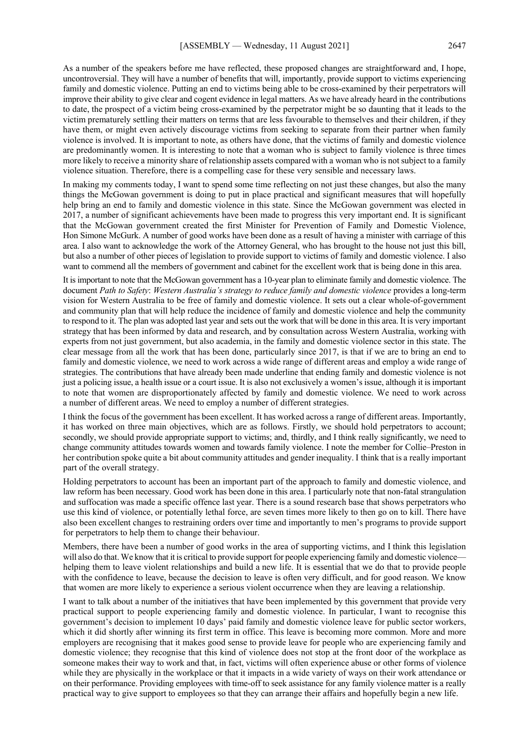As a number of the speakers before me have reflected, these proposed changes are straightforward and, I hope, uncontroversial. They will have a number of benefits that will, importantly, provide support to victims experiencing family and domestic violence. Putting an end to victims being able to be cross-examined by their perpetrators will improve their ability to give clear and cogent evidence in legal matters. As we have already heard in the contributions to date, the prospect of a victim being cross-examined by the perpetrator might be so daunting that it leads to the victim prematurely settling their matters on terms that are less favourable to themselves and their children, if they have them, or might even actively discourage victims from seeking to separate from their partner when family violence is involved. It is important to note, as others have done, that the victims of family and domestic violence are predominantly women. It is interesting to note that a woman who is subject to family violence is three times more likely to receive a minority share of relationship assets compared with a woman who is not subject to a family violence situation. Therefore, there is a compelling case for these very sensible and necessary laws.

In making my comments today, I want to spend some time reflecting on not just these changes, but also the many things the McGowan government is doing to put in place practical and significant measures that will hopefully help bring an end to family and domestic violence in this state. Since the McGowan government was elected in 2017, a number of significant achievements have been made to progress this very important end. It is significant that the McGowan government created the first Minister for Prevention of Family and Domestic Violence, Hon Simone McGurk. A number of good works have been done as a result of having a minister with carriage of this area. I also want to acknowledge the work of the Attorney General, who has brought to the house not just this bill, but also a number of other pieces of legislation to provide support to victims of family and domestic violence. I also want to commend all the members of government and cabinet for the excellent work that is being done in this area.

It is important to note that the McGowan government has a 10-year plan to eliminate family and domestic violence. The document *Path to Safety*: *Western Australia's strategy to reduce family and domestic violence* provides a long-term vision for Western Australia to be free of family and domestic violence. It sets out a clear whole-of-government and community plan that will help reduce the incidence of family and domestic violence and help the community to respond to it. The plan was adopted last year and sets out the work that will be done in this area. It is very important strategy that has been informed by data and research, and by consultation across Western Australia, working with experts from not just government, but also academia, in the family and domestic violence sector in this state. The clear message from all the work that has been done, particularly since 2017, is that if we are to bring an end to family and domestic violence, we need to work across a wide range of different areas and employ a wide range of strategies. The contributions that have already been made underline that ending family and domestic violence is not just a policing issue, a health issue or a court issue. It is also not exclusively a women's issue, although it is important to note that women are disproportionately affected by family and domestic violence. We need to work across a number of different areas. We need to employ a number of different strategies.

I think the focus of the government has been excellent. It has worked across a range of different areas. Importantly, it has worked on three main objectives, which are as follows. Firstly, we should hold perpetrators to account; secondly, we should provide appropriate support to victims; and, thirdly, and I think really significantly, we need to change community attitudes towards women and towards family violence. I note the member for Collie–Preston in her contribution spoke quite a bit about community attitudes and gender inequality. I think that is a really important part of the overall strategy.

Holding perpetrators to account has been an important part of the approach to family and domestic violence, and law reform has been necessary. Good work has been done in this area. I particularly note that non-fatal strangulation and suffocation was made a specific offence last year. There is a sound research base that shows perpetrators who use this kind of violence, or potentially lethal force, are seven times more likely to then go on to kill. There have also been excellent changes to restraining orders over time and importantly to men's programs to provide support for perpetrators to help them to change their behaviour.

Members, there have been a number of good works in the area of supporting victims, and I think this legislation will also do that. We know that it is critical to provide support for people experiencing family and domestic violence—helping them to leave violent relationships and build a new life. It is essential that we do that to provide people with the confidence to leave, because the decision to leave is often very difficult, and for good reason. We know that women are more likely to experience a serious violent occurrence when they are leaving a relationship.

I want to talk about a number of the initiatives that have been implemented by this government that provide very practical support to people experiencing family and domestic violence. In particular, I want to recognise this government's decision to implement 10 days' paid family and domestic violence leave for public sector workers, which it did shortly after winning its first term in office. This leave is becoming more common. More and more employers are recognising that it makes good sense to provide leave for people who are experiencing family and domestic violence; they recognise that this kind of violence does not stop at the front door of the workplace as someone makes their way to work and that, in fact, victims will often experience abuse or other forms of violence while they are physically in the workplace or that it impacts in a wide variety of ways on their work attendance or on their performance. Providing employees with time-off to seek assistance for any family violence matter is a really practical way to give support to employees so that they can arrange their affairs and hopefully begin a new life.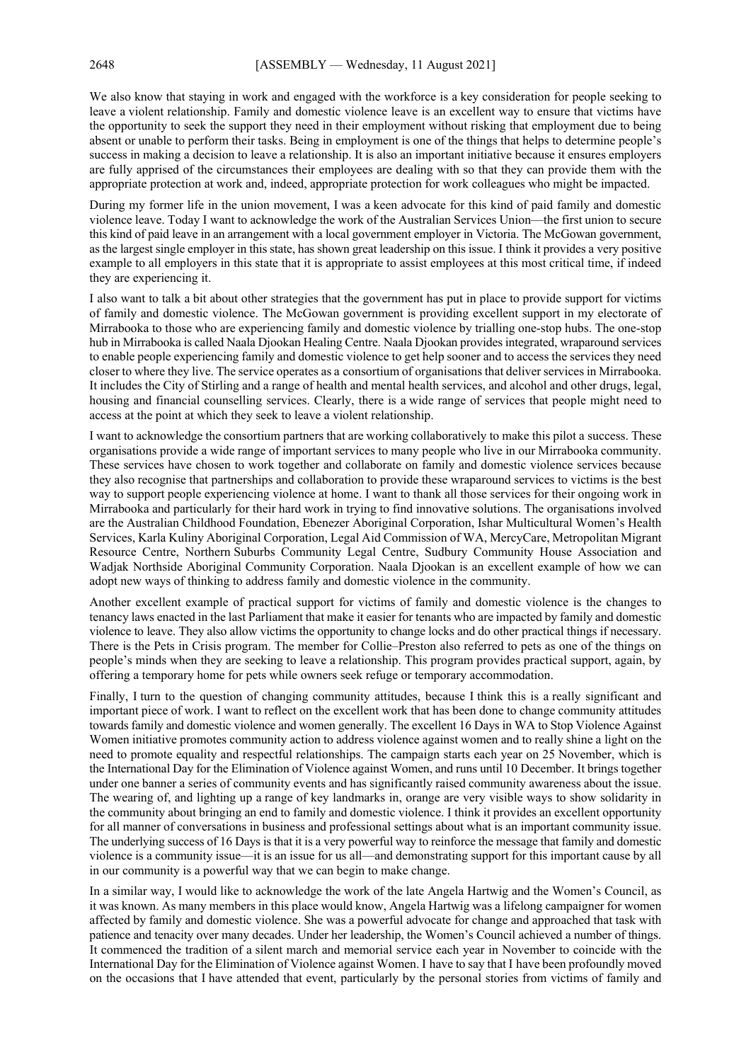We also know that staying in work and engaged with the workforce is a key consideration for people seeking to leave a violent relationship. Family and domestic violence leave is an excellent way to ensure that victims have the opportunity to seek the support they need in their employment without risking that employment due to being absent or unable to perform their tasks. Being in employment is one of the things that helps to determine people's success in making a decision to leave a relationship. It is also an important initiative because it ensures employers are fully apprised of the circumstances their employees are dealing with so that they can provide them with the appropriate protection at work and, indeed, appropriate protection for work colleagues who might be impacted.

During my former life in the union movement, I was a keen advocate for this kind of paid family and domestic violence leave. Today I want to acknowledge the work of the Australian Services Union—the first union to secure this kind of paid leave in an arrangement with a local government employer in Victoria. The McGowan government, as the largest single employer in this state, has shown great leadership on this issue. I think it provides a very positive example to all employers in this state that it is appropriate to assist employees at this most critical time, if indeed they are experiencing it.

I also want to talk a bit about other strategies that the government has put in place to provide support for victims of family and domestic violence. The McGowan government is providing excellent support in my electorate of Mirrabooka to those who are experiencing family and domestic violence by trialling one-stop hubs. The one-stop hub in Mirrabooka is called Naala Djookan Healing Centre. Naala Djookan provides integrated, wraparound services to enable people experiencing family and domestic violence to get help sooner and to access the services they need closer to where they live. The service operates as a consortium of organisations that deliver services in Mirrabooka. It includes the City of Stirling and a range of health and mental health services, and alcohol and other drugs, legal, housing and financial counselling services. Clearly, there is a wide range of services that people might need to access at the point at which they seek to leave a violent relationship.

I want to acknowledge the consortium partners that are working collaboratively to make this pilot a success. These organisations provide a wide range of important services to many people who live in our Mirrabooka community. These services have chosen to work together and collaborate on family and domestic violence services because they also recognise that partnerships and collaboration to provide these wraparound services to victims is the best way to support people experiencing violence at home. I want to thank all those services for their ongoing work in Mirrabooka and particularly for their hard work in trying to find innovative solutions. The organisations involved are the Australian Childhood Foundation, Ebenezer Aboriginal Corporation, Ishar Multicultural Women's Health Services, Karla Kuliny Aboriginal Corporation, Legal Aid Commission of WA, MercyCare, Metropolitan Migrant Resource Centre, Northern Suburbs Community Legal Centre, Sudbury Community House Association and Wadjak Northside Aboriginal Community Corporation. Naala Djookan is an excellent example of how we can adopt new ways of thinking to address family and domestic violence in the community.

Another excellent example of practical support for victims of family and domestic violence is the changes to tenancy laws enacted in the last Parliament that make it easier for tenants who are impacted by family and domestic violence to leave. They also allow victims the opportunity to change locks and do other practical things if necessary. There is the Pets in Crisis program. The member for Collie–Preston also referred to pets as one of the things on people's minds when they are seeking to leave a relationship. This program provides practical support, again, by offering a temporary home for pets while owners seek refuge or temporary accommodation.

Finally, I turn to the question of changing community attitudes, because I think this is a really significant and important piece of work. I want to reflect on the excellent work that has been done to change community attitudes towards family and domestic violence and women generally. The excellent 16 Days in WA to Stop Violence Against Women initiative promotes community action to address violence against women and to really shine a light on the need to promote equality and respectful relationships. The campaign starts each year on 25 November, which is the International Day for the Elimination of Violence against Women, and runs until 10 December. It brings together under one banner a series of community events and has significantly raised community awareness about the issue. The wearing of, and lighting up a range of key landmarks in, orange are very visible ways to show solidarity in the community about bringing an end to family and domestic violence. I think it provides an excellent opportunity for all manner of conversations in business and professional settings about what is an important community issue. The underlying success of 16 Days is that it is a very powerful way to reinforce the message that family and domestic violence is a community issue—it is an issue for us all—and demonstrating support for this important cause by all in our community is a powerful way that we can begin to make change.

In a similar way, I would like to acknowledge the work of the late Angela Hartwig and the Women's Council, as it was known. As many members in this place would know, Angela Hartwig was a lifelong campaigner for women affected by family and domestic violence. She was a powerful advocate for change and approached that task with patience and tenacity over many decades. Under her leadership, the Women's Council achieved a number of things. It commenced the tradition of a silent march and memorial service each year in November to coincide with the International Day for the Elimination of Violence against Women. I have to say that I have been profoundly moved on the occasions that I have attended that event, particularly by the personal stories from victims of family and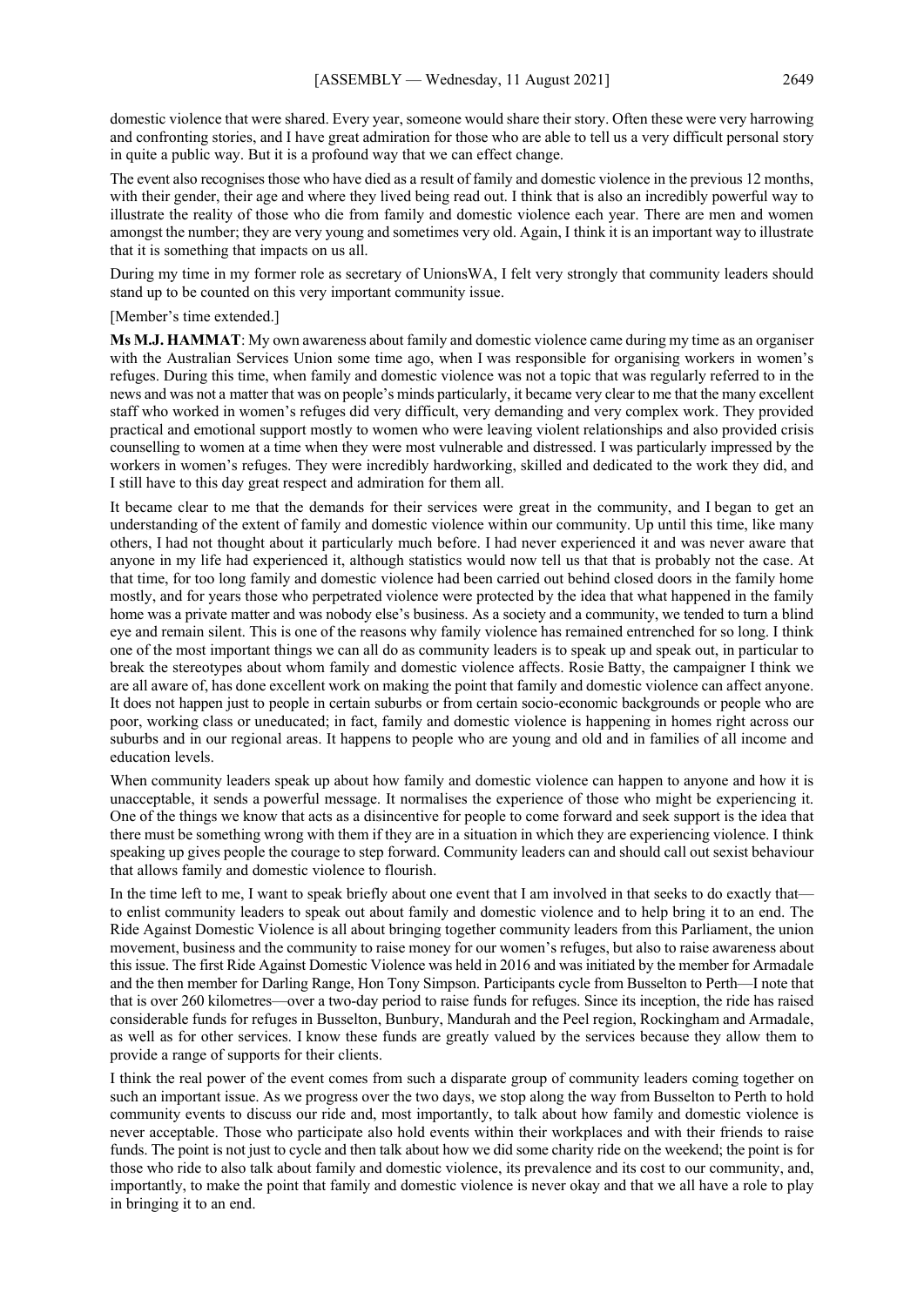domestic violence that were shared. Every year, someone would share their story. Often these were very harrowing and confronting stories, and I have great admiration for those who are able to tell us a very difficult personal story in quite a public way. But it is a profound way that we can effect change.

The event also recognises those who have died as a result of family and domestic violence in the previous 12 months, with their gender, their age and where they lived being read out. I think that is also an incredibly powerful way to illustrate the reality of those who die from family and domestic violence each year. There are men and women amongst the number; they are very young and sometimes very old. Again, I think it is an important way to illustrate that it is something that impacts on us all.

During my time in my former role as secretary of UnionsWA, I felt very strongly that community leaders should stand up to be counted on this very important community issue.

[Member's time extended.]

**Ms M.J. HAMMAT**: My own awareness about family and domestic violence came during my time as an organiser with the Australian Services Union some time ago, when I was responsible for organising workers in women's refuges. During this time, when family and domestic violence was not a topic that was regularly referred to in the news and was not a matter that was on people's minds particularly, it became very clear to me that the many excellent staff who worked in women's refuges did very difficult, very demanding and very complex work. They provided practical and emotional support mostly to women who were leaving violent relationships and also provided crisis counselling to women at a time when they were most vulnerable and distressed. I was particularly impressed by the workers in women's refuges. They were incredibly hardworking, skilled and dedicated to the work they did, and I still have to this day great respect and admiration for them all.

It became clear to me that the demands for their services were great in the community, and I began to get an understanding of the extent of family and domestic violence within our community. Up until this time, like many others, I had not thought about it particularly much before. I had never experienced it and was never aware that anyone in my life had experienced it, although statistics would now tell us that that is probably not the case. At that time, for too long family and domestic violence had been carried out behind closed doors in the family home mostly, and for years those who perpetrated violence were protected by the idea that what happened in the family home was a private matter and was nobody else's business. As a society and a community, we tended to turn a blind eye and remain silent. This is one of the reasons why family violence has remained entrenched for so long. I think one of the most important things we can all do as community leaders is to speak up and speak out, in particular to break the stereotypes about whom family and domestic violence affects. Rosie Batty, the campaigner I think we are all aware of, has done excellent work on making the point that family and domestic violence can affect anyone. It does not happen just to people in certain suburbs or from certain socio-economic backgrounds or people who are poor, working class or uneducated; in fact, family and domestic violence is happening in homes right across our suburbs and in our regional areas. It happens to people who are young and old and in families of all income and education levels.

When community leaders speak up about how family and domestic violence can happen to anyone and how it is unacceptable, it sends a powerful message. It normalises the experience of those who might be experiencing it. One of the things we know that acts as a disincentive for people to come forward and seek support is the idea that there must be something wrong with them if they are in a situation in which they are experiencing violence. I think speaking up gives people the courage to step forward. Community leaders can and should call out sexist behaviour that allows family and domestic violence to flourish.

In the time left to me, I want to speak briefly about one event that I am involved in that seeks to do exactly that—to enlist community leaders to speak out about family and domestic violence and to help bring it to an end. The Ride Against Domestic Violence is all about bringing together community leaders from this Parliament, the union movement, business and the community to raise money for our women's refuges, but also to raise awareness about this issue. The first Ride Against Domestic Violence was held in 2016 and was initiated by the member for Armadale and the then member for Darling Range, Hon Tony Simpson. Participants cycle from Busselton to Perth—I note that that is over 260 kilometres—over a two-day period to raise funds for refuges. Since its inception, the ride has raised considerable funds for refuges in Busselton, Bunbury, Mandurah and the Peel region, Rockingham and Armadale, as well as for other services. I know these funds are greatly valued by the services because they allow them to provide a range of supports for their clients.

I think the real power of the event comes from such a disparate group of community leaders coming together on such an important issue. As we progress over the two days, we stop along the way from Busselton to Perth to hold community events to discuss our ride and, most importantly, to talk about how family and domestic violence is never acceptable. Those who participate also hold events within their workplaces and with their friends to raise funds. The point is not just to cycle and then talk about how we did some charity ride on the weekend; the point is for those who ride to also talk about family and domestic violence, its prevalence and its cost to our community, and, importantly, to make the point that family and domestic violence is never okay and that we all have a role to play in bringing it to an end.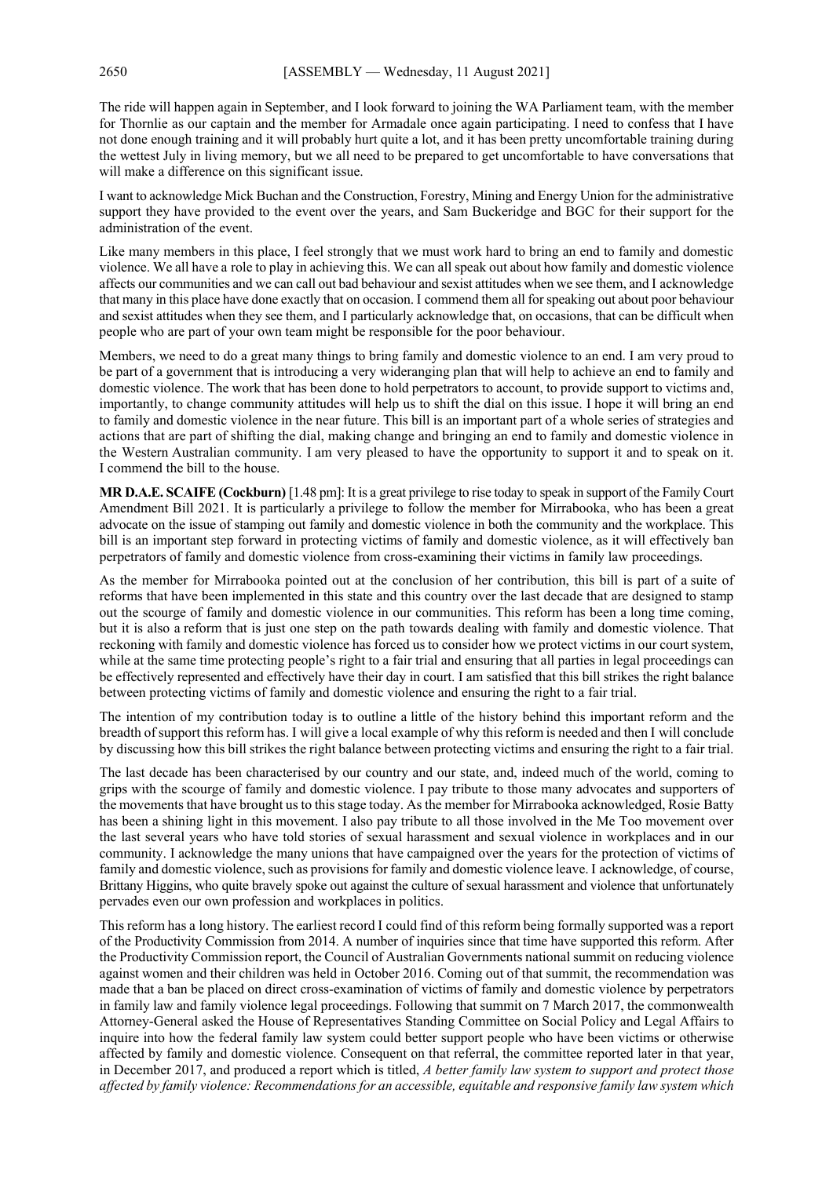The ride will happen again in September, and I look forward to joining the WA Parliament team, with the member for Thornlie as our captain and the member for Armadale once again participating. I need to confess that I have not done enough training and it will probably hurt quite a lot, and it has been pretty uncomfortable training during the wettest July in living memory, but we all need to be prepared to get uncomfortable to have conversations that will make a difference on this significant issue.

I want to acknowledge Mick Buchan and the Construction, Forestry, Mining and Energy Union for the administrative support they have provided to the event over the years, and Sam Buckeridge and BGC for their support for the administration of the event.

Like many members in this place, I feel strongly that we must work hard to bring an end to family and domestic violence. We all have a role to play in achieving this. We can all speak out about how family and domestic violence affects our communities and we can call out bad behaviour and sexist attitudes when we see them, and I acknowledge that many in this place have done exactly that on occasion. I commend them all for speaking out about poor behaviour and sexist attitudes when they see them, and I particularly acknowledge that, on occasions, that can be difficult when people who are part of your own team might be responsible for the poor behaviour.

Members, we need to do a great many things to bring family and domestic violence to an end. I am very proud to be part of a government that is introducing a very wideranging plan that will help to achieve an end to family and domestic violence. The work that has been done to hold perpetrators to account, to provide support to victims and, importantly, to change community attitudes will help us to shift the dial on this issue. I hope it will bring an end to family and domestic violence in the near future. This bill is an important part of a whole series of strategies and actions that are part of shifting the dial, making change and bringing an end to family and domestic violence in the Western Australian community. I am very pleased to have the opportunity to support it and to speak on it. I commend the bill to the house.

**MR D.A.E. SCAIFE (Cockburn)** [1.48 pm]: It is a great privilege to rise today to speak in support of the Family Court Amendment Bill 2021. It is particularly a privilege to follow the member for Mirrabooka, who has been a great advocate on the issue of stamping out family and domestic violence in both the community and the workplace. This bill is an important step forward in protecting victims of family and domestic violence, as it will effectively ban perpetrators of family and domestic violence from cross-examining their victims in family law proceedings.

As the member for Mirrabooka pointed out at the conclusion of her contribution, this bill is part of a suite of reforms that have been implemented in this state and this country over the last decade that are designed to stamp out the scourge of family and domestic violence in our communities. This reform has been a long time coming, but it is also a reform that is just one step on the path towards dealing with family and domestic violence. That reckoning with family and domestic violence has forced us to consider how we protect victims in our court system, while at the same time protecting people's right to a fair trial and ensuring that all parties in legal proceedings can be effectively represented and effectively have their day in court. I am satisfied that this bill strikes the right balance between protecting victims of family and domestic violence and ensuring the right to a fair trial.

The intention of my contribution today is to outline a little of the history behind this important reform and the breadth of support this reform has. I will give a local example of why this reform is needed and then I will conclude by discussing how this bill strikes the right balance between protecting victims and ensuring the right to a fair trial.

The last decade has been characterised by our country and our state, and, indeed much of the world, coming to grips with the scourge of family and domestic violence. I pay tribute to those many advocates and supporters of the movements that have brought us to this stage today. As the member for Mirrabooka acknowledged, Rosie Batty has been a shining light in this movement. I also pay tribute to all those involved in the Me Too movement over the last several years who have told stories of sexual harassment and sexual violence in workplaces and in our community. I acknowledge the many unions that have campaigned over the years for the protection of victims of family and domestic violence, such as provisions for family and domestic violence leave. I acknowledge, of course, Brittany Higgins, who quite bravely spoke out against the culture of sexual harassment and violence that unfortunately pervades even our own profession and workplaces in politics.

This reform has a long history. The earliest record I could find of this reform being formally supported was a report of the Productivity Commission from 2014. A number of inquiries since that time have supported this reform. After the Productivity Commission report, the Council of Australian Governments national summit on reducing violence against women and their children was held in October 2016. Coming out of that summit, the recommendation was made that a ban be placed on direct cross-examination of victims of family and domestic violence by perpetrators in family law and family violence legal proceedings. Following that summit on 7 March 2017, the commonwealth Attorney-General asked the House of Representatives Standing Committee on Social Policy and Legal Affairs to inquire into how the federal family law system could better support people who have been victims or otherwise affected by family and domestic violence. Consequent on that referral, the committee reported later in that year, in December 2017, and produced a report which is titled, *A better family law system to support and protect those affected by family violence: Recommendations for an accessible, equitable and responsive family law system which*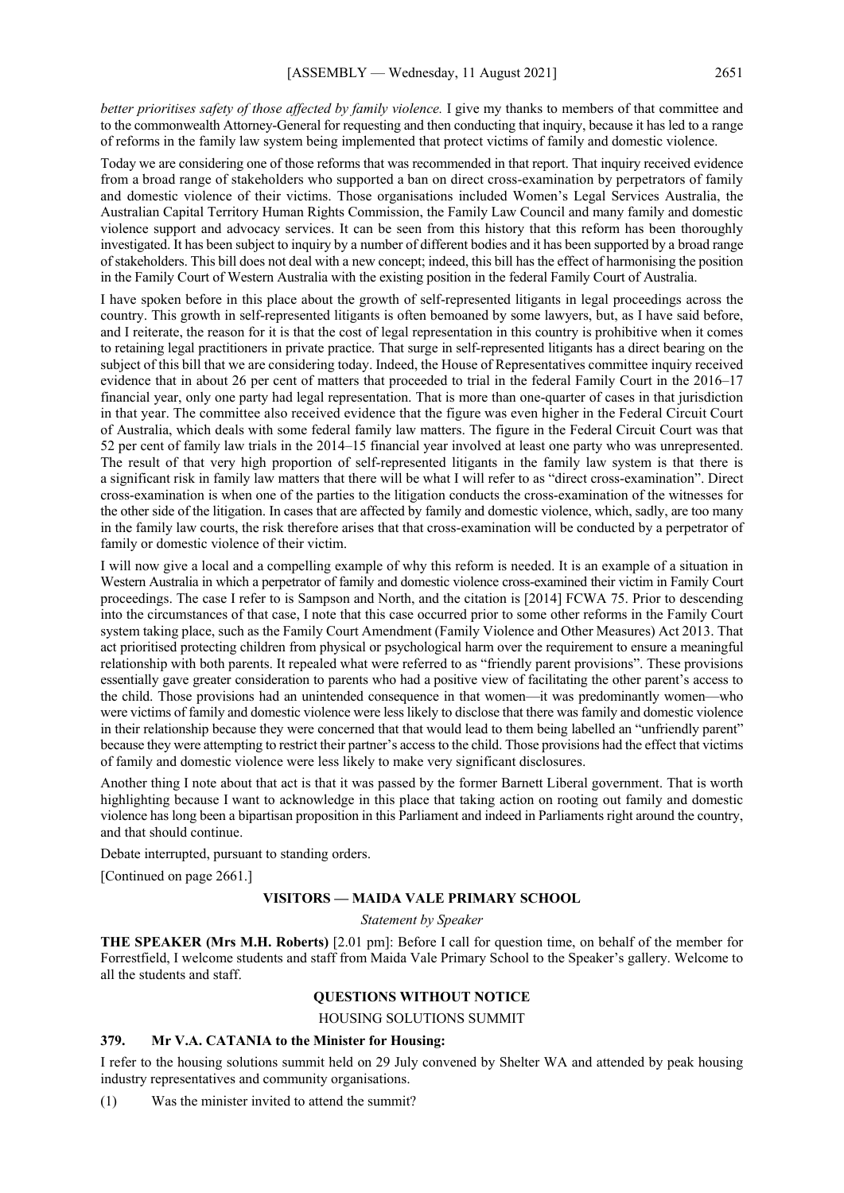*better prioritises safety of those affected by family violence.* I give my thanks to members of that committee and to the commonwealth Attorney-General for requesting and then conducting that inquiry, because it has led to a range of reforms in the family law system being implemented that protect victims of family and domestic violence.

Today we are considering one of those reforms that was recommended in that report. That inquiry received evidence from a broad range of stakeholders who supported a ban on direct cross-examination by perpetrators of family and domestic violence of their victims. Those organisations included Women's Legal Services Australia, the Australian Capital Territory Human Rights Commission, the Family Law Council and many family and domestic violence support and advocacy services. It can be seen from this history that this reform has been thoroughly investigated. It has been subject to inquiry by a number of different bodies and it has been supported by a broad range of stakeholders. This bill does not deal with a new concept; indeed, this bill has the effect of harmonising the position in the Family Court of Western Australia with the existing position in the federal Family Court of Australia.

I have spoken before in this place about the growth of self-represented litigants in legal proceedings across the country. This growth in self-represented litigants is often bemoaned by some lawyers, but, as I have said before, and I reiterate, the reason for it is that the cost of legal representation in this country is prohibitive when it comes to retaining legal practitioners in private practice. That surge in self-represented litigants has a direct bearing on the subject of this bill that we are considering today. Indeed, the House of Representatives committee inquiry received evidence that in about 26 per cent of matters that proceeded to trial in the federal Family Court in the 2016–17 financial year, only one party had legal representation. That is more than one-quarter of cases in that jurisdiction in that year. The committee also received evidence that the figure was even higher in the Federal Circuit Court of Australia, which deals with some federal family law matters. The figure in the Federal Circuit Court was that 52 per cent of family law trials in the 2014–15 financial year involved at least one party who was unrepresented. The result of that very high proportion of self-represented litigants in the family law system is that there is a significant risk in family law matters that there will be what I will refer to as "direct cross-examination". Direct cross-examination is when one of the parties to the litigation conducts the cross-examination of the witnesses for the other side of the litigation. In cases that are affected by family and domestic violence, which, sadly, are too many in the family law courts, the risk therefore arises that that cross-examination will be conducted by a perpetrator of family or domestic violence of their victim.

I will now give a local and a compelling example of why this reform is needed. It is an example of a situation in Western Australia in which a perpetrator of family and domestic violence cross-examined their victim in Family Court proceedings. The case I refer to is Sampson and North, and the citation is [2014] FCWA 75. Prior to descending into the circumstances of that case, I note that this case occurred prior to some other reforms in the Family Court system taking place, such as the Family Court Amendment (Family Violence and Other Measures) Act 2013. That act prioritised protecting children from physical or psychological harm over the requirement to ensure a meaningful relationship with both parents. It repealed what were referred to as "friendly parent provisions". These provisions essentially gave greater consideration to parents who had a positive view of facilitating the other parent's access to the child. Those provisions had an unintended consequence in that women—it was predominantly women—who were victims of family and domestic violence were less likely to disclose that there was family and domestic violence in their relationship because they were concerned that that would lead to them being labelled an "unfriendly parent" because they were attempting to restrict their partner's access to the child. Those provisions had the effect that victims of family and domestic violence were less likely to make very significant disclosures.

Another thing I note about that act is that it was passed by the former Barnett Liberal government. That is worth highlighting because I want to acknowledge in this place that taking action on rooting out family and domestic violence has long been a bipartisan proposition in this Parliament and indeed in Parliaments right around the country, and that should continue.

Debate interrupted, pursuant to standing orders.

[Continued on page 2661.]

## VISITORS — MAIDA VALE PRIMARY SCHOOL

*Statement by Speaker*

**THE SPEAKER (Mrs M.H. Roberts)** [2.01 pm]: Before I call for question time, on behalf of the member for Forrestfield, I welcome students and staff from Maida Vale Primary School to the Speaker's gallery. Welcome to all the students and staff.

## QUESTIONS WITHOUT NOTICE

### HOUSING SOLUTIONS SUMMIT

**379. Mr V.A. CATANIA to the Minister for Housing:**

I refer to the housing solutions summit held on 29 July convened by Shelter WA and attended by peak housing industry representatives and community organisations.

(1) Was the minister invited to attend the summit?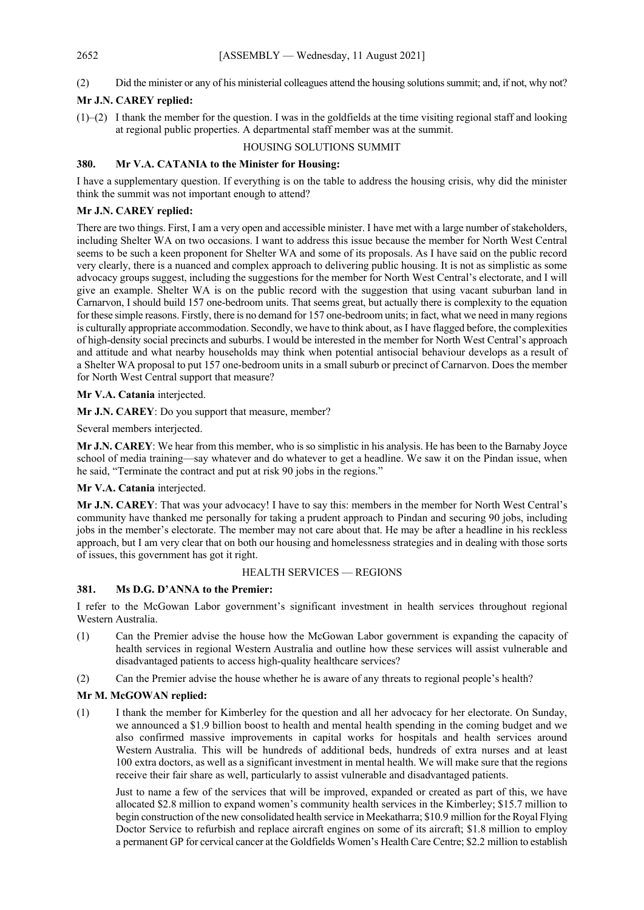(2) Did the minister or any of his ministerial colleagues attend the housing solutions summit; and, if not, why not?

**Mr J.N. CAREY replied:**

(1)–(2) I thank the member for the question. I was in the goldfields at the time visiting regional staff and looking at regional public properties. A departmental staff member was at the summit.

HOUSING SOLUTIONS SUMMIT

**380. Mr V.A. CATANIA to the Minister for Housing:**

I have a supplementary question. If everything is on the table to address the housing crisis, why did the minister think the summit was not important enough to attend?

**Mr J.N. CAREY replied:**

There are two things. First, I am a very open and accessible minister. I have met with a large number of stakeholders, including Shelter WA on two occasions. I want to address this issue because the member for North West Central seems to be such a keen proponent for Shelter WA and some of its proposals. As I have said on the public record very clearly, there is a nuanced and complex approach to delivering public housing. It is not as simplistic as some advocacy groups suggest, including the suggestions for the member for North West Central's electorate, and I will give an example. Shelter WA is on the public record with the suggestion that using vacant suburban land in Carnarvon, I should build 157 one-bedroom units. That seems great, but actually there is complexity to the equation for these simple reasons. Firstly, there is no demand for 157 one-bedroom units; in fact, what we need in many regions is culturally appropriate accommodation. Secondly, we have to think about, as I have flagged before, the complexities of high-density social precincts and suburbs. I would be interested in the member for North West Central's approach and attitude and what nearby households may think when potential antisocial behaviour develops as a result of a Shelter WA proposal to put 157 one-bedroom units in a small suburb or precinct of Carnarvon. Does the member for North West Central support that measure?

**Mr V.A. Catania** interjected.

**Mr J.N. CAREY**: Do you support that measure, member?

Several members interjected.

**Mr J.N. CAREY**: We hear from this member, who is so simplistic in his analysis. He has been to the Barnaby Joyce school of media training—say whatever and do whatever to get a headline. We saw it on the Pindan issue, when he said, "Terminate the contract and put at risk 90 jobs in the regions."

**Mr V.A. Catania** interjected.

**Mr J.N. CAREY**: That was your advocacy! I have to say this: members in the member for North West Central's community have thanked me personally for taking a prudent approach to Pindan and securing 90 jobs, including jobs in the member's electorate. The member may not care about that. He may be after a headline in his reckless approach, but I am very clear that on both our housing and homelessness strategies and in dealing with those sorts of issues, this government has got it right.

HEALTH SERVICES — REGIONS

**381. Ms D.G. D'ANNA to the Premier:**

I refer to the McGowan Labor government's significant investment in health services throughout regional Western Australia.

(1) Can the Premier advise the house how the McGowan Labor government is expanding the capacity of health services in regional Western Australia and outline how these services will assist vulnerable and disadvantaged patients to access high-quality healthcare services?

(2) Can the Premier advise the house whether he is aware of any threats to regional people's health?

**Mr M. McGOWAN replied:**

(1) I thank the member for Kimberley for the question and all her advocacy for her electorate. On Sunday, we announced a $1.9 billion boost to health and mental health spending in the coming budget and we also confirmed massive improvements in capital works for hospitals and health services around Western Australia. This will be hundreds of additional beds, hundreds of extra nurses and at least 100 extra doctors, as well as a significant investment in mental health. We will make sure that the regions receive their fair share as well, particularly to assist vulnerable and disadvantaged patients.

Just to name a few of the services that will be improved, expanded or created as part of this, we have allocated $2.8 million to expand women's community health services in the Kimberley; $15.7 million to begin construction of the new consolidated health service in Meekatharra; $10.9 million for the Royal Flying Doctor Service to refurbish and replace aircraft engines on some of its aircraft; $1.8 million to employ a permanent GP for cervical cancer at the Goldfields Women's Health Care Centre; $2.2 million to establish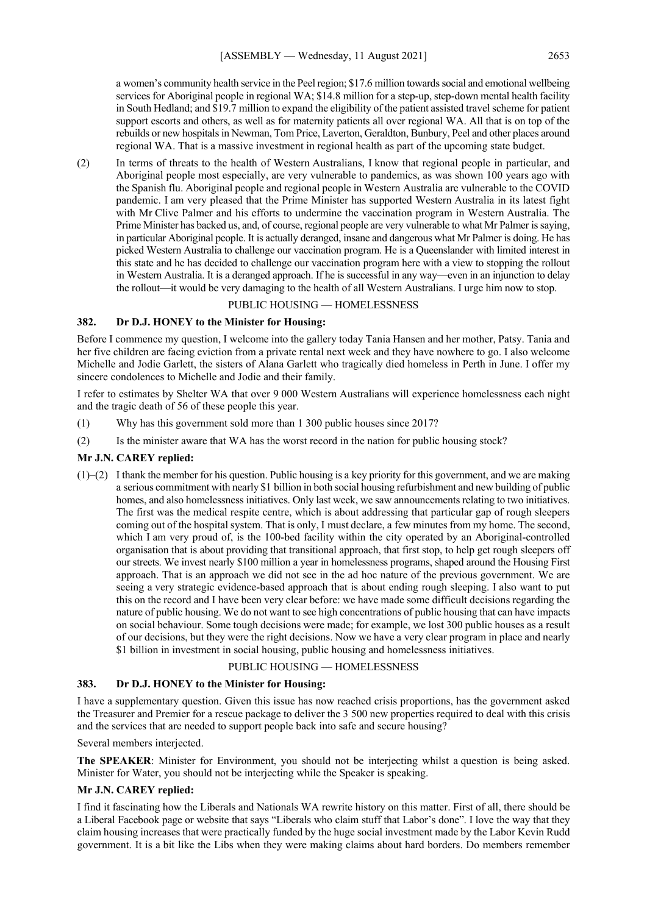a women's community health service in the Peel region; $17.6 million towards social and emotional wellbeing services for Aboriginal people in regional WA; $14.8 million for a step-up, step-down mental health facility in South Hedland; and $19.7 million to expand the eligibility of the patient assisted travel scheme for patient support escorts and others, as well as for maternity patients all over regional WA. All that is on top of the rebuilds or new hospitals in Newman, Tom Price, Laverton, Geraldton, Bunbury, Peel and other places around regional WA. That is a massive investment in regional health as part of the upcoming state budget.

(2) In terms of threats to the health of Western Australians, I know that regional people in particular, and Aboriginal people most especially, are very vulnerable to pandemics, as was shown 100 years ago with the Spanish flu. Aboriginal people and regional people in Western Australia are vulnerable to the COVID pandemic. I am very pleased that the Prime Minister has supported Western Australia in its latest fight with Mr Clive Palmer and his efforts to undermine the vaccination program in Western Australia. The Prime Minister has backed us, and, of course, regional people are very vulnerable to what Mr Palmer is saying, in particular Aboriginal people. It is actually deranged, insane and dangerous what Mr Palmer is doing. He has picked Western Australia to challenge our vaccination program. He is a Queenslander with limited interest in this state and he has decided to challenge our vaccination program here with a view to stopping the rollout in Western Australia. It is a deranged approach. If he is successful in any way—even in an injunction to delay the rollout—it would be very damaging to the health of all Western Australians. I urge him now to stop.

PUBLIC HOUSING — HOMELESSNESS

**382. Dr D.J. HONEY to the Minister for Housing:**

Before I commence my question, I welcome into the gallery today Tania Hansen and her mother, Patsy. Tania and her five children are facing eviction from a private rental next week and they have nowhere to go. I also welcome Michelle and Jodie Garlett, the sisters of Alana Garlett who tragically died homeless in Perth in June. I offer my sincere condolences to Michelle and Jodie and their family.

I refer to estimates by Shelter WA that over 9 000 Western Australians will experience homelessness each night and the tragic death of 56 of these people this year.

(1) Why has this government sold more than 1 300 public houses since 2017?

(2) Is the minister aware that WA has the worst record in the nation for public housing stock?

**Mr J.N. CAREY replied:**

(1)–(2) I thank the member for his question. Public housing is a key priority for this government, and we are making a serious commitment with nearly $1 billion in both social housing refurbishment and new building of public homes, and also homelessness initiatives. Only last week, we saw announcements relating to two initiatives. The first was the medical respite centre, which is about addressing that particular gap of rough sleepers coming out of the hospital system. That is only, I must declare, a few minutes from my home. The second, which I am very proud of, is the 100-bed facility within the city operated by an Aboriginal-controlled organisation that is about providing that transitional approach, that first stop, to help get rough sleepers off our streets. We invest nearly $100 million a year in homelessness programs, shaped around the Housing First approach. That is an approach we did not see in the ad hoc nature of the previous government. We are seeing a very strategic evidence-based approach that is about ending rough sleeping. I also want to put this on the record and I have been very clear before: we have made some difficult decisions regarding the nature of public housing. We do not want to see high concentrations of public housing that can have impacts on social behaviour. Some tough decisions were made; for example, we lost 300 public houses as a result of our decisions, but they were the right decisions. Now we have a very clear program in place and nearly $1 billion in investment in social housing, public housing and homelessness initiatives.

PUBLIC HOUSING — HOMELESSNESS

**383. Dr D.J. HONEY to the Minister for Housing:**

I have a supplementary question. Given this issue has now reached crisis proportions, has the government asked the Treasurer and Premier for a rescue package to deliver the 3 500 new properties required to deal with this crisis and the services that are needed to support people back into safe and secure housing?

Several members interjected.

**The SPEAKER**: Minister for Environment, you should not be interjecting whilst a question is being asked. Minister for Water, you should not be interjecting while the Speaker is speaking.

**Mr J.N. CAREY replied:**

I find it fascinating how the Liberals and Nationals WA rewrite history on this matter. First of all, there should be a Liberal Facebook page or website that says "Liberals who claim stuff that Labor's done". I love the way that they claim housing increases that were practically funded by the huge social investment made by the Labor Kevin Rudd government. It is a bit like the Libs when they were making claims about hard borders. Do members remember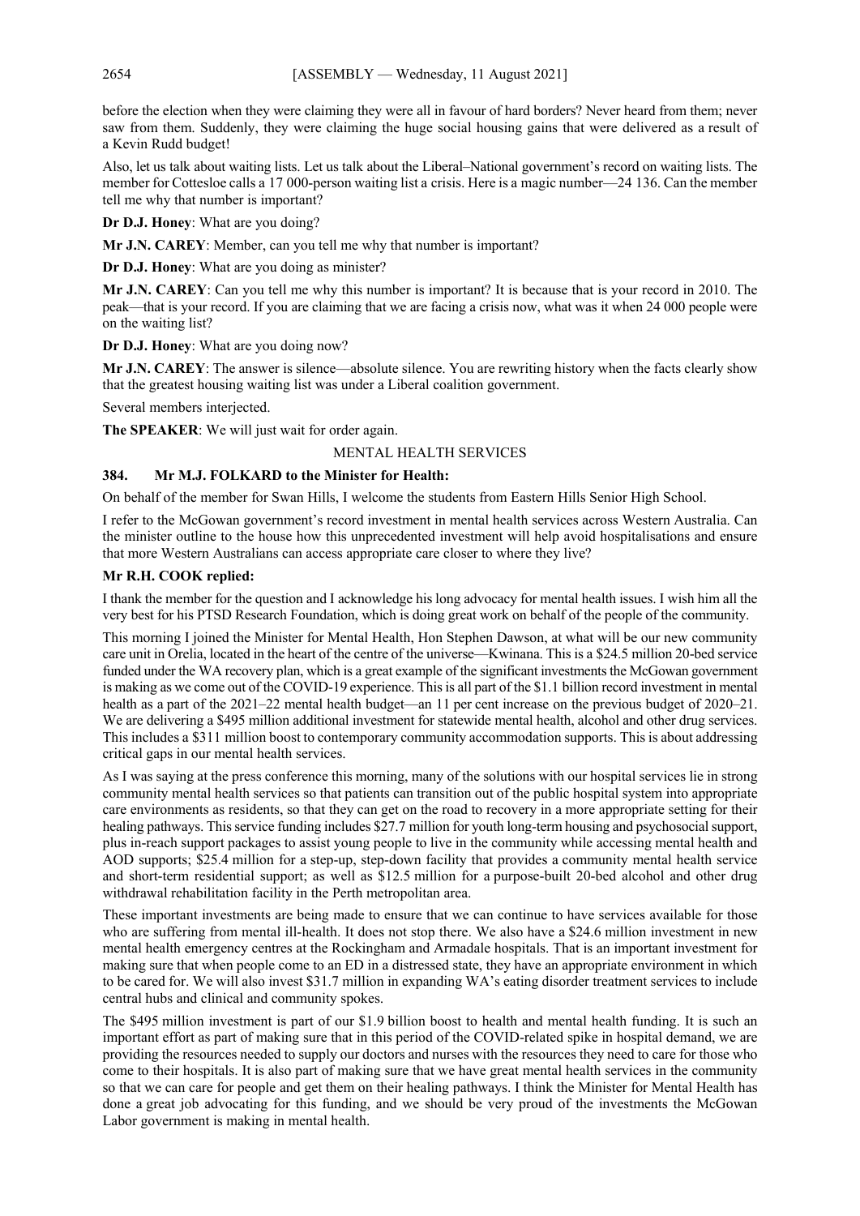before the election when they were claiming they were all in favour of hard borders? Never heard from them; never saw from them. Suddenly, they were claiming the huge social housing gains that were delivered as a result of a Kevin Rudd budget!

Also, let us talk about waiting lists. Let us talk about the Liberal–National government's record on waiting lists. The member for Cottesloe calls a 17 000-person waiting list a crisis. Here is a magic number—24 136. Can the member tell me why that number is important?

**Dr D.J. Honey**: What are you doing?

**Mr J.N. CAREY**: Member, can you tell me why that number is important?

**Dr D.J. Honey**: What are you doing as minister?

**Mr J.N. CAREY**: Can you tell me why this number is important? It is because that is your record in 2010. The peak—that is your record. If you are claiming that we are facing a crisis now, what was it when 24 000 people were on the waiting list?

**Dr D.J. Honey**: What are you doing now?

**Mr J.N. CAREY**: The answer is silence—absolute silence. You are rewriting history when the facts clearly show that the greatest housing waiting list was under a Liberal coalition government.

Several members interjected.

**The SPEAKER**: We will just wait for order again.

## MENTAL HEALTH SERVICES

### 384. Mr M.J. FOLKARD to the Minister for Health:

On behalf of the member for Swan Hills, I welcome the students from Eastern Hills Senior High School.

I refer to the McGowan government's record investment in mental health services across Western Australia. Can the minister outline to the house how this unprecedented investment will help avoid hospitalisations and ensure that more Western Australians can access appropriate care closer to where they live?

**Mr R.H. COOK replied:**

I thank the member for the question and I acknowledge his long advocacy for mental health issues. I wish him all the very best for his PTSD Research Foundation, which is doing great work on behalf of the people of the community.

This morning I joined the Minister for Mental Health, Hon Stephen Dawson, at what will be our new community care unit in Orelia, located in the heart of the centre of the universe—Kwinana. This is a $24.5 million 20-bed service funded under the WA recovery plan, which is a great example of the significant investments the McGowan government is making as we come out of the COVID-19 experience. This is all part of the $1.1 billion record investment in mental health as a part of the 2021–22 mental health budget—an 11 per cent increase on the previous budget of 2020–21. We are delivering a $495 million additional investment for statewide mental health, alcohol and other drug services. This includes a $311 million boost to contemporary community accommodation supports. This is about addressing critical gaps in our mental health services.

As I was saying at the press conference this morning, many of the solutions with our hospital services lie in strong community mental health services so that patients can transition out of the public hospital system into appropriate care environments as residents, so that they can get on the road to recovery in a more appropriate setting for their healing pathways. This service funding includes $27.7 million for youth long-term housing and psychosocial support, plus in-reach support packages to assist young people to live in the community while accessing mental health and AOD supports; $25.4 million for a step-up, step-down facility that provides a community mental health service and short-term residential support; as well as $12.5 million for a purpose-built 20-bed alcohol and other drug withdrawal rehabilitation facility in the Perth metropolitan area.

These important investments are being made to ensure that we can continue to have services available for those who are suffering from mental ill-health. It does not stop there. We also have a $24.6 million investment in new mental health emergency centres at the Rockingham and Armadale hospitals. That is an important investment for making sure that when people come to an ED in a distressed state, they have an appropriate environment in which to be cared for. We will also invest $31.7 million in expanding WA's eating disorder treatment services to include central hubs and clinical and community spokes.

The $495 million investment is part of our $1.9 billion boost to health and mental health funding. It is such an important effort as part of making sure that in this period of the COVID-related spike in hospital demand, we are providing the resources needed to supply our doctors and nurses with the resources they need to care for those who come to their hospitals. It is also part of making sure that we have great mental health services in the community so that we can care for people and get them on their healing pathways. I think the Minister for Mental Health has done a great job advocating for this funding, and we should be very proud of the investments the McGowan Labor government is making in mental health.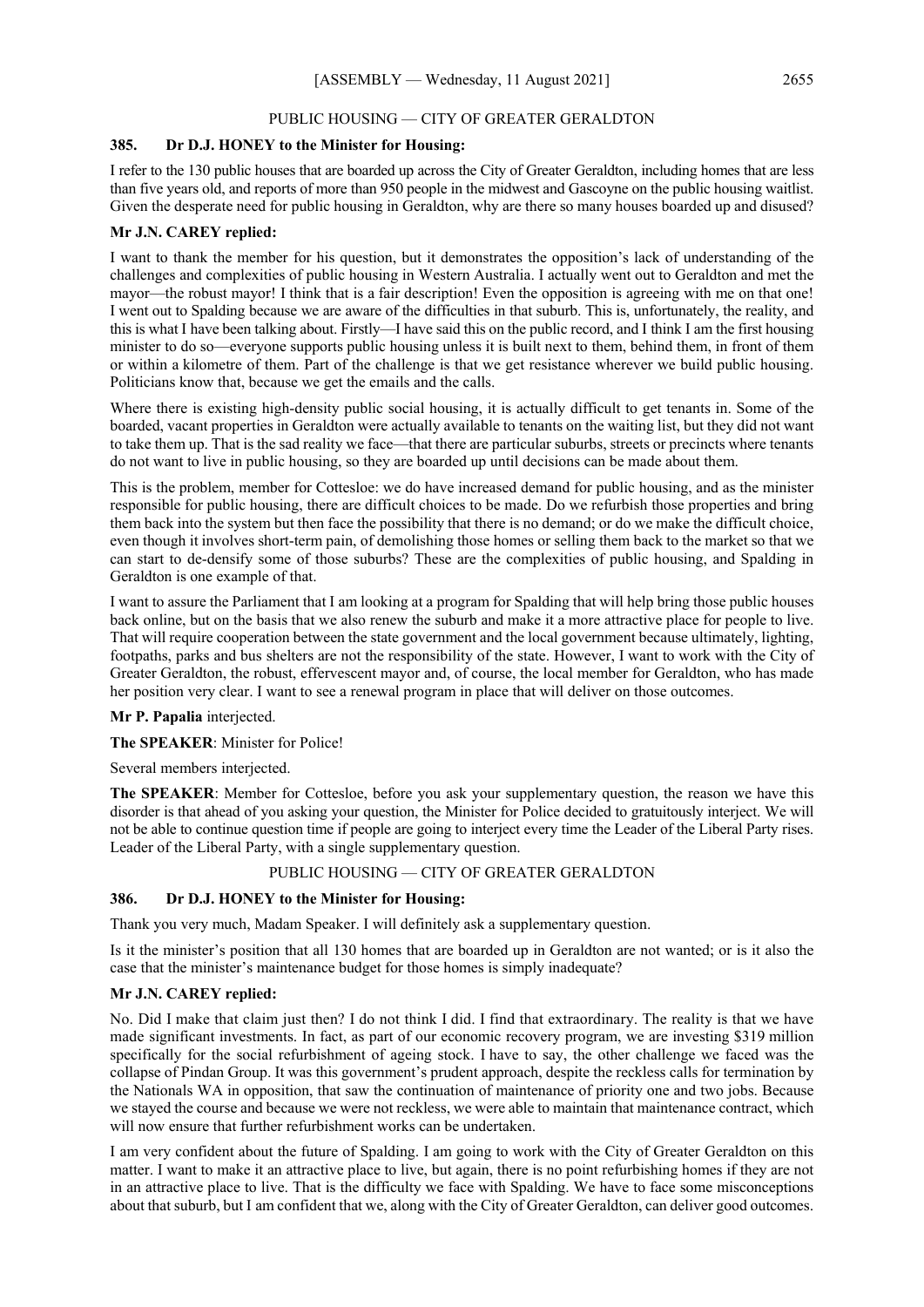## PUBLIC HOUSING — CITY OF GREATER GERALDTON

### 385. Dr D.J. HONEY to the Minister for Housing:

I refer to the 130 public houses that are boarded up across the City of Greater Geraldton, including homes that are less than five years old, and reports of more than 950 people in the midwest and Gascoyne on the public housing waitlist. Given the desperate need for public housing in Geraldton, why are there so many houses boarded up and disused?

**Mr J.N. CAREY replied:**

I want to thank the member for his question, but it demonstrates the opposition's lack of understanding of the challenges and complexities of public housing in Western Australia. I actually went out to Geraldton and met the mayor—the robust mayor! I think that is a fair description! Even the opposition is agreeing with me on that one! I went out to Spalding because we are aware of the difficulties in that suburb. This is, unfortunately, the reality, and this is what I have been talking about. Firstly—I have said this on the public record, and I think I am the first housing minister to do so—everyone supports public housing unless it is built next to them, behind them, in front of them or within a kilometre of them. Part of the challenge is that we get resistance wherever we build public housing. Politicians know that, because we get the emails and the calls.

Where there is existing high-density public social housing, it is actually difficult to get tenants in. Some of the boarded, vacant properties in Geraldton were actually available to tenants on the waiting list, but they did not want to take them up. That is the sad reality we face—that there are particular suburbs, streets or precincts where tenants do not want to live in public housing, so they are boarded up until decisions can be made about them.

This is the problem, member for Cottesloe: we do have increased demand for public housing, and as the minister responsible for public housing, there are difficult choices to be made. Do we refurbish those properties and bring them back into the system but then face the possibility that there is no demand; or do we make the difficult choice, even though it involves short-term pain, of demolishing those homes or selling them back to the market so that we can start to de-densify some of those suburbs? These are the complexities of public housing, and Spalding in Geraldton is one example of that.

I want to assure the Parliament that I am looking at a program for Spalding that will help bring those public houses back online, but on the basis that we also renew the suburb and make it a more attractive place for people to live. That will require cooperation between the state government and the local government because ultimately, lighting, footpaths, parks and bus shelters are not the responsibility of the state. However, I want to work with the City of Greater Geraldton, the robust, effervescent mayor and, of course, the local member for Geraldton, who has made her position very clear. I want to see a renewal program in place that will deliver on those outcomes.

**Mr P. Papalia** interjected.

**The SPEAKER**: Minister for Police!

Several members interjected.

**The SPEAKER**: Member for Cottesloe, before you ask your supplementary question, the reason we have this disorder is that ahead of you asking your question, the Minister for Police decided to gratuitously interject. We will not be able to continue question time if people are going to interject every time the Leader of the Liberal Party rises. Leader of the Liberal Party, with a single supplementary question.

## PUBLIC HOUSING — CITY OF GREATER GERALDTON

### 386. Dr D.J. HONEY to the Minister for Housing:

Thank you very much, Madam Speaker. I will definitely ask a supplementary question.

Is it the minister's position that all 130 homes that are boarded up in Geraldton are not wanted; or is it also the case that the minister's maintenance budget for those homes is simply inadequate?

**Mr J.N. CAREY replied:**

No. Did I make that claim just then? I do not think I did. I find that extraordinary. The reality is that we have made significant investments. In fact, as part of our economic recovery program, we are investing $319 million specifically for the social refurbishment of ageing stock. I have to say, the other challenge we faced was the collapse of Pindan Group. It was this government's prudent approach, despite the reckless calls for termination by the Nationals WA in opposition, that saw the continuation of maintenance of priority one and two jobs. Because we stayed the course and because we were not reckless, we were able to maintain that maintenance contract, which will now ensure that further refurbishment works can be undertaken.

I am very confident about the future of Spalding. I am going to work with the City of Greater Geraldton on this matter. I want to make it an attractive place to live, but again, there is no point refurbishing homes if they are not in an attractive place to live. That is the difficulty we face with Spalding. We have to face some misconceptions about that suburb, but I am confident that we, along with the City of Greater Geraldton, can deliver good outcomes.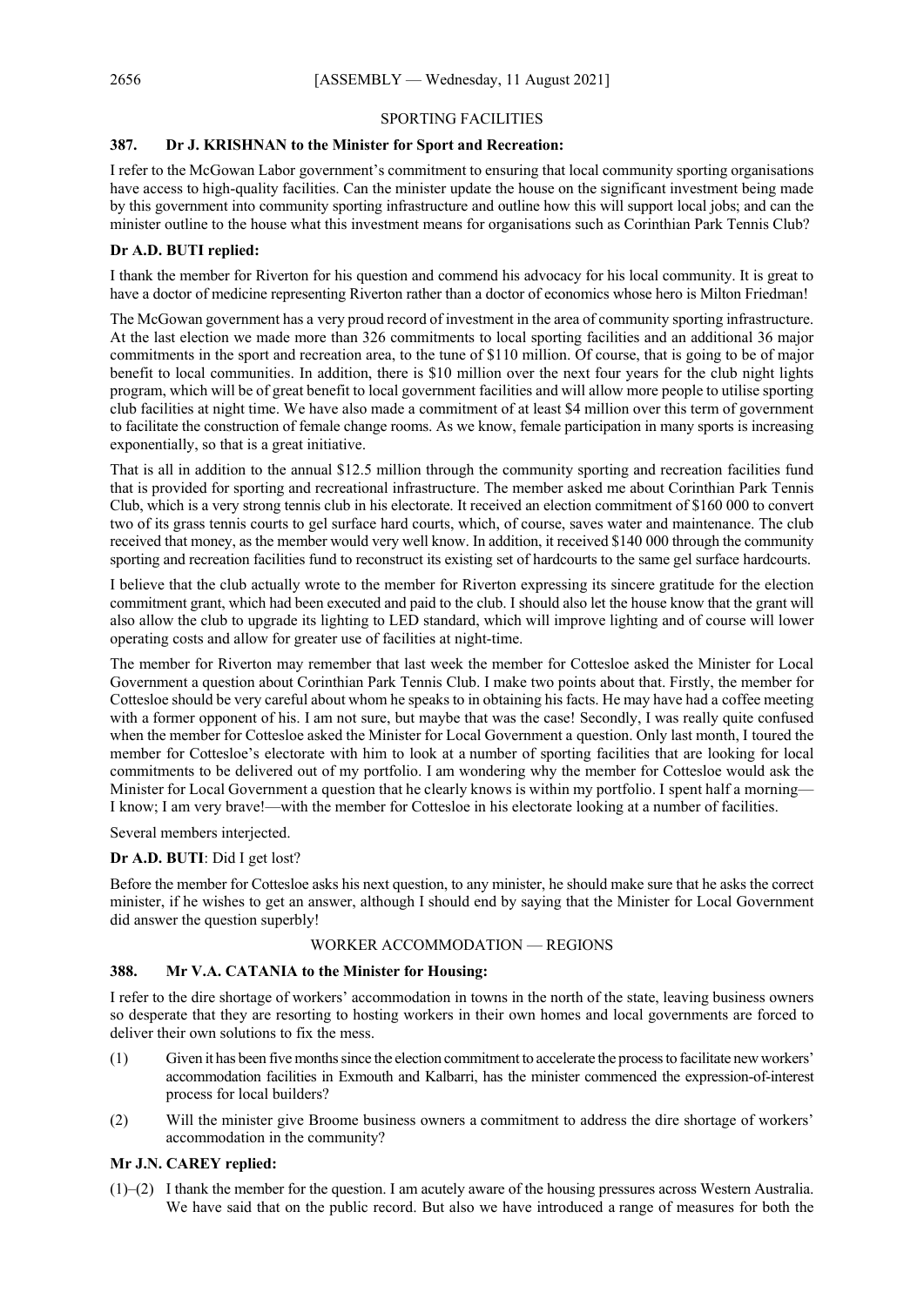## SPORTING FACILITIES

### 387. Dr J. KRISHNAN to the Minister for Sport and Recreation:

I refer to the McGowan Labor government's commitment to ensuring that local community sporting organisations have access to high-quality facilities. Can the minister update the house on the significant investment being made by this government into community sporting infrastructure and outline how this will support local jobs; and can the minister outline to the house what this investment means for organisations such as Corinthian Park Tennis Club?

### Dr A.D. BUTI replied:

I thank the member for Riverton for his question and commend his advocacy for his local community. It is great to have a doctor of medicine representing Riverton rather than a doctor of economics whose hero is Milton Friedman!

The McGowan government has a very proud record of investment in the area of community sporting infrastructure. At the last election we made more than 326 commitments to local sporting facilities and an additional 36 major commitments in the sport and recreation area, to the tune of $110 million. Of course, that is going to be of major benefit to local communities. In addition, there is $10 million over the next four years for the club night lights program, which will be of great benefit to local government facilities and will allow more people to utilise sporting club facilities at night time. We have also made a commitment of at least $4 million over this term of government to facilitate the construction of female change rooms. As we know, female participation in many sports is increasing exponentially, so that is a great initiative.

That is all in addition to the annual $12.5 million through the community sporting and recreation facilities fund that is provided for sporting and recreational infrastructure. The member asked me about Corinthian Park Tennis Club, which is a very strong tennis club in his electorate. It received an election commitment of $160 000 to convert two of its grass tennis courts to gel surface hard courts, which, of course, saves water and maintenance. The club received that money, as the member would very well know. In addition, it received $140 000 through the community sporting and recreation facilities fund to reconstruct its existing set of hardcourts to the same gel surface hardcourts.

I believe that the club actually wrote to the member for Riverton expressing its sincere gratitude for the election commitment grant, which had been executed and paid to the club. I should also let the house know that the grant will also allow the club to upgrade its lighting to LED standard, which will improve lighting and of course will lower operating costs and allow for greater use of facilities at night-time.

The member for Riverton may remember that last week the member for Cottesloe asked the Minister for Local Government a question about Corinthian Park Tennis Club. I make two points about that. Firstly, the member for Cottesloe should be very careful about whom he speaks to in obtaining his facts. He may have had a coffee meeting with a former opponent of his. I am not sure, but maybe that was the case! Secondly, I was really quite confused when the member for Cottesloe asked the Minister for Local Government a question. Only last month, I toured the member for Cottesloe's electorate with him to look at a number of sporting facilities that are looking for local commitments to be delivered out of my portfolio. I am wondering why the member for Cottesloe would ask the Minister for Local Government a question that he clearly knows is within my portfolio. I spent half a morning—I know; I am very brave!—with the member for Cottesloe in his electorate looking at a number of facilities.

Several members interjected.

**Dr A.D. BUTI**: Did I get lost?

Before the member for Cottesloe asks his next question, to any minister, he should make sure that he asks the correct minister, if he wishes to get an answer, although I should end by saying that the Minister for Local Government did answer the question superbly!

## WORKER ACCOMMODATION — REGIONS

### 388. Mr V.A. CATANIA to the Minister for Housing:

I refer to the dire shortage of workers' accommodation in towns in the north of the state, leaving business owners so desperate that they are resorting to hosting workers in their own homes and local governments are forced to deliver their own solutions to fix the mess.

(1) Given it has been five months since the election commitment to accelerate the process to facilitate new workers' accommodation facilities in Exmouth and Kalbarri, has the minister commenced the expression-of-interest process for local builders?

(2) Will the minister give Broome business owners a commitment to address the dire shortage of workers' accommodation in the community?

### Mr J.N. CAREY replied:

(1)–(2) I thank the member for the question. I am acutely aware of the housing pressures across Western Australia. We have said that on the public record. But also we have introduced a range of measures for both the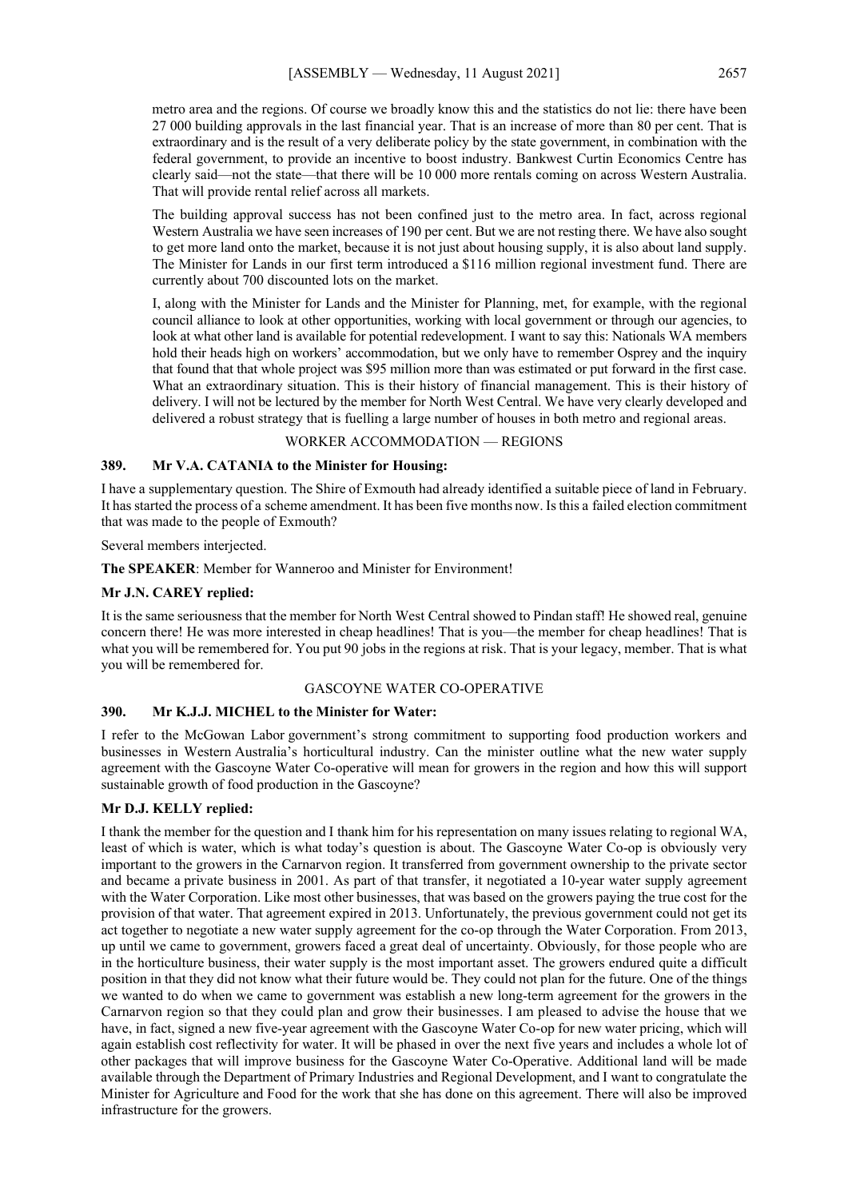metro area and the regions. Of course we broadly know this and the statistics do not lie: there have been 27 000 building approvals in the last financial year. That is an increase of more than 80 per cent. That is extraordinary and is the result of a very deliberate policy by the state government, in combination with the federal government, to provide an incentive to boost industry. Bankwest Curtin Economics Centre has clearly said—not the state—that there will be 10 000 more rentals coming on across Western Australia. That will provide rental relief across all markets.

The building approval success has not been confined just to the metro area. In fact, across regional Western Australia we have seen increases of 190 per cent. But we are not resting there. We have also sought to get more land onto the market, because it is not just about housing supply, it is also about land supply. The Minister for Lands in our first term introduced a $116 million regional investment fund. There are currently about 700 discounted lots on the market.

I, along with the Minister for Lands and the Minister for Planning, met, for example, with the regional council alliance to look at other opportunities, working with local government or through our agencies, to look at what other land is available for potential redevelopment. I want to say this: Nationals WA members hold their heads high on workers' accommodation, but we only have to remember Osprey and the inquiry that found that that whole project was $95 million more than was estimated or put forward in the first case. What an extraordinary situation. This is their history of financial management. This is their history of delivery. I will not be lectured by the member for North West Central. We have very clearly developed and delivered a robust strategy that is fuelling a large number of houses in both metro and regional areas.

## WORKER ACCOMMODATION — REGIONS

### 389. Mr V.A. CATANIA to the Minister for Housing:

I have a supplementary question. The Shire of Exmouth had already identified a suitable piece of land in February. It has started the process of a scheme amendment. It has been five months now. Is this a failed election commitment that was made to the people of Exmouth?

Several members interjected.

**The SPEAKER**: Member for Wanneroo and Minister for Environment!

**Mr J.N. CAREY replied:**

It is the same seriousness that the member for North West Central showed to Pindan staff! He showed real, genuine concern there! He was more interested in cheap headlines! That is you—the member for cheap headlines! That is what you will be remembered for. You put 90 jobs in the regions at risk. That is your legacy, member. That is what you will be remembered for.

## GASCOYNE WATER CO-OPERATIVE

### 390. Mr K.J.J. MICHEL to the Minister for Water:

I refer to the McGowan Labor government's strong commitment to supporting food production workers and businesses in Western Australia's horticultural industry. Can the minister outline what the new water supply agreement with the Gascoyne Water Co-operative will mean for growers in the region and how this will support sustainable growth of food production in the Gascoyne?

**Mr D.J. KELLY replied:**

I thank the member for the question and I thank him for his representation on many issues relating to regional WA, least of which is water, which is what today's question is about. The Gascoyne Water Co-op is obviously very important to the growers in the Carnarvon region. It transferred from government ownership to the private sector and became a private business in 2001. As part of that transfer, it negotiated a 10-year water supply agreement with the Water Corporation. Like most other businesses, that was based on the growers paying the true cost for the provision of that water. That agreement expired in 2013. Unfortunately, the previous government could not get its act together to negotiate a new water supply agreement for the co-op through the Water Corporation. From 2013, up until we came to government, growers faced a great deal of uncertainty. Obviously, for those people who are in the horticulture business, their water supply is the most important asset. The growers endured quite a difficult position in that they did not know what their future would be. They could not plan for the future. One of the things we wanted to do when we came to government was establish a new long-term agreement for the growers in the Carnarvon region so that they could plan and grow their businesses. I am pleased to advise the house that we have, in fact, signed a new five-year agreement with the Gascoyne Water Co-op for new water pricing, which will again establish cost reflectivity for water. It will be phased in over the next five years and includes a whole lot of other packages that will improve business for the Gascoyne Water Co-Operative. Additional land will be made available through the Department of Primary Industries and Regional Development, and I want to congratulate the Minister for Agriculture and Food for the work that she has done on this agreement. There will also be improved infrastructure for the growers.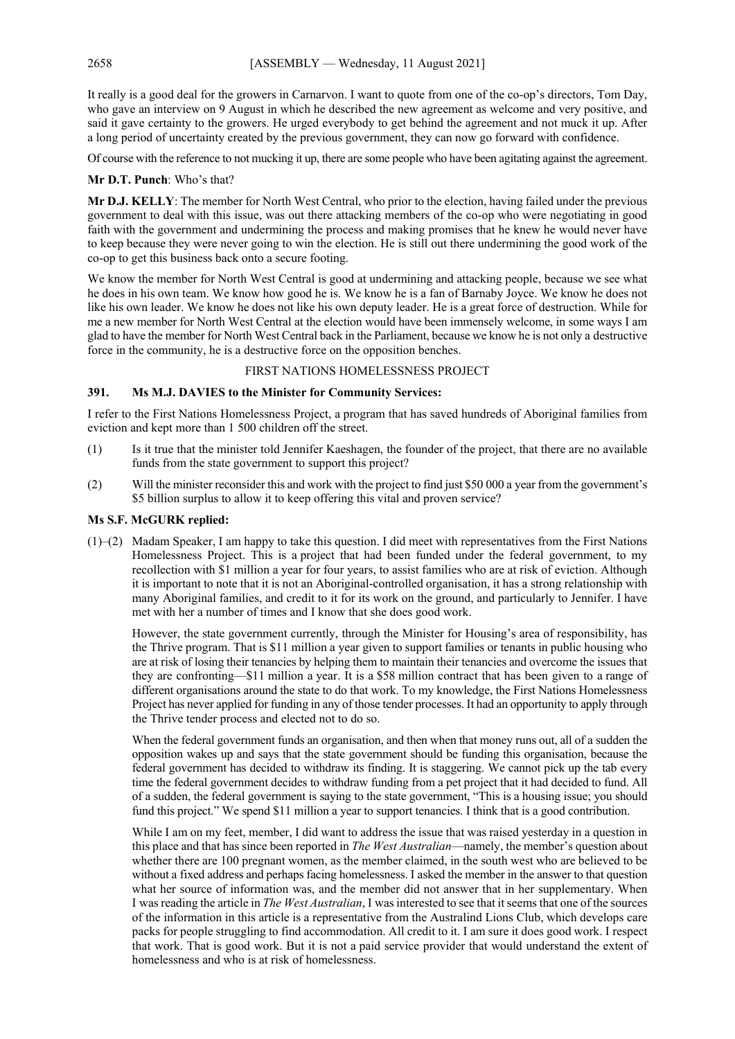It really is a good deal for the growers in Carnarvon. I want to quote from one of the co-op's directors, Tom Day, who gave an interview on 9 August in which he described the new agreement as welcome and very positive, and said it gave certainty to the growers. He urged everybody to get behind the agreement and not muck it up. After a long period of uncertainty created by the previous government, they can now go forward with confidence.

Of course with the reference to not mucking it up, there are some people who have been agitating against the agreement.

**Mr D.T. Punch**: Who's that?

**Mr D.J. KELLY**: The member for North West Central, who prior to the election, having failed under the previous government to deal with this issue, was out there attacking members of the co-op who were negotiating in good faith with the government and undermining the process and making promises that he knew he would never have to keep because they were never going to win the election. He is still out there undermining the good work of the co-op to get this business back onto a secure footing.

We know the member for North West Central is good at undermining and attacking people, because we see what he does in his own team. We know how good he is. We know he is a fan of Barnaby Joyce. We know he does not like his own leader. We know he does not like his own deputy leader. He is a great force of destruction. While for me a new member for North West Central at the election would have been immensely welcome, in some ways I am glad to have the member for North West Central back in the Parliament, because we know he is not only a destructive force in the community, he is a destructive force on the opposition benches.

## FIRST NATIONS HOMELESSNESS PROJECT

### 391. Ms M.J. DAVIES to the Minister for Community Services:

I refer to the First Nations Homelessness Project, a program that has saved hundreds of Aboriginal families from eviction and kept more than 1 500 children off the street.

(1) Is it true that the minister told Jennifer Kaeshagen, the founder of the project, that there are no available funds from the state government to support this project?

(2) Will the minister reconsider this and work with the project to find just $50 000 a year from the government's $5 billion surplus to allow it to keep offering this vital and proven service?

**Ms S.F. McGURK replied:**

(1)–(2) Madam Speaker, I am happy to take this question. I did meet with representatives from the First Nations Homelessness Project. This is a project that had been funded under the federal government, to my recollection with $1 million a year for four years, to assist families who are at risk of eviction. Although it is important to note that it is not an Aboriginal-controlled organisation, it has a strong relationship with many Aboriginal families, and credit to it for its work on the ground, and particularly to Jennifer. I have met with her a number of times and I know that she does good work.

However, the state government currently, through the Minister for Housing's area of responsibility, has the Thrive program. That is $11 million a year given to support families or tenants in public housing who are at risk of losing their tenancies by helping them to maintain their tenancies and overcome the issues that they are confronting—$11 million a year. It is a $58 million contract that has been given to a range of different organisations around the state to do that work. To my knowledge, the First Nations Homelessness Project has never applied for funding in any of those tender processes. It had an opportunity to apply through the Thrive tender process and elected not to do so.

When the federal government funds an organisation, and then when that money runs out, all of a sudden the opposition wakes up and says that the state government should be funding this organisation, because the federal government has decided to withdraw its finding. It is staggering. We cannot pick up the tab every time the federal government decides to withdraw funding from a pet project that it had decided to fund. All of a sudden, the federal government is saying to the state government, "This is a housing issue; you should fund this project." We spend $11 million a year to support tenancies. I think that is a good contribution.

While I am on my feet, member, I did want to address the issue that was raised yesterday in a question in this place and that has since been reported in *The West Australian*—namely, the member's question about whether there are 100 pregnant women, as the member claimed, in the south west who are believed to be without a fixed address and perhaps facing homelessness. I asked the member in the answer to that question what her source of information was, and the member did not answer that in her supplementary. When I was reading the article in *The West Australian*, I was interested to see that it seems that one of the sources of the information in this article is a representative from the Australind Lions Club, which develops care packs for people struggling to find accommodation. All credit to it. I am sure it does good work. I respect that work. That is good work. But it is not a paid service provider that would understand the extent of homelessness and who is at risk of homelessness.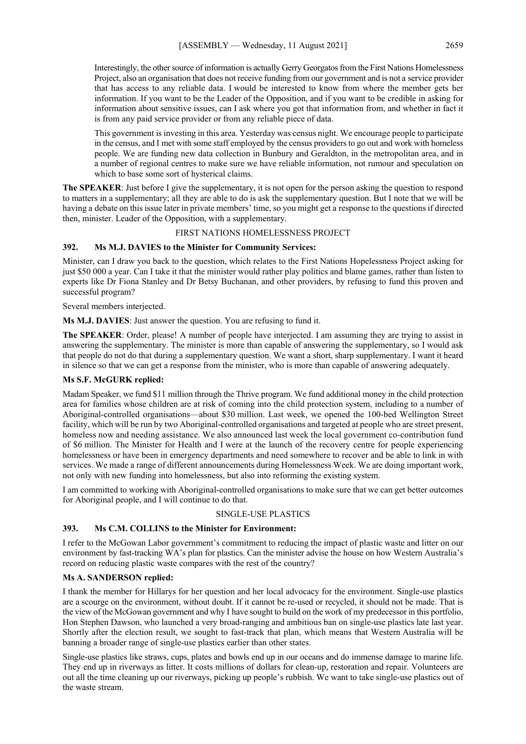Interestingly, the other source of information is actually Gerry Georgatos from the First Nations Homelessness Project, also an organisation that does not receive funding from our government and is not a service provider that has access to any reliable data. I would be interested to know from where the member gets her information. If you want to be the Leader of the Opposition, and if you want to be credible in asking for information about sensitive issues, can I ask where you got that information from, and whether in fact it is from any paid service provider or from any reliable piece of data.

This government is investing in this area. Yesterday was census night. We encourage people to participate in the census, and I met with some staff employed by the census providers to go out and work with homeless people. We are funding new data collection in Bunbury and Geraldton, in the metropolitan area, and in a number of regional centres to make sure we have reliable information, not rumour and speculation on which to base some sort of hysterical claims.

**The SPEAKER**: Just before I give the supplementary, it is not open for the person asking the question to respond to matters in a supplementary; all they are able to do is ask the supplementary question. But I note that we will be having a debate on this issue later in private members' time, so you might get a response to the questions if directed then, minister. Leader of the Opposition, with a supplementary.

FIRST NATIONS HOMELESSNESS PROJECT

**392. Ms M.J. DAVIES to the Minister for Community Services:**

Minister, can I draw you back to the question, which relates to the First Nations Hopelessness Project asking for just $50 000 a year. Can I take it that the minister would rather play politics and blame games, rather than listen to experts like Dr Fiona Stanley and Dr Betsy Buchanan, and other providers, by refusing to fund this proven and successful program?

Several members interjected.

**Ms M.J. DAVIES**: Just answer the question. You are refusing to fund it.

**The SPEAKER**: Order, please! A number of people have interjected. I am assuming they are trying to assist in answering the supplementary. The minister is more than capable of answering the supplementary, so I would ask that people do not do that during a supplementary question. We want a short, sharp supplementary. I want it heard in silence so that we can get a response from the minister, who is more than capable of answering adequately.

**Ms S.F. McGURK replied:**

Madam Speaker, we fund $11 million through the Thrive program. We fund additional money in the child protection area for families whose children are at risk of coming into the child protection system, including to a number of Aboriginal-controlled organisations—about $30 million. Last week, we opened the 100-bed Wellington Street facility, which will be run by two Aboriginal-controlled organisations and targeted at people who are street present, homeless now and needing assistance. We also announced last week the local government co-contribution fund of $6 million. The Minister for Health and I were at the launch of the recovery centre for people experiencing homelessness or have been in emergency departments and need somewhere to recover and be able to link in with services. We made a range of different announcements during Homelessness Week. We are doing important work, not only with new funding into homelessness, but also into reforming the existing system.

I am committed to working with Aboriginal-controlled organisations to make sure that we can get better outcomes for Aboriginal people, and I will continue to do that.

SINGLE-USE PLASTICS

**393. Ms C.M. COLLINS to the Minister for Environment:**

I refer to the McGowan Labor government's commitment to reducing the impact of plastic waste and litter on our environment by fast-tracking WA's plan for plastics. Can the minister advise the house on how Western Australia's record on reducing plastic waste compares with the rest of the country?

**Ms A. SANDERSON replied:**

I thank the member for Hillarys for her question and her local advocacy for the environment. Single-use plastics are a scourge on the environment, without doubt. If it cannot be re-used or recycled, it should not be made. That is the view of the McGowan government and why I have sought to build on the work of my predecessor in this portfolio, Hon Stephen Dawson, who launched a very broad-ranging and ambitious ban on single-use plastics late last year. Shortly after the election result, we sought to fast-track that plan, which means that Western Australia will be banning a broader range of single-use plastics earlier than other states.

Single-use plastics like straws, cups, plates and bowls end up in our oceans and do immense damage to marine life. They end up in riverways as litter. It costs millions of dollars for clean-up, restoration and repair. Volunteers are out all the time cleaning up our riverways, picking up people's rubbish. We want to take single-use plastics out of the waste stream.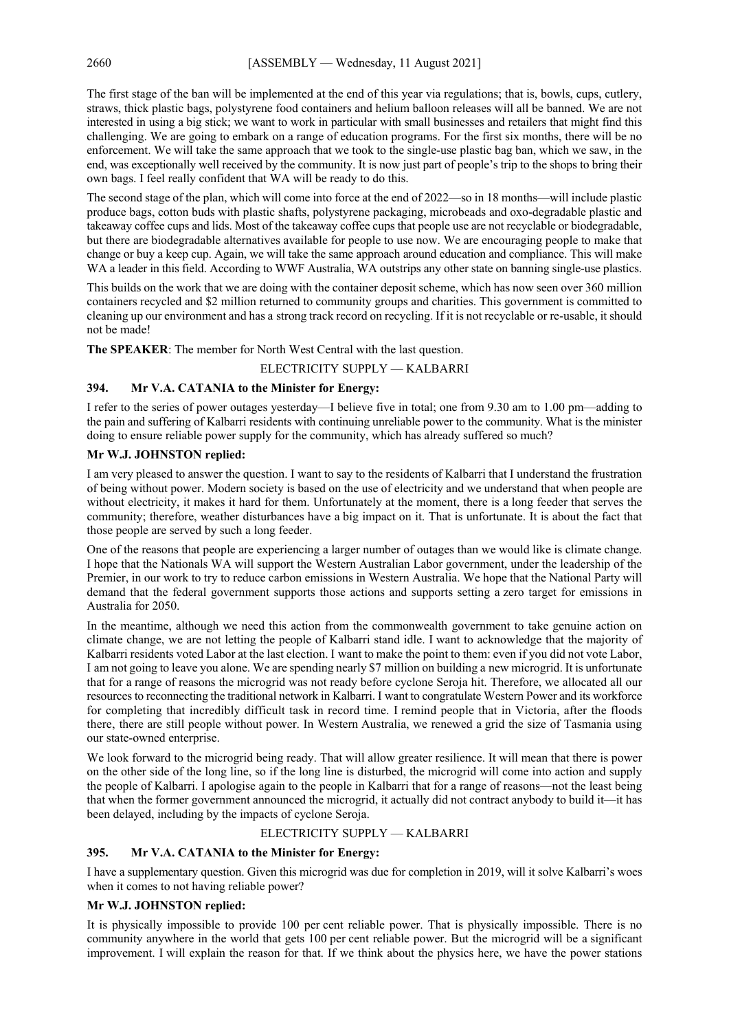The first stage of the ban will be implemented at the end of this year via regulations; that is, bowls, cups, cutlery, straws, thick plastic bags, polystyrene food containers and helium balloon releases will all be banned. We are not interested in using a big stick; we want to work in particular with small businesses and retailers that might find this challenging. We are going to embark on a range of education programs. For the first six months, there will be no enforcement. We will take the same approach that we took to the single-use plastic bag ban, which we saw, in the end, was exceptionally well received by the community. It is now just part of people's trip to the shops to bring their own bags. I feel really confident that WA will be ready to do this.

The second stage of the plan, which will come into force at the end of 2022—so in 18 months—will include plastic produce bags, cotton buds with plastic shafts, polystyrene packaging, microbeads and oxo-degradable plastic and takeaway coffee cups and lids. Most of the takeaway coffee cups that people use are not recyclable or biodegradable, but there are biodegradable alternatives available for people to use now. We are encouraging people to make that change or buy a keep cup. Again, we will take the same approach around education and compliance. This will make WA a leader in this field. According to WWF Australia, WA outstrips any other state on banning single-use plastics.

This builds on the work that we are doing with the container deposit scheme, which has now seen over 360 million containers recycled and $2 million returned to community groups and charities. This government is committed to cleaning up our environment and has a strong track record on recycling. If it is not recyclable or re-usable, it should not be made!

**The SPEAKER**: The member for North West Central with the last question.

ELECTRICITY SUPPLY — KALBARRI

### 394. Mr V.A. CATANIA to the Minister for Energy:

I refer to the series of power outages yesterday—I believe five in total; one from 9.30 am to 1.00 pm—adding to the pain and suffering of Kalbarri residents with continuing unreliable power to the community. What is the minister doing to ensure reliable power supply for the community, which has already suffered so much?

**Mr W.J. JOHNSTON replied:**

I am very pleased to answer the question. I want to say to the residents of Kalbarri that I understand the frustration of being without power. Modern society is based on the use of electricity and we understand that when people are without electricity, it makes it hard for them. Unfortunately at the moment, there is a long feeder that serves the community; therefore, weather disturbances have a big impact on it. That is unfortunate. It is about the fact that those people are served by such a long feeder.

One of the reasons that people are experiencing a larger number of outages than we would like is climate change. I hope that the Nationals WA will support the Western Australian Labor government, under the leadership of the Premier, in our work to try to reduce carbon emissions in Western Australia. We hope that the National Party will demand that the federal government supports those actions and supports setting a zero target for emissions in Australia for 2050.

In the meantime, although we need this action from the commonwealth government to take genuine action on climate change, we are not letting the people of Kalbarri stand idle. I want to acknowledge that the majority of Kalbarri residents voted Labor at the last election. I want to make the point to them: even if you did not vote Labor, I am not going to leave you alone. We are spending nearly $7 million on building a new microgrid. It is unfortunate that for a range of reasons the microgrid was not ready before cyclone Seroja hit. Therefore, we allocated all our resources to reconnecting the traditional network in Kalbarri. I want to congratulate Western Power and its workforce for completing that incredibly difficult task in record time. I remind people that in Victoria, after the floods there, there are still people without power. In Western Australia, we renewed a grid the size of Tasmania using our state-owned enterprise.

We look forward to the microgrid being ready. That will allow greater resilience. It will mean that there is power on the other side of the long line, so if the long line is disturbed, the microgrid will come into action and supply the people of Kalbarri. I apologise again to the people in Kalbarri that for a range of reasons—not the least being that when the former government announced the microgrid, it actually did not contract anybody to build it—it has been delayed, including by the impacts of cyclone Seroja.

ELECTRICITY SUPPLY — KALBARRI

### 395. Mr V.A. CATANIA to the Minister for Energy:

I have a supplementary question. Given this microgrid was due for completion in 2019, will it solve Kalbarri's woes when it comes to not having reliable power?

**Mr W.J. JOHNSTON replied:**

It is physically impossible to provide 100 per cent reliable power. That is physically impossible. There is no community anywhere in the world that gets 100 per cent reliable power. But the microgrid will be a significant improvement. I will explain the reason for that. If we think about the physics here, we have the power stations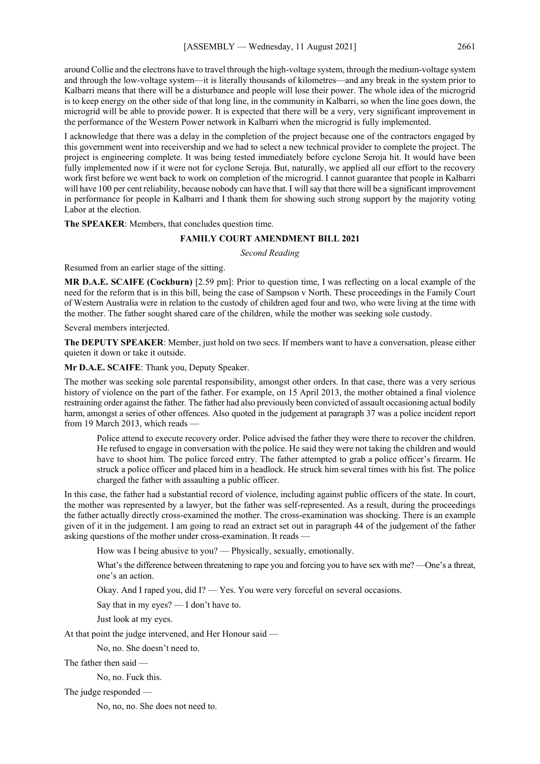around Collie and the electrons have to travel through the high-voltage system, through the medium-voltage system and through the low-voltage system—it is literally thousands of kilometres—and any break in the system prior to Kalbarri means that there will be a disturbance and people will lose their power. The whole idea of the microgrid is to keep energy on the other side of that long line, in the community in Kalbarri, so when the line goes down, the microgrid will be able to provide power. It is expected that there will be a very, very significant improvement in the performance of the Western Power network in Kalbarri when the microgrid is fully implemented.

I acknowledge that there was a delay in the completion of the project because one of the contractors engaged by this government went into receivership and we had to select a new technical provider to complete the project. The project is engineering complete. It was being tested immediately before cyclone Seroja hit. It would have been fully implemented now if it were not for cyclone Seroja. But, naturally, we applied all our effort to the recovery work first before we went back to work on completion of the microgrid. I cannot guarantee that people in Kalbarri will have 100 per cent reliability, because nobody can have that. I will say that there will be a significant improvement in performance for people in Kalbarri and I thank them for showing such strong support by the majority voting Labor at the election.

**The SPEAKER**: Members, that concludes question time.

## FAMILY COURT AMENDMENT BILL 2021

*Second Reading*

Resumed from an earlier stage of the sitting.

**MR D.A.E. SCAIFE (Cockburn)** [2.59 pm]: Prior to question time, I was reflecting on a local example of the need for the reform that is in this bill, being the case of Sampson v North. These proceedings in the Family Court of Western Australia were in relation to the custody of children aged four and two, who were living at the time with the mother. The father sought shared care of the children, while the mother was seeking sole custody.

Several members interjected.

**The DEPUTY SPEAKER**: Member, just hold on two secs. If members want to have a conversation, please either quieten it down or take it outside.

**Mr D.A.E. SCAIFE**: Thank you, Deputy Speaker.

The mother was seeking sole parental responsibility, amongst other orders. In that case, there was a very serious history of violence on the part of the father. For example, on 15 April 2013, the mother obtained a final violence restraining order against the father. The father had also previously been convicted of assault occasioning actual bodily harm, amongst a series of other offences. Also quoted in the judgement at paragraph 37 was a police incident report from 19 March 2013, which reads —

> Police attend to execute recovery order. Police advised the father they were there to recover the children. He refused to engage in conversation with the police. He said they were not taking the children and would have to shoot him. The police forced entry. The father attempted to grab a police officer's firearm. He struck a police officer and placed him in a headlock. He struck him several times with his fist. The police charged the father with assaulting a public officer.

In this case, the father had a substantial record of violence, including against public officers of the state. In court, the mother was represented by a lawyer, but the father was self-represented. As a result, during the proceedings the father actually directly cross-examined the mother. The cross-examination was shocking. There is an example given of it in the judgement. I am going to read an extract set out in paragraph 44 of the judgement of the father asking questions of the mother under cross-examination. It reads —

> How was I being abusive to you? — Physically, sexually, emotionally.
>
> What's the difference between threatening to rape you and forcing you to have sex with me? —One's a threat, one's an action.
>
> Okay. And I raped you, did I? — Yes. You were very forceful on several occasions.
>
> Say that in my eyes? — I don't have to.
>
> Just look at my eyes.

At that point the judge intervened, and Her Honour said —

> No, no. She doesn't need to.

The father then said —

> No, no. Fuck this.

The judge responded —

> No, no, no. She does not need to.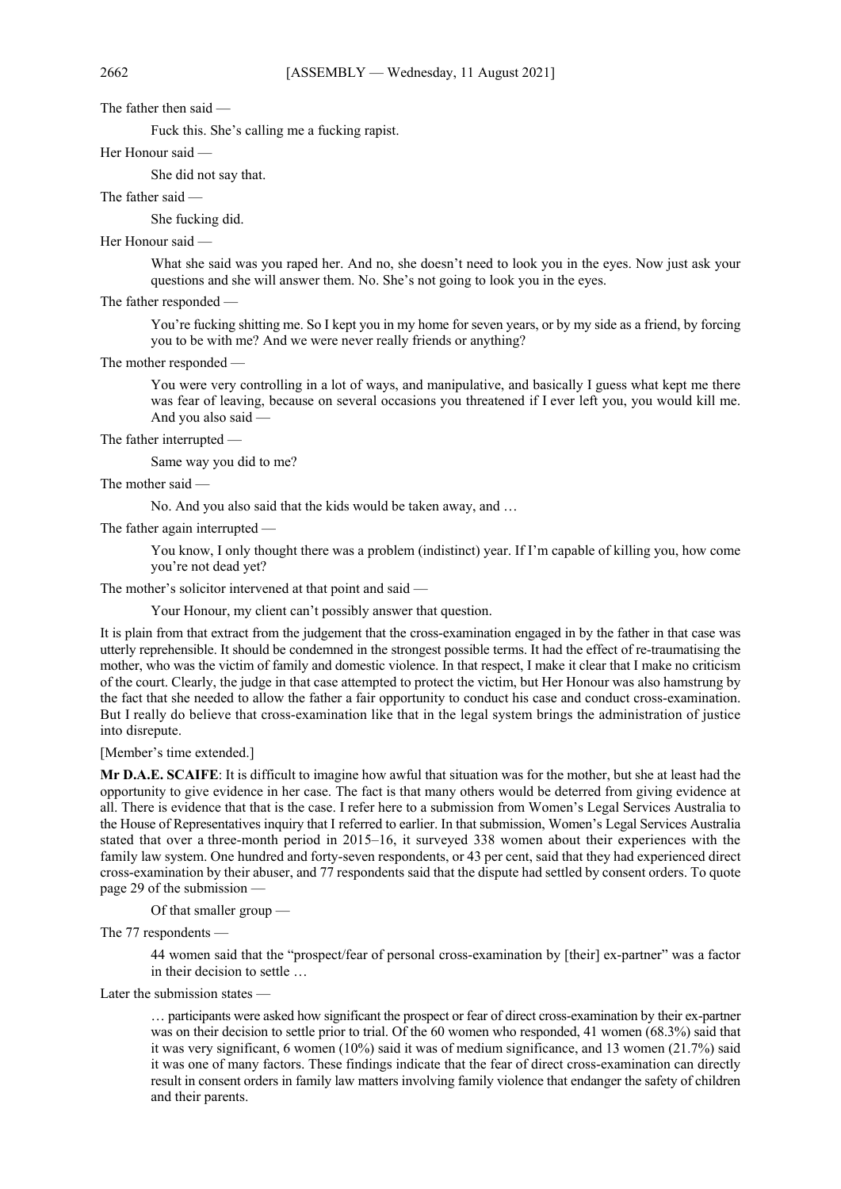The father then said —

> Fuck this. She's calling me a fucking rapist.

Her Honour said —

> She did not say that.

The father said —

> She fucking did.

Her Honour said —

> What she said was you raped her. And no, she doesn't need to look you in the eyes. Now just ask your questions and she will answer them. No. She's not going to look you in the eyes.

The father responded —

> You're fucking shitting me. So I kept you in my home for seven years, or by my side as a friend, by forcing you to be with me? And we were never really friends or anything?

The mother responded —

> You were very controlling in a lot of ways, and manipulative, and basically I guess what kept me there was fear of leaving, because on several occasions you threatened if I ever left you, you would kill me. And you also said —

The father interrupted —

> Same way you did to me?

The mother said —

> No. And you also said that the kids would be taken away, and …

The father again interrupted —

> You know, I only thought there was a problem (indistinct) year. If I'm capable of killing you, how come you're not dead yet?

The mother's solicitor intervened at that point and said —

> Your Honour, my client can't possibly answer that question.

It is plain from that extract from the judgement that the cross-examination engaged in by the father in that case was utterly reprehensible. It should be condemned in the strongest possible terms. It had the effect of re-traumatising the mother, who was the victim of family and domestic violence. In that respect, I make it clear that I make no criticism of the court. Clearly, the judge in that case attempted to protect the victim, but Her Honour was also hamstrung by the fact that she needed to allow the father a fair opportunity to conduct his case and conduct cross-examination. But I really do believe that cross-examination like that in the legal system brings the administration of justice into disrepute.

[Member's time extended.]

**Mr D.A.E. SCAIFE**: It is difficult to imagine how awful that situation was for the mother, but she at least had the opportunity to give evidence in her case. The fact is that many others would be deterred from giving evidence at all. There is evidence that that is the case. I refer here to a submission from Women's Legal Services Australia to the House of Representatives inquiry that I referred to earlier. In that submission, Women's Legal Services Australia stated that over a three-month period in 2015–16, it surveyed 338 women about their experiences with the family law system. One hundred and forty-seven respondents, or 43 per cent, said that they had experienced direct cross-examination by their abuser, and 77 respondents said that the dispute had settled by consent orders. To quote page 29 of the submission —

> Of that smaller group —

The 77 respondents —

> 44 women said that the "prospect/fear of personal cross-examination by [their] ex-partner" was a factor in their decision to settle …

Later the submission states —

> … participants were asked how significant the prospect or fear of direct cross-examination by their ex-partner was on their decision to settle prior to trial. Of the 60 women who responded, 41 women (68.3%) said that it was very significant, 6 women (10%) said it was of medium significance, and 13 women (21.7%) said it was one of many factors. These findings indicate that the fear of direct cross-examination can directly result in consent orders in family law matters involving family violence that endanger the safety of children and their parents.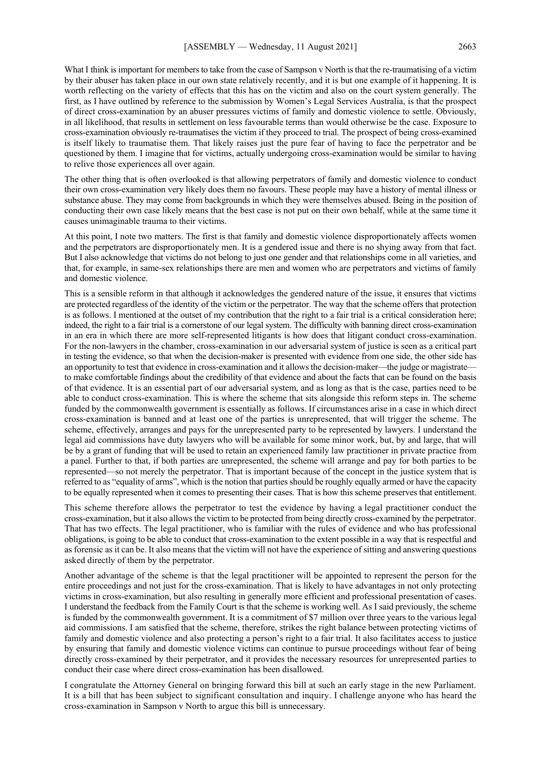What I think is important for members to take from the case of Sampson v North is that the re-traumatising of a victim by their abuser has taken place in our own state relatively recently, and it is but one example of it happening. It is worth reflecting on the variety of effects that this has on the victim and also on the court system generally. The first, as I have outlined by reference to the submission by Women's Legal Services Australia, is that the prospect of direct cross-examination by an abuser pressures victims of family and domestic violence to settle. Obviously, in all likelihood, that results in settlement on less favourable terms than would otherwise be the case. Exposure to cross-examination obviously re-traumatises the victim if they proceed to trial. The prospect of being cross-examined is itself likely to traumatise them. That likely raises just the pure fear of having to face the perpetrator and be questioned by them. I imagine that for victims, actually undergoing cross-examination would be similar to having to relive those experiences all over again.

The other thing that is often overlooked is that allowing perpetrators of family and domestic violence to conduct their own cross-examination very likely does them no favours. These people may have a history of mental illness or substance abuse. They may come from backgrounds in which they were themselves abused. Being in the position of conducting their own case likely means that the best case is not put on their own behalf, while at the same time it causes unimaginable trauma to their victims.

At this point, I note two matters. The first is that family and domestic violence disproportionately affects women and the perpetrators are disproportionately men. It is a gendered issue and there is no shying away from that fact. But I also acknowledge that victims do not belong to just one gender and that relationships come in all varieties, and that, for example, in same-sex relationships there are men and women who are perpetrators and victims of family and domestic violence.

This is a sensible reform in that although it acknowledges the gendered nature of the issue, it ensures that victims are protected regardless of the identity of the victim or the perpetrator. The way that the scheme offers that protection is as follows. I mentioned at the outset of my contribution that the right to a fair trial is a critical consideration here; indeed, the right to a fair trial is a cornerstone of our legal system. The difficulty with banning direct cross-examination in an era in which there are more self-represented litigants is how does that litigant conduct cross-examination. For the non-lawyers in the chamber, cross-examination in our adversarial system of justice is seen as a critical part in testing the evidence, so that when the decision-maker is presented with evidence from one side, the other side has an opportunity to test that evidence in cross-examination and it allows the decision-maker—the judge or magistrate—to make comfortable findings about the credibility of that evidence and about the facts that can be found on the basis of that evidence. It is an essential part of our adversarial system, and as long as that is the case, parties need to be able to conduct cross-examination. This is where the scheme that sits alongside this reform steps in. The scheme funded by the commonwealth government is essentially as follows. If circumstances arise in a case in which direct cross-examination is banned and at least one of the parties is unrepresented, that will trigger the scheme. The scheme, effectively, arranges and pays for the unrepresented party to be represented by lawyers. I understand the legal aid commissions have duty lawyers who will be available for some minor work, but, by and large, that will be by a grant of funding that will be used to retain an experienced family law practitioner in private practice from a panel. Further to that, if both parties are unrepresented, the scheme will arrange and pay for both parties to be represented—so not merely the perpetrator. That is important because of the concept in the justice system that is referred to as "equality of arms", which is the notion that parties should be roughly equally armed or have the capacity to be equally represented when it comes to presenting their cases. That is how this scheme preserves that entitlement.

This scheme therefore allows the perpetrator to test the evidence by having a legal practitioner conduct the cross-examination, but it also allows the victim to be protected from being directly cross-examined by the perpetrator. That has two effects. The legal practitioner, who is familiar with the rules of evidence and who has professional obligations, is going to be able to conduct that cross-examination to the extent possible in a way that is respectful and as forensic as it can be. It also means that the victim will not have the experience of sitting and answering questions asked directly of them by the perpetrator.

Another advantage of the scheme is that the legal practitioner will be appointed to represent the person for the entire proceedings and not just for the cross-examination. That is likely to have advantages in not only protecting victims in cross-examination, but also resulting in generally more efficient and professional presentation of cases. I understand the feedback from the Family Court is that the scheme is working well. As I said previously, the scheme is funded by the commonwealth government. It is a commitment of $7 million over three years to the various legal aid commissions. I am satisfied that the scheme, therefore, strikes the right balance between protecting victims of family and domestic violence and also protecting a person's right to a fair trial. It also facilitates access to justice by ensuring that family and domestic violence victims can continue to pursue proceedings without fear of being directly cross-examined by their perpetrator, and it provides the necessary resources for unrepresented parties to conduct their case where direct cross-examination has been disallowed.

I congratulate the Attorney General on bringing forward this bill at such an early stage in the new Parliament. It is a bill that has been subject to significant consultation and inquiry. I challenge anyone who has heard the cross-examination in Sampson v North to argue this bill is unnecessary.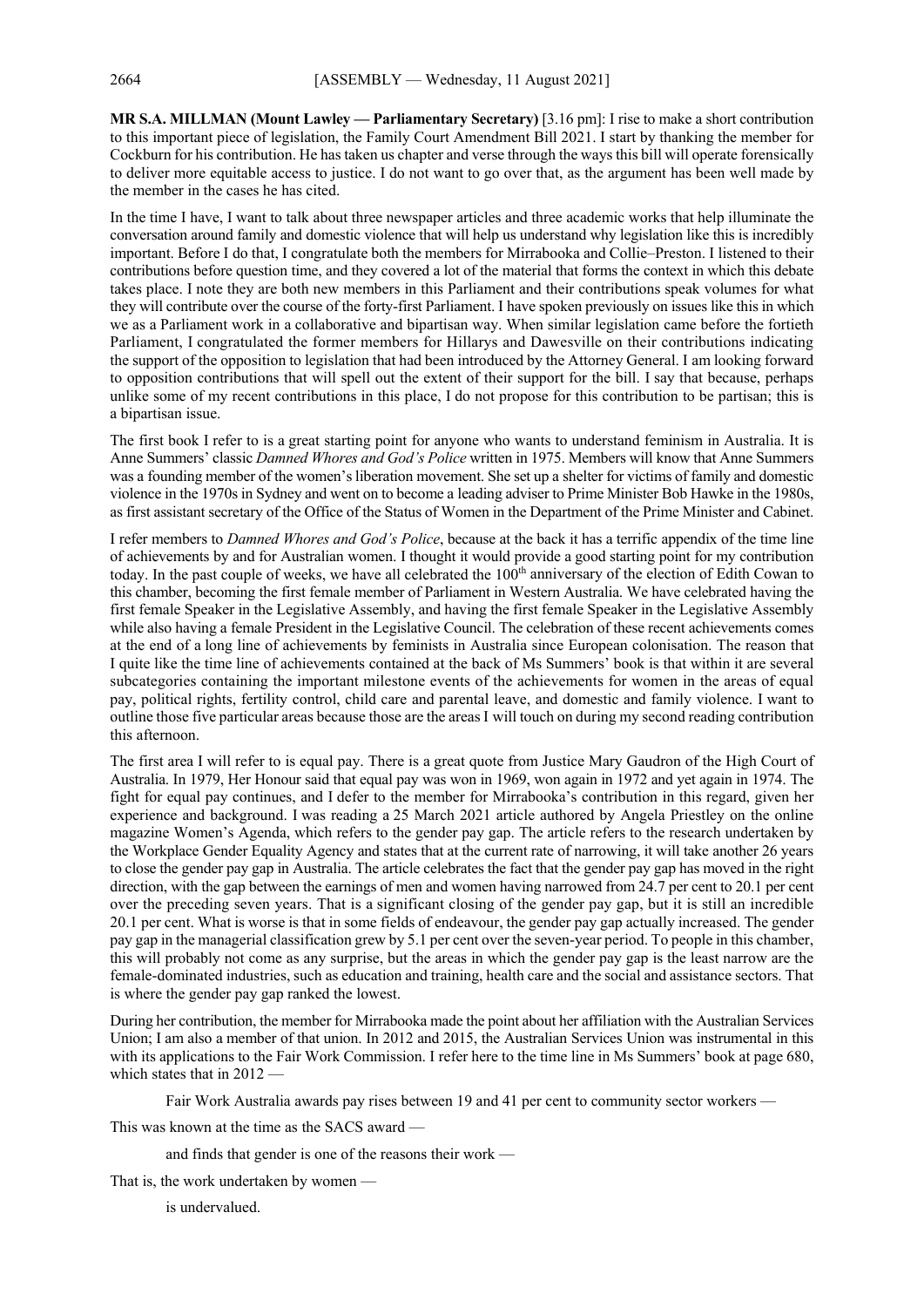**MR S.A. MILLMAN (Mount Lawley — Parliamentary Secretary)** [3.16 pm]: I rise to make a short contribution to this important piece of legislation, the Family Court Amendment Bill 2021. I start by thanking the member for Cockburn for his contribution. He has taken us chapter and verse through the ways this bill will operate forensically to deliver more equitable access to justice. I do not want to go over that, as the argument has been well made by the member in the cases he has cited.

In the time I have, I want to talk about three newspaper articles and three academic works that help illuminate the conversation around family and domestic violence that will help us understand why legislation like this is incredibly important. Before I do that, I congratulate both the members for Mirrabooka and Collie–Preston. I listened to their contributions before question time, and they covered a lot of the material that forms the context in which this debate takes place. I note they are both new members in this Parliament and their contributions speak volumes for what they will contribute over the course of the forty-first Parliament. I have spoken previously on issues like this in which we as a Parliament work in a collaborative and bipartisan way. When similar legislation came before the fortieth Parliament, I congratulated the former members for Hillarys and Dawesville on their contributions indicating the support of the opposition to legislation that had been introduced by the Attorney General. I am looking forward to opposition contributions that will spell out the extent of their support for the bill. I say that because, perhaps unlike some of my recent contributions in this place, I do not propose for this contribution to be partisan; this is a bipartisan issue.

The first book I refer to is a great starting point for anyone who wants to understand feminism in Australia. It is Anne Summers' classic *Damned Whores and God's Police* written in 1975. Members will know that Anne Summers was a founding member of the women's liberation movement. She set up a shelter for victims of family and domestic violence in the 1970s in Sydney and went on to become a leading adviser to Prime Minister Bob Hawke in the 1980s, as first assistant secretary of the Office of the Status of Women in the Department of the Prime Minister and Cabinet.

I refer members to *Damned Whores and God's Police*, because at the back it has a terrific appendix of the time line of achievements by and for Australian women. I thought it would provide a good starting point for my contribution today. In the past couple of weeks, we have all celebrated the 100th anniversary of the election of Edith Cowan to this chamber, becoming the first female member of Parliament in Western Australia. We have celebrated having the first female Speaker in the Legislative Assembly, and having the first female Speaker in the Legislative Assembly while also having a female President in the Legislative Council. The celebration of these recent achievements comes at the end of a long line of achievements by feminists in Australia since European colonisation. The reason that I quite like the time line of achievements contained at the back of Ms Summers' book is that within it are several subcategories containing the important milestone events of the achievements for women in the areas of equal pay, political rights, fertility control, child care and parental leave, and domestic and family violence. I want to outline those five particular areas because those are the areas I will touch on during my second reading contribution this afternoon.

The first area I will refer to is equal pay. There is a great quote from Justice Mary Gaudron of the High Court of Australia. In 1979, Her Honour said that equal pay was won in 1969, won again in 1972 and yet again in 1974. The fight for equal pay continues, and I defer to the member for Mirrabooka's contribution in this regard, given her experience and background. I was reading a 25 March 2021 article authored by Angela Priestley on the online magazine Women's Agenda, which refers to the gender pay gap. The article refers to the research undertaken by the Workplace Gender Equality Agency and states that at the current rate of narrowing, it will take another 26 years to close the gender pay gap in Australia. The article celebrates the fact that the gender pay gap has moved in the right direction, with the gap between the earnings of men and women having narrowed from 24.7 per cent to 20.1 per cent over the preceding seven years. That is a significant closing of the gender pay gap, but it is still an incredible 20.1 per cent. What is worse is that in some fields of endeavour, the gender pay gap actually increased. The gender pay gap in the managerial classification grew by 5.1 per cent over the seven-year period. To people in this chamber, this will probably not come as any surprise, but the areas in which the gender pay gap is the least narrow are the female-dominated industries, such as education and training, health care and the social and assistance sectors. That is where the gender pay gap ranked the lowest.

During her contribution, the member for Mirrabooka made the point about her affiliation with the Australian Services Union; I am also a member of that union. In 2012 and 2015, the Australian Services Union was instrumental in this with its applications to the Fair Work Commission. I refer here to the time line in Ms Summers' book at page 680, which states that in 2012 —

> Fair Work Australia awards pay rises between 19 and 41 per cent to community sector workers —

This was known at the time as the SACS award —

> and finds that gender is one of the reasons their work —

That is, the work undertaken by women —

> is undervalued.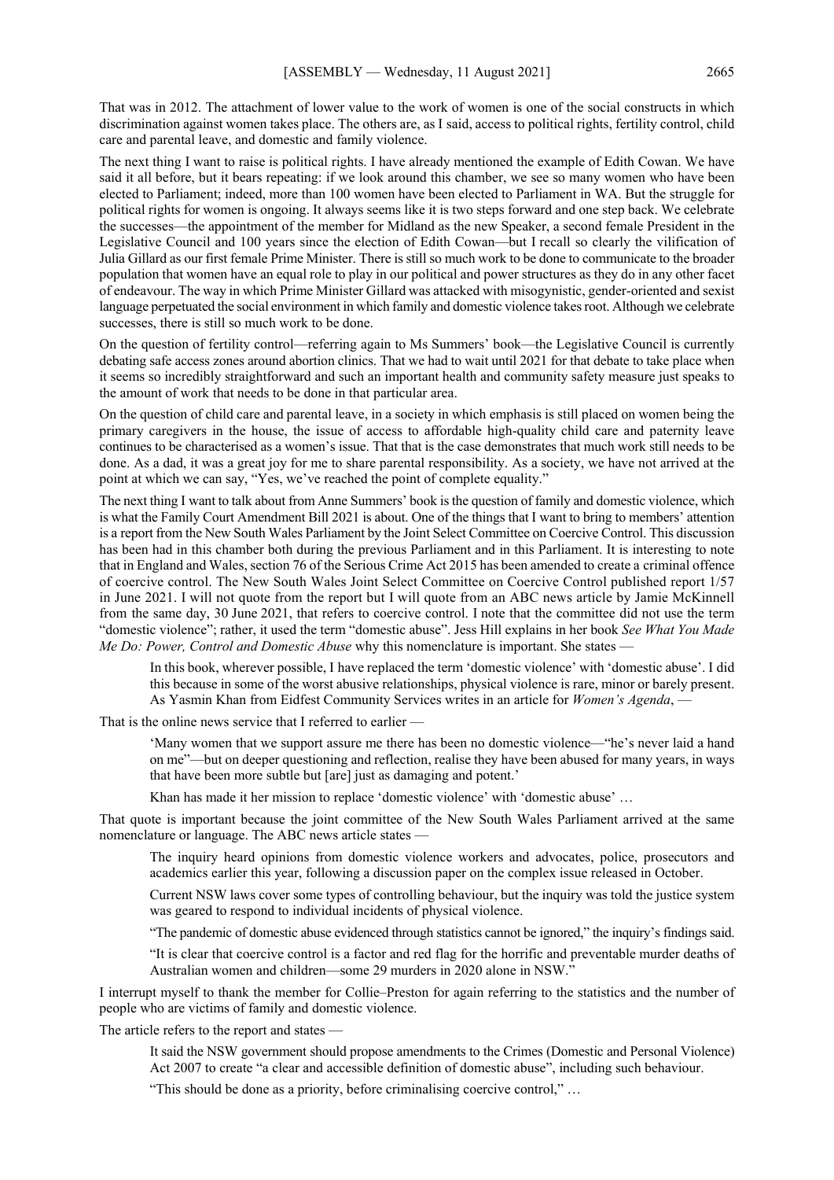That was in 2012. The attachment of lower value to the work of women is one of the social constructs in which discrimination against women takes place. The others are, as I said, access to political rights, fertility control, child care and parental leave, and domestic and family violence.

The next thing I want to raise is political rights. I have already mentioned the example of Edith Cowan. We have said it all before, but it bears repeating: if we look around this chamber, we see so many women who have been elected to Parliament; indeed, more than 100 women have been elected to Parliament in WA. But the struggle for political rights for women is ongoing. It always seems like it is two steps forward and one step back. We celebrate the successes—the appointment of the member for Midland as the new Speaker, a second female President in the Legislative Council and 100 years since the election of Edith Cowan—but I recall so clearly the vilification of Julia Gillard as our first female Prime Minister. There is still so much work to be done to communicate to the broader population that women have an equal role to play in our political and power structures as they do in any other facet of endeavour. The way in which Prime Minister Gillard was attacked with misogynistic, gender-oriented and sexist language perpetuated the social environment in which family and domestic violence takes root. Although we celebrate successes, there is still so much work to be done.

On the question of fertility control—referring again to Ms Summers' book—the Legislative Council is currently debating safe access zones around abortion clinics. That we had to wait until 2021 for that debate to take place when it seems so incredibly straightforward and such an important health and community safety measure just speaks to the amount of work that needs to be done in that particular area.

On the question of child care and parental leave, in a society in which emphasis is still placed on women being the primary caregivers in the house, the issue of access to affordable high-quality child care and paternity leave continues to be characterised as a women's issue. That that is the case demonstrates that much work still needs to be done. As a dad, it was a great joy for me to share parental responsibility. As a society, we have not arrived at the point at which we can say, "Yes, we've reached the point of complete equality."

The next thing I want to talk about from Anne Summers' book is the question of family and domestic violence, which is what the Family Court Amendment Bill 2021 is about. One of the things that I want to bring to members' attention is a report from the New South Wales Parliament by the Joint Select Committee on Coercive Control. This discussion has been had in this chamber both during the previous Parliament and in this Parliament. It is interesting to note that in England and Wales, section 76 of the Serious Crime Act 2015 has been amended to create a criminal offence of coercive control. The New South Wales Joint Select Committee on Coercive Control published report 1/57 in June 2021. I will not quote from the report but I will quote from an ABC news article by Jamie McKinnell from the same day, 30 June 2021, that refers to coercive control. I note that the committee did not use the term "domestic violence"; rather, it used the term "domestic abuse". Jess Hill explains in her book *See What You Made Me Do: Power, Control and Domestic Abuse* why this nomenclature is important. She states —

> In this book, wherever possible, I have replaced the term 'domestic violence' with 'domestic abuse'. I did this because in some of the worst abusive relationships, physical violence is rare, minor or barely present. As Yasmin Khan from Eidfest Community Services writes in an article for *Women's Agenda*, —

That is the online news service that I referred to earlier —

> 'Many women that we support assure me there has been no domestic violence—"he's never laid a hand on me"—but on deeper questioning and reflection, realise they have been abused for many years, in ways that have been more subtle but [are] just as damaging and potent.'
>
> Khan has made it her mission to replace 'domestic violence' with 'domestic abuse' …

That quote is important because the joint committee of the New South Wales Parliament arrived at the same nomenclature or language. The ABC news article states —

> The inquiry heard opinions from domestic violence workers and advocates, police, prosecutors and academics earlier this year, following a discussion paper on the complex issue released in October.
>
> Current NSW laws cover some types of controlling behaviour, but the inquiry was told the justice system was geared to respond to individual incidents of physical violence.
>
> "The pandemic of domestic abuse evidenced through statistics cannot be ignored," the inquiry's findings said.
>
> "It is clear that coercive control is a factor and red flag for the horrific and preventable murder deaths of Australian women and children—some 29 murders in 2020 alone in NSW."

I interrupt myself to thank the member for Collie–Preston for again referring to the statistics and the number of people who are victims of family and domestic violence.

The article refers to the report and states —

> It said the NSW government should propose amendments to the Crimes (Domestic and Personal Violence) Act 2007 to create "a clear and accessible definition of domestic abuse", including such behaviour.
>
> "This should be done as a priority, before criminalising coercive control," …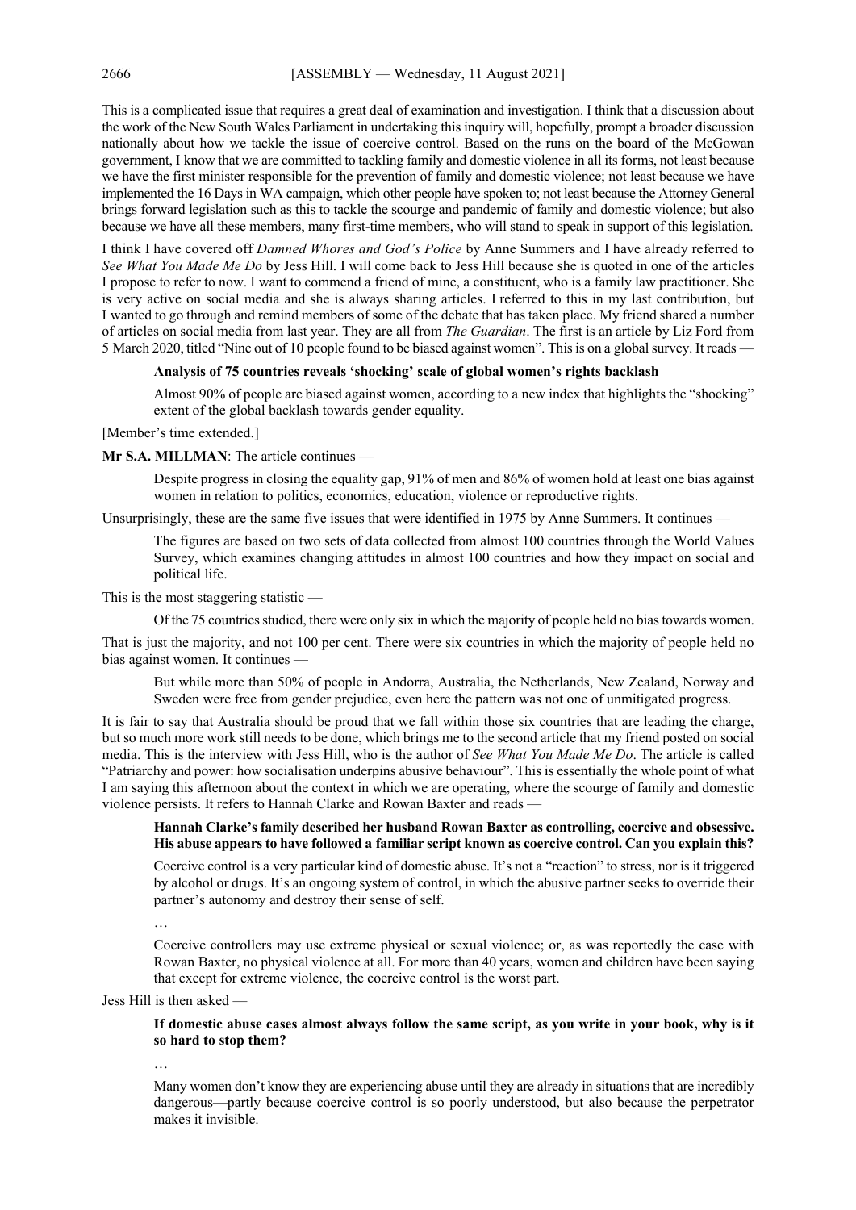This is a complicated issue that requires a great deal of examination and investigation. I think that a discussion about the work of the New South Wales Parliament in undertaking this inquiry will, hopefully, prompt a broader discussion nationally about how we tackle the issue of coercive control. Based on the runs on the board of the McGowan government, I know that we are committed to tackling family and domestic violence in all its forms, not least because we have the first minister responsible for the prevention of family and domestic violence; not least because we have implemented the 16 Days in WA campaign, which other people have spoken to; not least because the Attorney General brings forward legislation such as this to tackle the scourge and pandemic of family and domestic violence; but also because we have all these members, many first-time members, who will stand to speak in support of this legislation.

I think I have covered off *Damned Whores and God's Police* by Anne Summers and I have already referred to *See What You Made Me Do* by Jess Hill. I will come back to Jess Hill because she is quoted in one of the articles I propose to refer to now. I want to commend a friend of mine, a constituent, who is a family law practitioner. She is very active on social media and she is always sharing articles. I referred to this in my last contribution, but I wanted to go through and remind members of some of the debate that has taken place. My friend shared a number of articles on social media from last year. They are all from *The Guardian*. The first is an article by Liz Ford from 5 March 2020, titled "Nine out of 10 people found to be biased against women". This is on a global survey. It reads —

> **Analysis of 75 countries reveals 'shocking' scale of global women's rights backlash**
>
> Almost 90% of people are biased against women, according to a new index that highlights the "shocking" extent of the global backlash towards gender equality.

[Member's time extended.]

**Mr S.A. MILLMAN**: The article continues —

> Despite progress in closing the equality gap, 91% of men and 86% of women hold at least one bias against women in relation to politics, economics, education, violence or reproductive rights.

Unsurprisingly, these are the same five issues that were identified in 1975 by Anne Summers. It continues —

> The figures are based on two sets of data collected from almost 100 countries through the World Values Survey, which examines changing attitudes in almost 100 countries and how they impact on social and political life.

This is the most staggering statistic —

> Of the 75 countries studied, there were only six in which the majority of people held no bias towards women.

That is just the majority, and not 100 per cent. There were six countries in which the majority of people held no bias against women. It continues —

> But while more than 50% of people in Andorra, Australia, the Netherlands, New Zealand, Norway and Sweden were free from gender prejudice, even here the pattern was not one of unmitigated progress.

It is fair to say that Australia should be proud that we fall within those six countries that are leading the charge, but so much more work still needs to be done, which brings me to the second article that my friend posted on social media. This is the interview with Jess Hill, who is the author of *See What You Made Me Do*. The article is called "Patriarchy and power: how socialisation underpins abusive behaviour". This is essentially the whole point of what I am saying this afternoon about the context in which we are operating, where the scourge of family and domestic violence persists. It refers to Hannah Clarke and Rowan Baxter and reads —

> **Hannah Clarke's family described her husband Rowan Baxter as controlling, coercive and obsessive. His abuse appears to have followed a familiar script known as coercive control. Can you explain this?**
>
> Coercive control is a very particular kind of domestic abuse. It's not a "reaction" to stress, nor is it triggered by alcohol or drugs. It's an ongoing system of control, in which the abusive partner seeks to override their partner's autonomy and destroy their sense of self.
>
> …
>
> Coercive controllers may use extreme physical or sexual violence; or, as was reportedly the case with Rowan Baxter, no physical violence at all. For more than 40 years, women and children have been saying that except for extreme violence, the coercive control is the worst part.

Jess Hill is then asked —

> **If domestic abuse cases almost always follow the same script, as you write in your book, why is it so hard to stop them?**
>
> …
>
> Many women don't know they are experiencing abuse until they are already in situations that are incredibly dangerous—partly because coercive control is so poorly understood, but also because the perpetrator makes it invisible.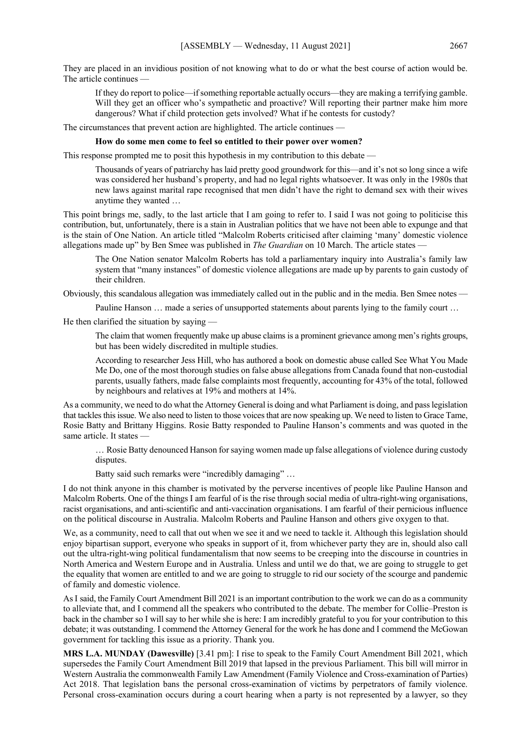They are placed in an invidious position of not knowing what to do or what the best course of action would be. The article continues —

> If they do report to police—if something reportable actually occurs—they are making a terrifying gamble. Will they get an officer who's sympathetic and proactive? Will reporting their partner make him more dangerous? What if child protection gets involved? What if he contests for custody?

The circumstances that prevent action are highlighted. The article continues —

> **How do some men come to feel so entitled to their power over women?**

This response prompted me to posit this hypothesis in my contribution to this debate —

> Thousands of years of patriarchy has laid pretty good groundwork for this—and it's not so long since a wife was considered her husband's property, and had no legal rights whatsoever. It was only in the 1980s that new laws against marital rape recognised that men didn't have the right to demand sex with their wives anytime they wanted …

This point brings me, sadly, to the last article that I am going to refer to. I said I was not going to politicise this contribution, but, unfortunately, there is a stain in Australian politics that we have not been able to expunge and that is the stain of One Nation. An article titled "Malcolm Roberts criticised after claiming 'many' domestic violence allegations made up" by Ben Smee was published in *The Guardian* on 10 March. The article states —

> The One Nation senator Malcolm Roberts has told a parliamentary inquiry into Australia's family law system that "many instances" of domestic violence allegations are made up by parents to gain custody of their children.

Obviously, this scandalous allegation was immediately called out in the public and in the media. Ben Smee notes —

> Pauline Hanson … made a series of unsupported statements about parents lying to the family court …

He then clarified the situation by saying —

> The claim that women frequently make up abuse claims is a prominent grievance among men's rights groups, but has been widely discredited in multiple studies.
>
> According to researcher Jess Hill, who has authored a book on domestic abuse called See What You Made Me Do, one of the most thorough studies on false abuse allegations from Canada found that non-custodial parents, usually fathers, made false complaints most frequently, accounting for 43% of the total, followed by neighbours and relatives at 19% and mothers at 14%.

As a community, we need to do what the Attorney General is doing and what Parliament is doing, and pass legislation that tackles this issue. We also need to listen to those voices that are now speaking up. We need to listen to Grace Tame, Rosie Batty and Brittany Higgins. Rosie Batty responded to Pauline Hanson's comments and was quoted in the same article. It states —

> … Rosie Batty denounced Hanson for saying women made up false allegations of violence during custody disputes.
>
> Batty said such remarks were "incredibly damaging" …

I do not think anyone in this chamber is motivated by the perverse incentives of people like Pauline Hanson and Malcolm Roberts. One of the things I am fearful of is the rise through social media of ultra-right-wing organisations, racist organisations, and anti-scientific and anti-vaccination organisations. I am fearful of their pernicious influence on the political discourse in Australia. Malcolm Roberts and Pauline Hanson and others give oxygen to that.

We, as a community, need to call that out when we see it and we need to tackle it. Although this legislation should enjoy bipartisan support, everyone who speaks in support of it, from whichever party they are in, should also call out the ultra-right-wing political fundamentalism that now seems to be creeping into the discourse in countries in North America and Western Europe and in Australia. Unless and until we do that, we are going to struggle to get the equality that women are entitled to and we are going to struggle to rid our society of the scourge and pandemic of family and domestic violence.

As I said, the Family Court Amendment Bill 2021 is an important contribution to the work we can do as a community to alleviate that, and I commend all the speakers who contributed to the debate. The member for Collie–Preston is back in the chamber so I will say to her while she is here: I am incredibly grateful to you for your contribution to this debate; it was outstanding. I commend the Attorney General for the work he has done and I commend the McGowan government for tackling this issue as a priority. Thank you.

**MRS L.A. MUNDAY (Dawesville)** [3.41 pm]: I rise to speak to the Family Court Amendment Bill 2021, which supersedes the Family Court Amendment Bill 2019 that lapsed in the previous Parliament. This bill will mirror in Western Australia the commonwealth Family Law Amendment (Family Violence and Cross-examination of Parties) Act 2018. That legislation bans the personal cross-examination of victims by perpetrators of family violence. Personal cross-examination occurs during a court hearing when a party is not represented by a lawyer, so they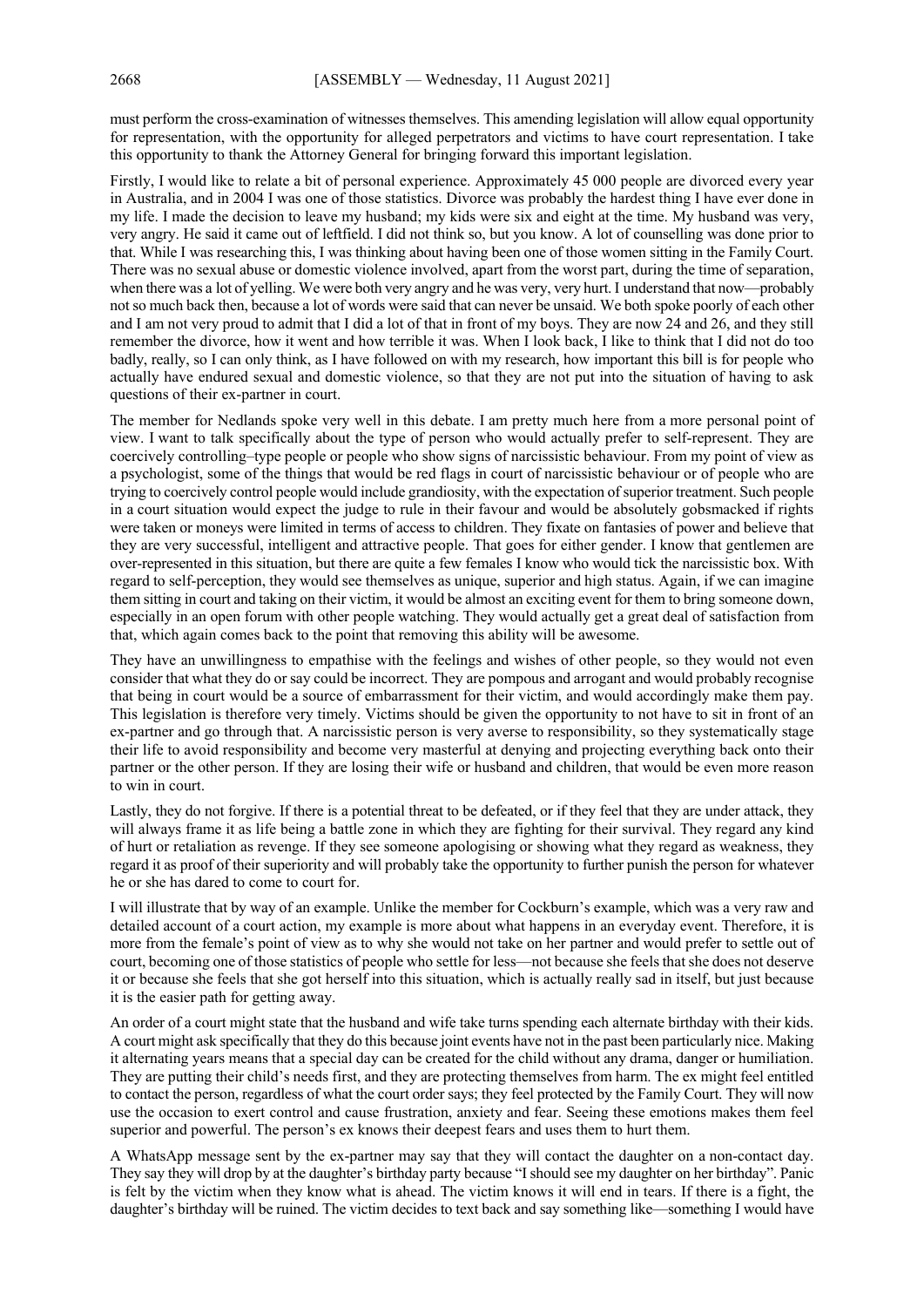must perform the cross-examination of witnesses themselves. This amending legislation will allow equal opportunity for representation, with the opportunity for alleged perpetrators and victims to have court representation. I take this opportunity to thank the Attorney General for bringing forward this important legislation.

Firstly, I would like to relate a bit of personal experience. Approximately 45 000 people are divorced every year in Australia, and in 2004 I was one of those statistics. Divorce was probably the hardest thing I have ever done in my life. I made the decision to leave my husband; my kids were six and eight at the time. My husband was very, very angry. He said it came out of leftfield. I did not think so, but you know. A lot of counselling was done prior to that. While I was researching this, I was thinking about having been one of those women sitting in the Family Court. There was no sexual abuse or domestic violence involved, apart from the worst part, during the time of separation, when there was a lot of yelling. We were both very angry and he was very, very hurt. I understand that now—probably not so much back then, because a lot of words were said that can never be unsaid. We both spoke poorly of each other and I am not very proud to admit that I did a lot of that in front of my boys. They are now 24 and 26, and they still remember the divorce, how it went and how terrible it was. When I look back, I like to think that I did not do too badly, really, so I can only think, as I have followed on with my research, how important this bill is for people who actually have endured sexual and domestic violence, so that they are not put into the situation of having to ask questions of their ex-partner in court.

The member for Nedlands spoke very well in this debate. I am pretty much here from a more personal point of view. I want to talk specifically about the type of person who would actually prefer to self-represent. They are coercively controlling–type people or people who show signs of narcissistic behaviour. From my point of view as a psychologist, some of the things that would be red flags in court of narcissistic behaviour or of people who are trying to coercively control people would include grandiosity, with the expectation of superior treatment. Such people in a court situation would expect the judge to rule in their favour and would be absolutely gobsmacked if rights were taken or moneys were limited in terms of access to children. They fixate on fantasies of power and believe that they are very successful, intelligent and attractive people. That goes for either gender. I know that gentlemen are over-represented in this situation, but there are quite a few females I know who would tick the narcissistic box. With regard to self-perception, they would see themselves as unique, superior and high status. Again, if we can imagine them sitting in court and taking on their victim, it would be almost an exciting event for them to bring someone down, especially in an open forum with other people watching. They would actually get a great deal of satisfaction from that, which again comes back to the point that removing this ability will be awesome.

They have an unwillingness to empathise with the feelings and wishes of other people, so they would not even consider that what they do or say could be incorrect. They are pompous and arrogant and would probably recognise that being in court would be a source of embarrassment for their victim, and would accordingly make them pay. This legislation is therefore very timely. Victims should be given the opportunity to not have to sit in front of an ex-partner and go through that. A narcissistic person is very averse to responsibility, so they systematically stage their life to avoid responsibility and become very masterful at denying and projecting everything back onto their partner or the other person. If they are losing their wife or husband and children, that would be even more reason to win in court.

Lastly, they do not forgive. If there is a potential threat to be defeated, or if they feel that they are under attack, they will always frame it as life being a battle zone in which they are fighting for their survival. They regard any kind of hurt or retaliation as revenge. If they see someone apologising or showing what they regard as weakness, they regard it as proof of their superiority and will probably take the opportunity to further punish the person for whatever he or she has dared to come to court for.

I will illustrate that by way of an example. Unlike the member for Cockburn's example, which was a very raw and detailed account of a court action, my example is more about what happens in an everyday event. Therefore, it is more from the female's point of view as to why she would not take on her partner and would prefer to settle out of court, becoming one of those statistics of people who settle for less—not because she feels that she does not deserve it or because she feels that she got herself into this situation, which is actually really sad in itself, but just because it is the easier path for getting away.

An order of a court might state that the husband and wife take turns spending each alternate birthday with their kids. A court might ask specifically that they do this because joint events have not in the past been particularly nice. Making it alternating years means that a special day can be created for the child without any drama, danger or humiliation. They are putting their child's needs first, and they are protecting themselves from harm. The ex might feel entitled to contact the person, regardless of what the court order says; they feel protected by the Family Court. They will now use the occasion to exert control and cause frustration, anxiety and fear. Seeing these emotions makes them feel superior and powerful. The person's ex knows their deepest fears and uses them to hurt them.

A WhatsApp message sent by the ex-partner may say that they will contact the daughter on a non-contact day. They say they will drop by at the daughter's birthday party because "I should see my daughter on her birthday". Panic is felt by the victim when they know what is ahead. The victim knows it will end in tears. If there is a fight, the daughter's birthday will be ruined. The victim decides to text back and say something like—something I would have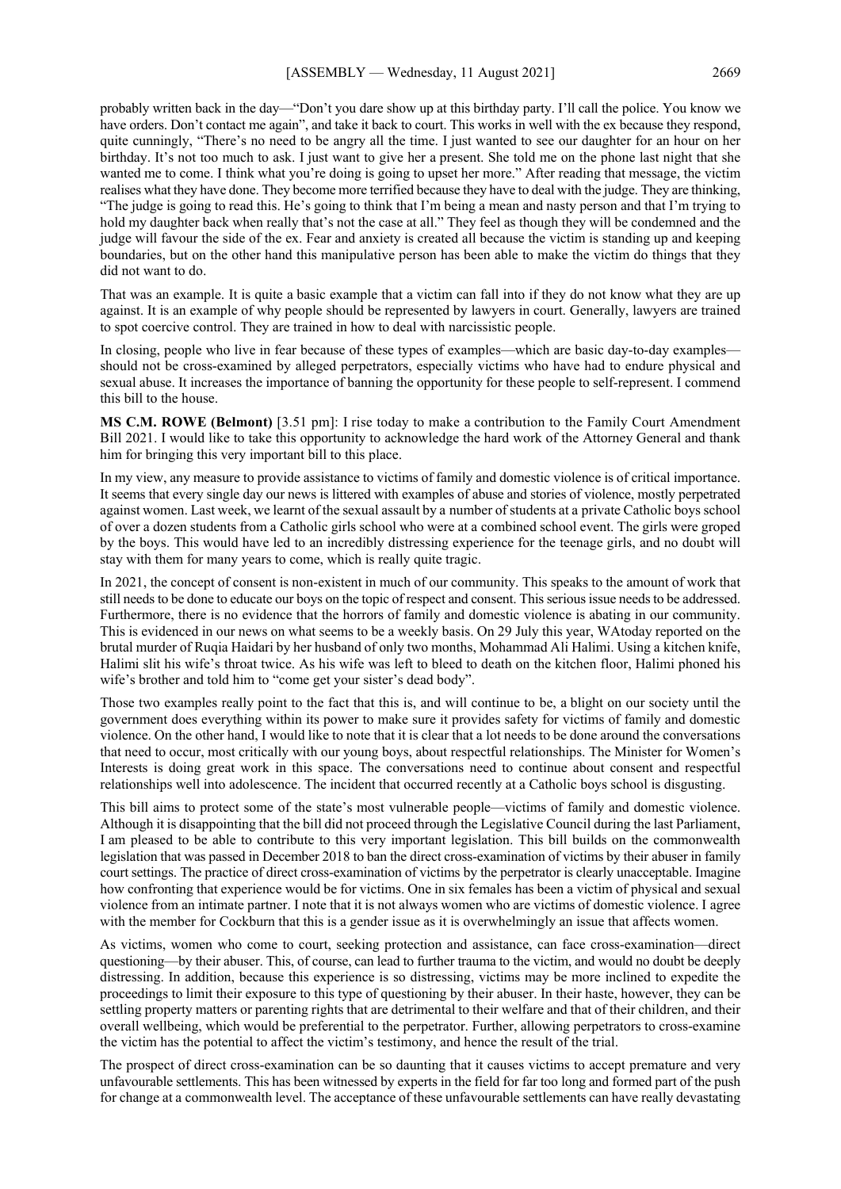probably written back in the day—"Don't you dare show up at this birthday party. I'll call the police. You know we have orders. Don't contact me again", and take it back to court. This works in well with the ex because they respond, quite cunningly, "There's no need to be angry all the time. I just wanted to see our daughter for an hour on her birthday. It's not too much to ask. I just want to give her a present. She told me on the phone last night that she wanted me to come. I think what you're doing is going to upset her more." After reading that message, the victim realises what they have done. They become more terrified because they have to deal with the judge. They are thinking, "The judge is going to read this. He's going to think that I'm being a mean and nasty person and that I'm trying to hold my daughter back when really that's not the case at all." They feel as though they will be condemned and the judge will favour the side of the ex. Fear and anxiety is created all because the victim is standing up and keeping boundaries, but on the other hand this manipulative person has been able to make the victim do things that they did not want to do.

That was an example. It is quite a basic example that a victim can fall into if they do not know what they are up against. It is an example of why people should be represented by lawyers in court. Generally, lawyers are trained to spot coercive control. They are trained in how to deal with narcissistic people.

In closing, people who live in fear because of these types of examples—which are basic day-to-day examples—should not be cross-examined by alleged perpetrators, especially victims who have had to endure physical and sexual abuse. It increases the importance of banning the opportunity for these people to self-represent. I commend this bill to the house.

**MS C.M. ROWE (Belmont)** [3.51 pm]: I rise today to make a contribution to the Family Court Amendment Bill 2021. I would like to take this opportunity to acknowledge the hard work of the Attorney General and thank him for bringing this very important bill to this place.

In my view, any measure to provide assistance to victims of family and domestic violence is of critical importance. It seems that every single day our news is littered with examples of abuse and stories of violence, mostly perpetrated against women. Last week, we learnt of the sexual assault by a number of students at a private Catholic boys school of over a dozen students from a Catholic girls school who were at a combined school event. The girls were groped by the boys. This would have led to an incredibly distressing experience for the teenage girls, and no doubt will stay with them for many years to come, which is really quite tragic.

In 2021, the concept of consent is non-existent in much of our community. This speaks to the amount of work that still needs to be done to educate our boys on the topic of respect and consent. This serious issue needs to be addressed. Furthermore, there is no evidence that the horrors of family and domestic violence is abating in our community. This is evidenced in our news on what seems to be a weekly basis. On 29 July this year, WAtoday reported on the brutal murder of Ruqia Haidari by her husband of only two months, Mohammad Ali Halimi. Using a kitchen knife, Halimi slit his wife's throat twice. As his wife was left to bleed to death on the kitchen floor, Halimi phoned his wife's brother and told him to "come get your sister's dead body".

Those two examples really point to the fact that this is, and will continue to be, a blight on our society until the government does everything within its power to make sure it provides safety for victims of family and domestic violence. On the other hand, I would like to note that it is clear that a lot needs to be done around the conversations that need to occur, most critically with our young boys, about respectful relationships. The Minister for Women's Interests is doing great work in this space. The conversations need to continue about consent and respectful relationships well into adolescence. The incident that occurred recently at a Catholic boys school is disgusting.

This bill aims to protect some of the state's most vulnerable people—victims of family and domestic violence. Although it is disappointing that the bill did not proceed through the Legislative Council during the last Parliament, I am pleased to be able to contribute to this very important legislation. This bill builds on the commonwealth legislation that was passed in December 2018 to ban the direct cross-examination of victims by their abuser in family court settings. The practice of direct cross-examination of victims by the perpetrator is clearly unacceptable. Imagine how confronting that experience would be for victims. One in six females has been a victim of physical and sexual violence from an intimate partner. I note that it is not always women who are victims of domestic violence. I agree with the member for Cockburn that this is a gender issue as it is overwhelmingly an issue that affects women.

As victims, women who come to court, seeking protection and assistance, can face cross-examination—direct questioning—by their abuser. This, of course, can lead to further trauma to the victim, and would no doubt be deeply distressing. In addition, because this experience is so distressing, victims may be more inclined to expedite the proceedings to limit their exposure to this type of questioning by their abuser. In their haste, however, they can be settling property matters or parenting rights that are detrimental to their welfare and that of their children, and their overall wellbeing, which would be preferential to the perpetrator. Further, allowing perpetrators to cross-examine the victim has the potential to affect the victim's testimony, and hence the result of the trial.

The prospect of direct cross-examination can be so daunting that it causes victims to accept premature and very unfavourable settlements. This has been witnessed by experts in the field for far too long and formed part of the push for change at a commonwealth level. The acceptance of these unfavourable settlements can have really devastating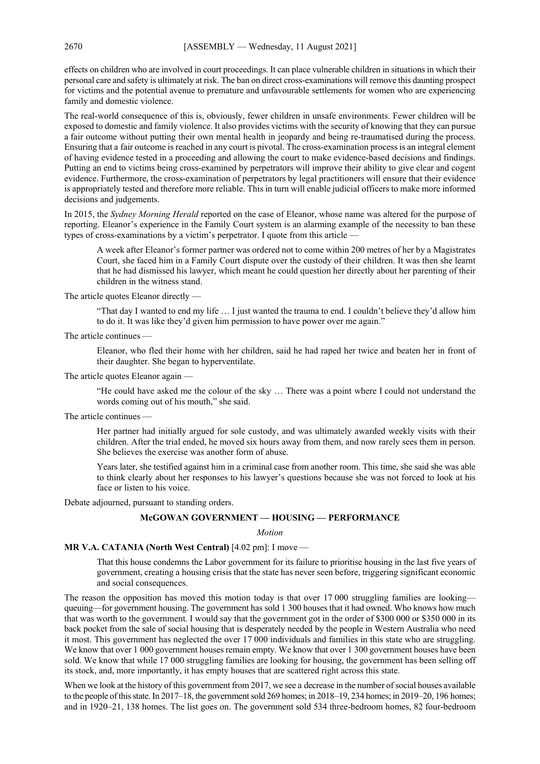effects on children who are involved in court proceedings. It can place vulnerable children in situations in which their personal care and safety is ultimately at risk. The ban on direct cross-examinations will remove this daunting prospect for victims and the potential avenue to premature and unfavourable settlements for women who are experiencing family and domestic violence.

The real-world consequence of this is, obviously, fewer children in unsafe environments. Fewer children will be exposed to domestic and family violence. It also provides victims with the security of knowing that they can pursue a fair outcome without putting their own mental health in jeopardy and being re-traumatised during the process. Ensuring that a fair outcome is reached in any court is pivotal. The cross-examination process is an integral element of having evidence tested in a proceeding and allowing the court to make evidence-based decisions and findings. Putting an end to victims being cross-examined by perpetrators will improve their ability to give clear and cogent evidence. Furthermore, the cross-examination of perpetrators by legal practitioners will ensure that their evidence is appropriately tested and therefore more reliable. This in turn will enable judicial officers to make more informed decisions and judgements.

In 2015, the *Sydney Morning Herald* reported on the case of Eleanor, whose name was altered for the purpose of reporting. Eleanor's experience in the Family Court system is an alarming example of the necessity to ban these types of cross-examinations by a victim's perpetrator. I quote from this article —

> A week after Eleanor's former partner was ordered not to come within 200 metres of her by a Magistrates Court, she faced him in a Family Court dispute over the custody of their children. It was then she learnt that he had dismissed his lawyer, which meant he could question her directly about her parenting of their children in the witness stand.

The article quotes Eleanor directly —

> "That day I wanted to end my life … I just wanted the trauma to end. I couldn't believe they'd allow him to do it. It was like they'd given him permission to have power over me again."

The article continues —

> Eleanor, who fled their home with her children, said he had raped her twice and beaten her in front of their daughter. She began to hyperventilate.

The article quotes Eleanor again —

> "He could have asked me the colour of the sky … There was a point where I could not understand the words coming out of his mouth," she said.

The article continues —

> Her partner had initially argued for sole custody, and was ultimately awarded weekly visits with their children. After the trial ended, he moved six hours away from them, and now rarely sees them in person. She believes the exercise was another form of abuse.
>
> Years later, she testified against him in a criminal case from another room. This time, she said she was able to think clearly about her responses to his lawyer's questions because she was not forced to look at his face or listen to his voice.

Debate adjourned, pursuant to standing orders.

## McGOWAN GOVERNMENT — HOUSING — PERFORMANCE

*Motion*

**MR V.A. CATANIA (North West Central)** [4.02 pm]: I move —

> That this house condemns the Labor government for its failure to prioritise housing in the last five years of government, creating a housing crisis that the state has never seen before, triggering significant economic and social consequences.

The reason the opposition has moved this motion today is that over 17 000 struggling families are looking—queuing—for government housing. The government has sold 1 300 houses that it had owned. Who knows how much that was worth to the government. I would say that the government got in the order of $300 000 or $350 000 in its back pocket from the sale of social housing that is desperately needed by the people in Western Australia who need it most. This government has neglected the over 17 000 individuals and families in this state who are struggling. We know that over 1 000 government houses remain empty. We know that over 1 300 government houses have been sold. We know that while 17 000 struggling families are looking for housing, the government has been selling off its stock, and, more importantly, it has empty houses that are scattered right across this state.

When we look at the history of this government from 2017, we see a decrease in the number of social houses available to the people of this state. In 2017–18, the government sold 269 homes; in 2018–19, 234 homes; in 2019–20, 196 homes; and in 1920–21, 138 homes. The list goes on. The government sold 534 three-bedroom homes, 82 four-bedroom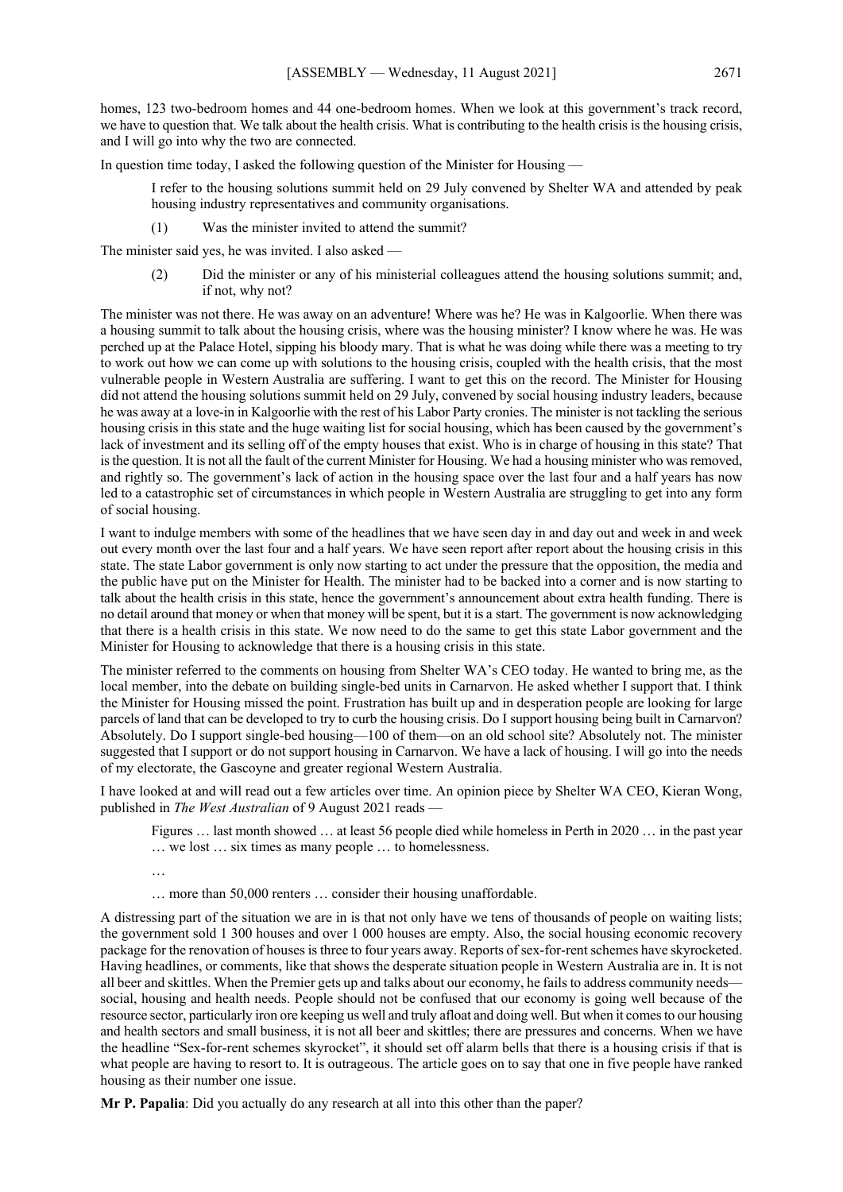homes, 123 two-bedroom homes and 44 one-bedroom homes. When we look at this government's track record, we have to question that. We talk about the health crisis. What is contributing to the health crisis is the housing crisis, and I will go into why the two are connected.

In question time today, I asked the following question of the Minister for Housing —

> I refer to the housing solutions summit held on 29 July convened by Shelter WA and attended by peak housing industry representatives and community organisations.
>
> (1) Was the minister invited to attend the summit?

The minister said yes, he was invited. I also asked —

> (2) Did the minister or any of his ministerial colleagues attend the housing solutions summit; and, if not, why not?

The minister was not there. He was away on an adventure! Where was he? He was in Kalgoorlie. When there was a housing summit to talk about the housing crisis, where was the housing minister? I know where he was. He was perched up at the Palace Hotel, sipping his bloody mary. That is what he was doing while there was a meeting to try to work out how we can come up with solutions to the housing crisis, coupled with the health crisis, that the most vulnerable people in Western Australia are suffering. I want to get this on the record. The Minister for Housing did not attend the housing solutions summit held on 29 July, convened by social housing industry leaders, because he was away at a love-in in Kalgoorlie with the rest of his Labor Party cronies. The minister is not tackling the serious housing crisis in this state and the huge waiting list for social housing, which has been caused by the government's lack of investment and its selling off of the empty houses that exist. Who is in charge of housing in this state? That is the question. It is not all the fault of the current Minister for Housing. We had a housing minister who was removed, and rightly so. The government's lack of action in the housing space over the last four and a half years has now led to a catastrophic set of circumstances in which people in Western Australia are struggling to get into any form of social housing.

I want to indulge members with some of the headlines that we have seen day in and day out and week in and week out every month over the last four and a half years. We have seen report after report about the housing crisis in this state. The state Labor government is only now starting to act under the pressure that the opposition, the media and the public have put on the Minister for Health. The minister had to be backed into a corner and is now starting to talk about the health crisis in this state, hence the government's announcement about extra health funding. There is no detail around that money or when that money will be spent, but it is a start. The government is now acknowledging that there is a health crisis in this state. We now need to do the same to get this state Labor government and the Minister for Housing to acknowledge that there is a housing crisis in this state.

The minister referred to the comments on housing from Shelter WA's CEO today. He wanted to bring me, as the local member, into the debate on building single-bed units in Carnarvon. He asked whether I support that. I think the Minister for Housing missed the point. Frustration has built up and in desperation people are looking for large parcels of land that can be developed to try to curb the housing crisis. Do I support housing being built in Carnarvon? Absolutely. Do I support single-bed housing—100 of them—on an old school site? Absolutely not. The minister suggested that I support or do not support housing in Carnarvon. We have a lack of housing. I will go into the needs of my electorate, the Gascoyne and greater regional Western Australia.

I have looked at and will read out a few articles over time. An opinion piece by Shelter WA CEO, Kieran Wong, published in *The West Australian* of 9 August 2021 reads —

> Figures … last month showed … at least 56 people died while homeless in Perth in 2020 … in the past year … we lost … six times as many people … to homelessness.
>
> …
>
> … more than 50,000 renters … consider their housing unaffordable.

A distressing part of the situation we are in is that not only have we tens of thousands of people on waiting lists; the government sold 1 300 houses and over 1 000 houses are empty. Also, the social housing economic recovery package for the renovation of houses is three to four years away. Reports of sex-for-rent schemes have skyrocketed. Having headlines, or comments, like that shows the desperate situation people in Western Australia are in. It is not all beer and skittles. When the Premier gets up and talks about our economy, he fails to address community needs—social, housing and health needs. People should not be confused that our economy is going well because of the resource sector, particularly iron ore keeping us well and truly afloat and doing well. But when it comes to our housing and health sectors and small business, it is not all beer and skittles; there are pressures and concerns. When we have the headline "Sex-for-rent schemes skyrocket", it should set off alarm bells that there is a housing crisis if that is what people are having to resort to. It is outrageous. The article goes on to say that one in five people have ranked housing as their number one issue.

**Mr P. Papalia**: Did you actually do any research at all into this other than the paper?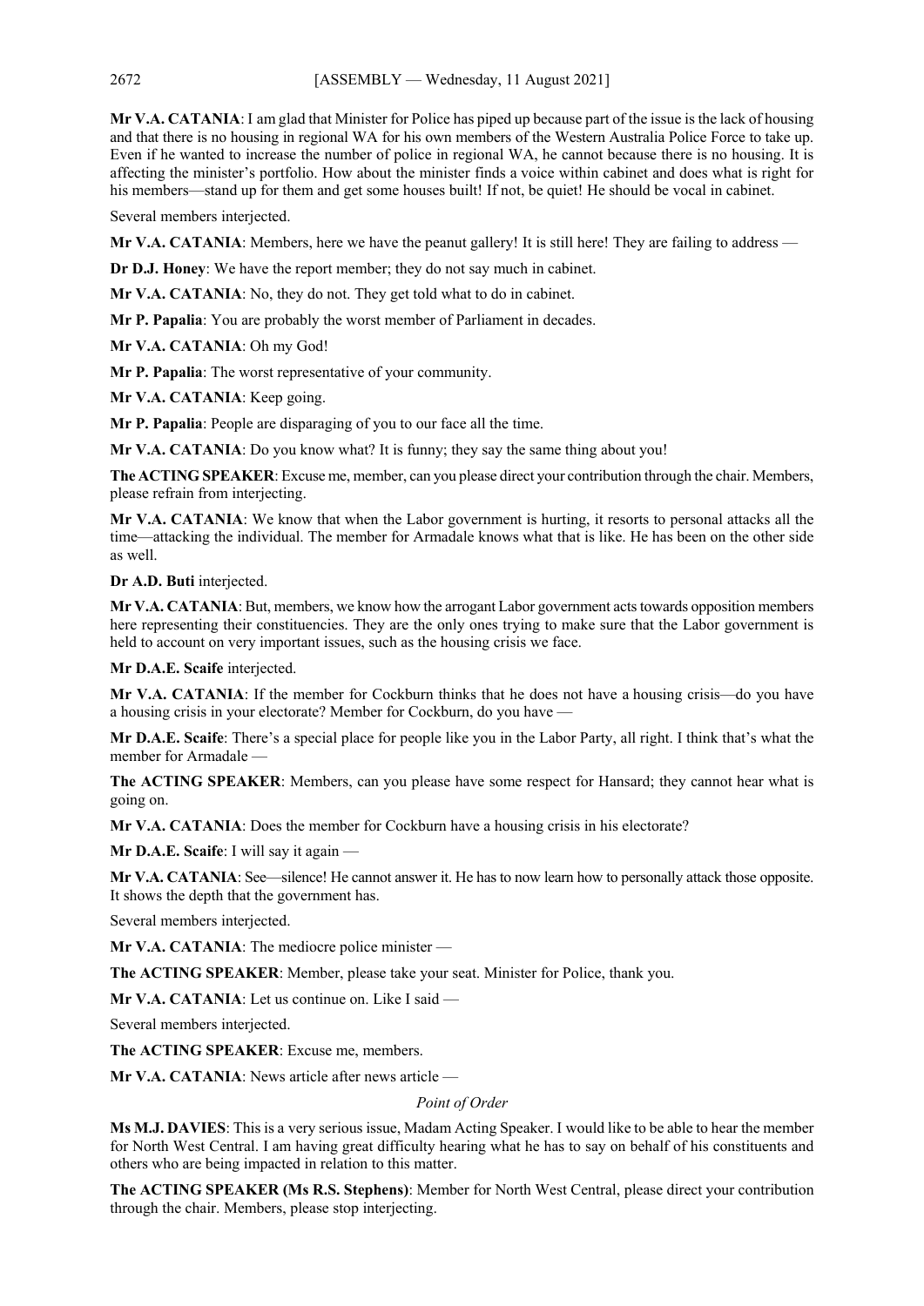**Mr V.A. CATANIA**: I am glad that Minister for Police has piped up because part of the issue is the lack of housing and that there is no housing in regional WA for his own members of the Western Australia Police Force to take up. Even if he wanted to increase the number of police in regional WA, he cannot because there is no housing. It is affecting the minister's portfolio. How about the minister finds a voice within cabinet and does what is right for his members—stand up for them and get some houses built! If not, be quiet! He should be vocal in cabinet.

Several members interjected.

**Mr V.A. CATANIA**: Members, here we have the peanut gallery! It is still here! They are failing to address —

**Dr D.J. Honey**: We have the report member; they do not say much in cabinet.

**Mr V.A. CATANIA**: No, they do not. They get told what to do in cabinet.

**Mr P. Papalia**: You are probably the worst member of Parliament in decades.

**Mr V.A. CATANIA**: Oh my God!

**Mr P. Papalia**: The worst representative of your community.

**Mr V.A. CATANIA**: Keep going.

**Mr P. Papalia**: People are disparaging of you to our face all the time.

**Mr V.A. CATANIA**: Do you know what? It is funny; they say the same thing about you!

**The ACTING SPEAKER**: Excuse me, member, can you please direct your contribution through the chair. Members, please refrain from interjecting.

**Mr V.A. CATANIA**: We know that when the Labor government is hurting, it resorts to personal attacks all the time—attacking the individual. The member for Armadale knows what that is like. He has been on the other side as well.

**Dr A.D. Buti** interjected.

**Mr V.A. CATANIA**: But, members, we know how the arrogant Labor government acts towards opposition members here representing their constituencies. They are the only ones trying to make sure that the Labor government is held to account on very important issues, such as the housing crisis we face.

**Mr D.A.E. Scaife** interjected.

**Mr V.A. CATANIA**: If the member for Cockburn thinks that he does not have a housing crisis—do you have a housing crisis in your electorate? Member for Cockburn, do you have —

**Mr D.A.E. Scaife**: There's a special place for people like you in the Labor Party, all right. I think that's what the member for Armadale —

**The ACTING SPEAKER**: Members, can you please have some respect for Hansard; they cannot hear what is going on.

**Mr V.A. CATANIA**: Does the member for Cockburn have a housing crisis in his electorate?

**Mr D.A.E. Scaife**: I will say it again —

**Mr V.A. CATANIA**: See—silence! He cannot answer it. He has to now learn how to personally attack those opposite. It shows the depth that the government has.

Several members interjected.

**Mr V.A. CATANIA**: The mediocre police minister —

**The ACTING SPEAKER**: Member, please take your seat. Minister for Police, thank you.

**Mr V.A. CATANIA**: Let us continue on. Like I said —

Several members interjected.

**The ACTING SPEAKER**: Excuse me, members.

**Mr V.A. CATANIA**: News article after news article —

*Point of Order*

**Ms M.J. DAVIES**: This is a very serious issue, Madam Acting Speaker. I would like to be able to hear the member for North West Central. I am having great difficulty hearing what he has to say on behalf of his constituents and others who are being impacted in relation to this matter.

**The ACTING SPEAKER (Ms R.S. Stephens)**: Member for North West Central, please direct your contribution through the chair. Members, please stop interjecting.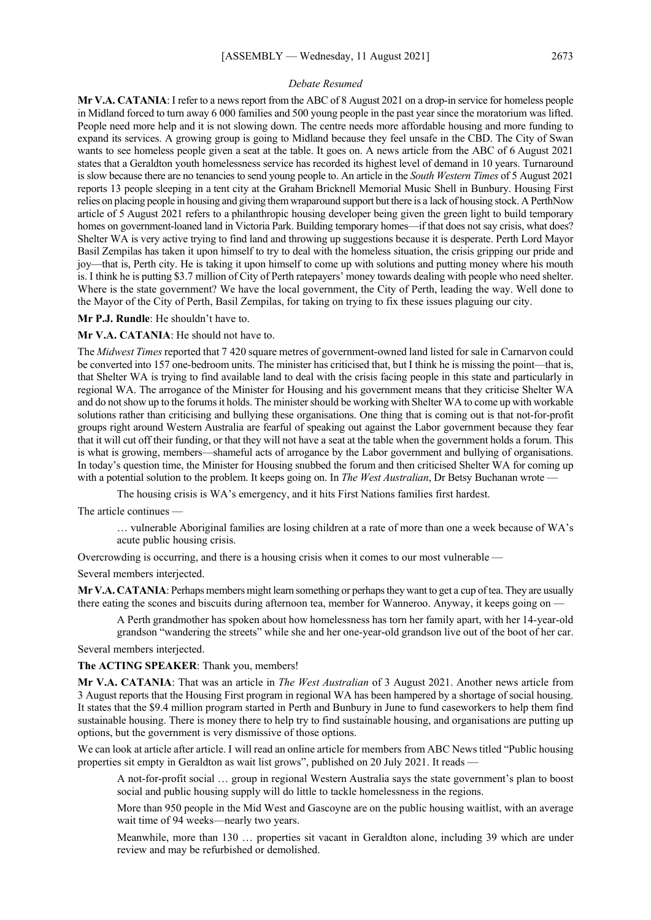*Debate Resumed*

**Mr V.A. CATANIA**: I refer to a news report from the ABC of 8 August 2021 on a drop-in service for homeless people in Midland forced to turn away 6 000 families and 500 young people in the past year since the moratorium was lifted. People need more help and it is not slowing down. The centre needs more affordable housing and more funding to expand its services. A growing group is going to Midland because they feel unsafe in the CBD. The City of Swan wants to see homeless people given a seat at the table. It goes on. A news article from the ABC of 6 August 2021 states that a Geraldton youth homelessness service has recorded its highest level of demand in 10 years. Turnaround is slow because there are no tenancies to send young people to. An article in the *South Western Times* of 5 August 2021 reports 13 people sleeping in a tent city at the Graham Bricknell Memorial Music Shell in Bunbury. Housing First relies on placing people in housing and giving them wraparound support but there is a lack of housing stock. A PerthNow article of 5 August 2021 refers to a philanthropic housing developer being given the green light to build temporary homes on government-loaned land in Victoria Park. Building temporary homes—if that does not say crisis, what does? Shelter WA is very active trying to find land and throwing up suggestions because it is desperate. Perth Lord Mayor Basil Zempilas has taken it upon himself to try to deal with the homeless situation, the crisis gripping our pride and joy—that is, Perth city. He is taking it upon himself to come up with solutions and putting money where his mouth is. I think he is putting $3.7 million of City of Perth ratepayers' money towards dealing with people who need shelter. Where is the state government? We have the local government, the City of Perth, leading the way. Well done to the Mayor of the City of Perth, Basil Zempilas, for taking on trying to fix these issues plaguing our city.

**Mr P.J. Rundle**: He shouldn't have to.

**Mr V.A. CATANIA**: He should not have to.

The *Midwest Times* reported that 7 420 square metres of government-owned land listed for sale in Carnarvon could be converted into 157 one-bedroom units. The minister has criticised that, but I think he is missing the point—that is, that Shelter WA is trying to find available land to deal with the crisis facing people in this state and particularly in regional WA. The arrogance of the Minister for Housing and his government means that they criticise Shelter WA and do not show up to the forums it holds. The minister should be working with Shelter WA to come up with workable solutions rather than criticising and bullying these organisations. One thing that is coming out is that not-for-profit groups right around Western Australia are fearful of speaking out against the Labor government because they fear that it will cut off their funding, or that they will not have a seat at the table when the government holds a forum. This is what is growing, members—shameful acts of arrogance by the Labor government and bullying of organisations. In today's question time, the Minister for Housing snubbed the forum and then criticised Shelter WA for coming up with a potential solution to the problem. It keeps going on. In *The West Australian*, Dr Betsy Buchanan wrote —

> The housing crisis is WA's emergency, and it hits First Nations families first hardest.

The article continues —

> … vulnerable Aboriginal families are losing children at a rate of more than one a week because of WA's acute public housing crisis.

Overcrowding is occurring, and there is a housing crisis when it comes to our most vulnerable —

Several members interjected.

**Mr V.A. CATANIA**: Perhaps members might learn something or perhaps they want to get a cup of tea. They are usually there eating the scones and biscuits during afternoon tea, member for Wanneroo. Anyway, it keeps going on —

> A Perth grandmother has spoken about how homelessness has torn her family apart, with her 14-year-old grandson "wandering the streets" while she and her one-year-old grandson live out of the boot of her car.

Several members interjected.

**The ACTING SPEAKER**: Thank you, members!

**Mr V.A. CATANIA**: That was an article in *The West Australian* of 3 August 2021. Another news article from 3 August reports that the Housing First program in regional WA has been hampered by a shortage of social housing. It states that the $9.4 million program started in Perth and Bunbury in June to fund caseworkers to help them find sustainable housing. There is money there to help try to find sustainable housing, and organisations are putting up options, but the government is very dismissive of those options.

We can look at article after article. I will read an online article for members from ABC News titled "Public housing properties sit empty in Geraldton as wait list grows", published on 20 July 2021. It reads —

> A not-for-profit social … group in regional Western Australia says the state government's plan to boost social and public housing supply will do little to tackle homelessness in the regions.
>
> More than 950 people in the Mid West and Gascoyne are on the public housing waitlist, with an average wait time of 94 weeks—nearly two years.
>
> Meanwhile, more than 130 … properties sit vacant in Geraldton alone, including 39 which are under review and may be refurbished or demolished.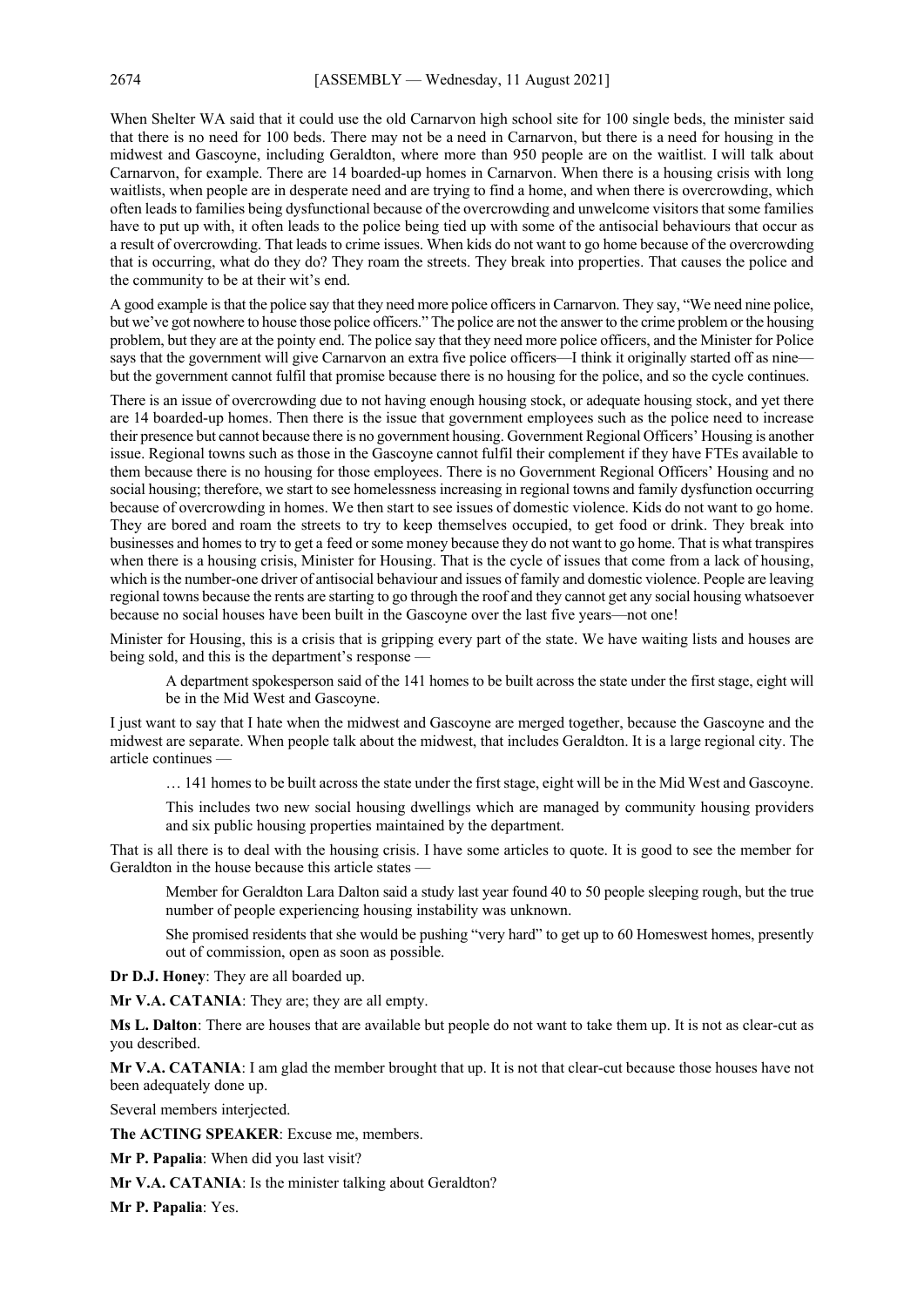When Shelter WA said that it could use the old Carnarvon high school site for 100 single beds, the minister said that there is no need for 100 beds. There may not be a need in Carnarvon, but there is a need for housing in the midwest and Gascoyne, including Geraldton, where more than 950 people are on the waitlist. I will talk about Carnarvon, for example. There are 14 boarded-up homes in Carnarvon. When there is a housing crisis with long waitlists, when people are in desperate need and are trying to find a home, and when there is overcrowding, which often leads to families being dysfunctional because of the overcrowding and unwelcome visitors that some families have to put up with, it often leads to the police being tied up with some of the antisocial behaviours that occur as a result of overcrowding. That leads to crime issues. When kids do not want to go home because of the overcrowding that is occurring, what do they do? They roam the streets. They break into properties. That causes the police and the community to be at their wit's end.

A good example is that the police say that they need more police officers in Carnarvon. They say, "We need nine police, but we've got nowhere to house those police officers." The police are not the answer to the crime problem or the housing problem, but they are at the pointy end. The police say that they need more police officers, and the Minister for Police says that the government will give Carnarvon an extra five police officers—I think it originally started off as nine—but the government cannot fulfil that promise because there is no housing for the police, and so the cycle continues.

There is an issue of overcrowding due to not having enough housing stock, or adequate housing stock, and yet there are 14 boarded-up homes. Then there is the issue that government employees such as the police need to increase their presence but cannot because there is no government housing. Government Regional Officers' Housing is another issue. Regional towns such as those in the Gascoyne cannot fulfil their complement if they have FTEs available to them because there is no housing for those employees. There is no Government Regional Officers' Housing and no social housing; therefore, we start to see homelessness increasing in regional towns and family dysfunction occurring because of overcrowding in homes. We then start to see issues of domestic violence. Kids do not want to go home. They are bored and roam the streets to try to keep themselves occupied, to get food or drink. They break into businesses and homes to try to get a feed or some money because they do not want to go home. That is what transpires when there is a housing crisis, Minister for Housing. That is the cycle of issues that come from a lack of housing, which is the number-one driver of antisocial behaviour and issues of family and domestic violence. People are leaving regional towns because the rents are starting to go through the roof and they cannot get any social housing whatsoever because no social houses have been built in the Gascoyne over the last five years—not one!

Minister for Housing, this is a crisis that is gripping every part of the state. We have waiting lists and houses are being sold, and this is the department's response —

> A department spokesperson said of the 141 homes to be built across the state under the first stage, eight will be in the Mid West and Gascoyne.

I just want to say that I hate when the midwest and Gascoyne are merged together, because the Gascoyne and the midwest are separate. When people talk about the midwest, that includes Geraldton. It is a large regional city. The article continues —

> … 141 homes to be built across the state under the first stage, eight will be in the Mid West and Gascoyne.
>
> This includes two new social housing dwellings which are managed by community housing providers and six public housing properties maintained by the department.

That is all there is to deal with the housing crisis. I have some articles to quote. It is good to see the member for Geraldton in the house because this article states —

> Member for Geraldton Lara Dalton said a study last year found 40 to 50 people sleeping rough, but the true number of people experiencing housing instability was unknown.
>
> She promised residents that she would be pushing "very hard" to get up to 60 Homeswest homes, presently out of commission, open as soon as possible.

**Dr D.J. Honey**: They are all boarded up.

**Mr V.A. CATANIA**: They are; they are all empty.

**Ms L. Dalton**: There are houses that are available but people do not want to take them up. It is not as clear-cut as you described.

**Mr V.A. CATANIA**: I am glad the member brought that up. It is not that clear-cut because those houses have not been adequately done up.

Several members interjected.

**The ACTING SPEAKER**: Excuse me, members.

**Mr P. Papalia**: When did you last visit?

**Mr V.A. CATANIA**: Is the minister talking about Geraldton?

**Mr P. Papalia**: Yes.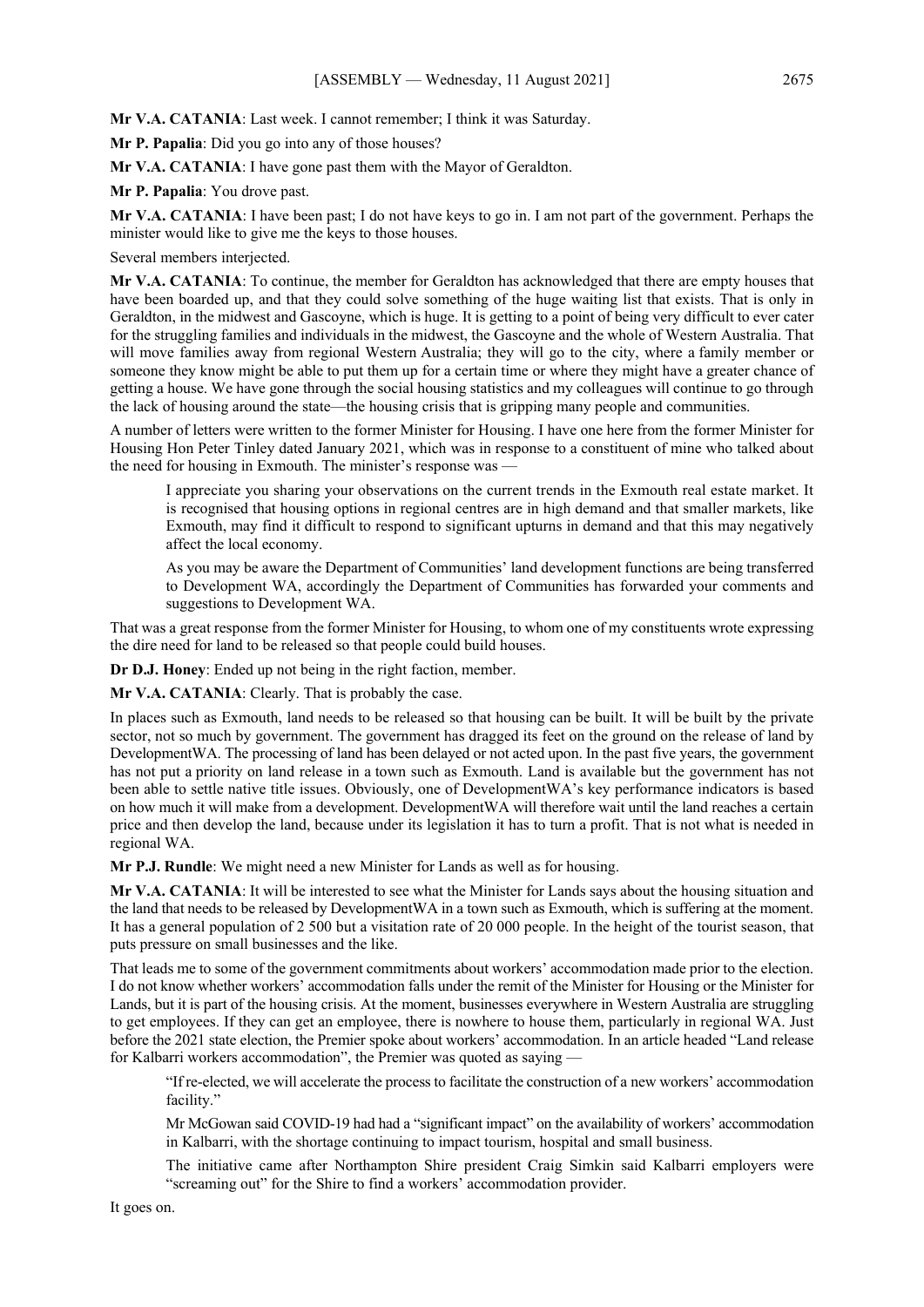**Mr V.A. CATANIA**: Last week. I cannot remember; I think it was Saturday.

**Mr P. Papalia**: Did you go into any of those houses?

**Mr V.A. CATANIA**: I have gone past them with the Mayor of Geraldton.

**Mr P. Papalia**: You drove past.

**Mr V.A. CATANIA**: I have been past; I do not have keys to go in. I am not part of the government. Perhaps the minister would like to give me the keys to those houses.

Several members interjected.

**Mr V.A. CATANIA**: To continue, the member for Geraldton has acknowledged that there are empty houses that have been boarded up, and that they could solve something of the huge waiting list that exists. That is only in Geraldton, in the midwest and Gascoyne, which is huge. It is getting to a point of being very difficult to ever cater for the struggling families and individuals in the midwest, the Gascoyne and the whole of Western Australia. That will move families away from regional Western Australia; they will go to the city, where a family member or someone they know might be able to put them up for a certain time or where they might have a greater chance of getting a house. We have gone through the social housing statistics and my colleagues will continue to go through the lack of housing around the state—the housing crisis that is gripping many people and communities.

A number of letters were written to the former Minister for Housing. I have one here from the former Minister for Housing Hon Peter Tinley dated January 2021, which was in response to a constituent of mine who talked about the need for housing in Exmouth. The minister's response was —

> I appreciate you sharing your observations on the current trends in the Exmouth real estate market. It is recognised that housing options in regional centres are in high demand and that smaller markets, like Exmouth, may find it difficult to respond to significant upturns in demand and that this may negatively affect the local economy.
>
> As you may be aware the Department of Communities' land development functions are being transferred to Development WA, accordingly the Department of Communities has forwarded your comments and suggestions to Development WA.

That was a great response from the former Minister for Housing, to whom one of my constituents wrote expressing the dire need for land to be released so that people could build houses.

**Dr D.J. Honey**: Ended up not being in the right faction, member.

**Mr V.A. CATANIA**: Clearly. That is probably the case.

In places such as Exmouth, land needs to be released so that housing can be built. It will be built by the private sector, not so much by government. The government has dragged its feet on the ground on the release of land by DevelopmentWA. The processing of land has been delayed or not acted upon. In the past five years, the government has not put a priority on land release in a town such as Exmouth. Land is available but the government has not been able to settle native title issues. Obviously, one of DevelopmentWA's key performance indicators is based on how much it will make from a development. DevelopmentWA will therefore wait until the land reaches a certain price and then develop the land, because under its legislation it has to turn a profit. That is not what is needed in regional WA.

**Mr P.J. Rundle**: We might need a new Minister for Lands as well as for housing.

**Mr V.A. CATANIA**: It will be interested to see what the Minister for Lands says about the housing situation and the land that needs to be released by DevelopmentWA in a town such as Exmouth, which is suffering at the moment. It has a general population of 2 500 but a visitation rate of 20 000 people. In the height of the tourist season, that puts pressure on small businesses and the like.

That leads me to some of the government commitments about workers' accommodation made prior to the election. I do not know whether workers' accommodation falls under the remit of the Minister for Housing or the Minister for Lands, but it is part of the housing crisis. At the moment, businesses everywhere in Western Australia are struggling to get employees. If they can get an employee, there is nowhere to house them, particularly in regional WA. Just before the 2021 state election, the Premier spoke about workers' accommodation. In an article headed "Land release for Kalbarri workers accommodation", the Premier was quoted as saying —

> "If re-elected, we will accelerate the process to facilitate the construction of a new workers' accommodation facility."
>
> Mr McGowan said COVID-19 had had a "significant impact" on the availability of workers' accommodation in Kalbarri, with the shortage continuing to impact tourism, hospital and small business.
>
> The initiative came after Northampton Shire president Craig Simkin said Kalbarri employers were "screaming out" for the Shire to find a workers' accommodation provider.

It goes on.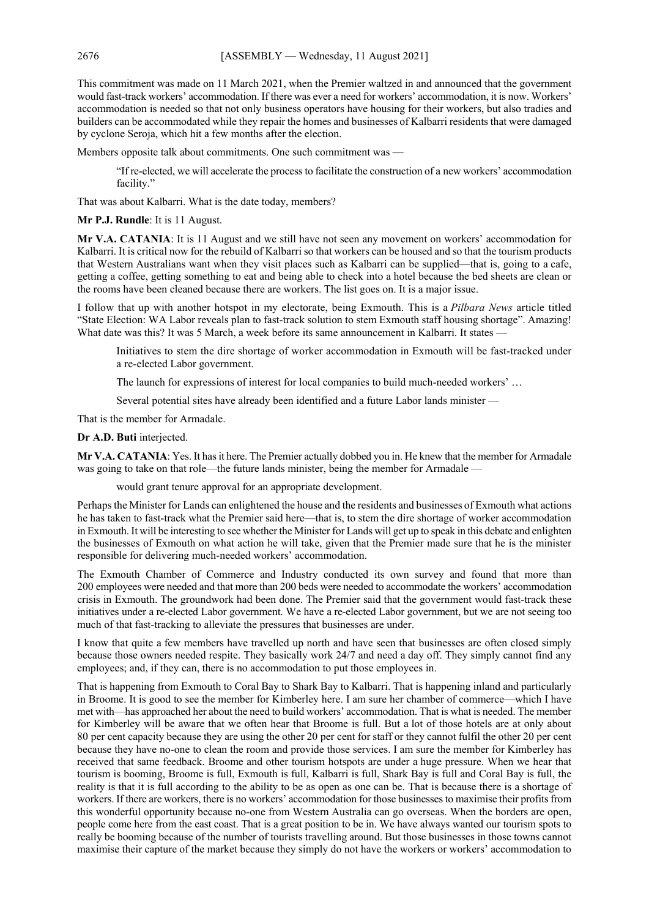This commitment was made on 11 March 2021, when the Premier waltzed in and announced that the government would fast-track workers' accommodation. If there was ever a need for workers' accommodation, it is now. Workers' accommodation is needed so that not only business operators have housing for their workers, but also tradies and builders can be accommodated while they repair the homes and businesses of Kalbarri residents that were damaged by cyclone Seroja, which hit a few months after the election.

Members opposite talk about commitments. One such commitment was —

> "If re-elected, we will accelerate the process to facilitate the construction of a new workers' accommodation facility."

That was about Kalbarri. What is the date today, members?

**Mr P.J. Rundle**: It is 11 August.

**Mr V.A. CATANIA**: It is 11 August and we still have not seen any movement on workers' accommodation for Kalbarri. It is critical now for the rebuild of Kalbarri so that workers can be housed and so that the tourism products that Western Australians want when they visit places such as Kalbarri can be supplied—that is, going to a cafe, getting a coffee, getting something to eat and being able to check into a hotel because the bed sheets are clean or the rooms have been cleaned because there are workers. The list goes on. It is a major issue.

I follow that up with another hotspot in my electorate, being Exmouth. This is a *Pilbara News* article titled "State Election: WA Labor reveals plan to fast-track solution to stem Exmouth staff housing shortage". Amazing! What date was this? It was 5 March, a week before its same announcement in Kalbarri. It states —

> Initiatives to stem the dire shortage of worker accommodation in Exmouth will be fast-tracked under a re-elected Labor government.
>
> The launch for expressions of interest for local companies to build much-needed workers' …
>
> Several potential sites have already been identified and a future Labor lands minister —

That is the member for Armadale.

**Dr A.D. Buti** interjected.

**Mr V.A. CATANIA**: Yes. It has it here. The Premier actually dobbed you in. He knew that the member for Armadale was going to take on that role—the future lands minister, being the member for Armadale —

> would grant tenure approval for an appropriate development.

Perhaps the Minister for Lands can enlightened the house and the residents and businesses of Exmouth what actions he has taken to fast-track what the Premier said here—that is, to stem the dire shortage of worker accommodation in Exmouth. It will be interesting to see whether the Minister for Lands will get up to speak in this debate and enlighten the businesses of Exmouth on what action he will take, given that the Premier made sure that he is the minister responsible for delivering much-needed workers' accommodation.

The Exmouth Chamber of Commerce and Industry conducted its own survey and found that more than 200 employees were needed and that more than 200 beds were needed to accommodate the workers' accommodation crisis in Exmouth. The groundwork had been done. The Premier said that the government would fast-track these initiatives under a re-elected Labor government. We have a re-elected Labor government, but we are not seeing too much of that fast-tracking to alleviate the pressures that businesses are under.

I know that quite a few members have travelled up north and have seen that businesses are often closed simply because those owners needed respite. They basically work 24/7 and need a day off. They simply cannot find any employees; and, if they can, there is no accommodation to put those employees in.

That is happening from Exmouth to Coral Bay to Shark Bay to Kalbarri. That is happening inland and particularly in Broome. It is good to see the member for Kimberley here. I am sure her chamber of commerce—which I have met with—has approached her about the need to build workers' accommodation. That is what is needed. The member for Kimberley will be aware that we often hear that Broome is full. But a lot of those hotels are at only about 80 per cent capacity because they are using the other 20 per cent for staff or they cannot fulfil the other 20 per cent because they have no-one to clean the room and provide those services. I am sure the member for Kimberley has received that same feedback. Broome and other tourism hotspots are under a huge pressure. When we hear that tourism is booming, Broome is full, Exmouth is full, Kalbarri is full, Shark Bay is full and Coral Bay is full, the reality is that it is full according to the ability to be as open as one can be. That is because there is a shortage of workers. If there are workers, there is no workers' accommodation for those businesses to maximise their profits from this wonderful opportunity because no-one from Western Australia can go overseas. When the borders are open, people come here from the east coast. That is a great position to be in. We have always wanted our tourism spots to really be booming because of the number of tourists travelling around. But those businesses in those towns cannot maximise their capture of the market because they simply do not have the workers or workers' accommodation to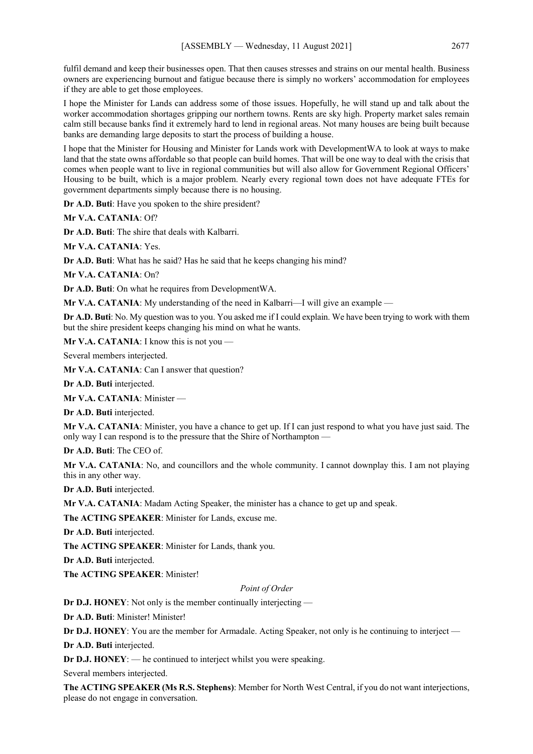fulfil demand and keep their businesses open. That then causes stresses and strains on our mental health. Business owners are experiencing burnout and fatigue because there is simply no workers' accommodation for employees if they are able to get those employees.

I hope the Minister for Lands can address some of those issues. Hopefully, he will stand up and talk about the worker accommodation shortages gripping our northern towns. Rents are sky high. Property market sales remain calm still because banks find it extremely hard to lend in regional areas. Not many houses are being built because banks are demanding large deposits to start the process of building a house.

I hope that the Minister for Housing and Minister for Lands work with DevelopmentWA to look at ways to make land that the state owns affordable so that people can build homes. That will be one way to deal with the crisis that comes when people want to live in regional communities but will also allow for Government Regional Officers' Housing to be built, which is a major problem. Nearly every regional town does not have adequate FTEs for government departments simply because there is no housing.

**Dr A.D. Buti**: Have you spoken to the shire president?

**Mr V.A. CATANIA**: Of?

**Dr A.D. Buti**: The shire that deals with Kalbarri.

**Mr V.A. CATANIA**: Yes.

**Dr A.D. Buti**: What has he said? Has he said that he keeps changing his mind?

**Mr V.A. CATANIA**: On?

**Dr A.D. Buti**: On what he requires from DevelopmentWA.

**Mr V.A. CATANIA**: My understanding of the need in Kalbarri—I will give an example —

**Dr A.D. Buti**: No. My question was to you. You asked me if I could explain. We have been trying to work with them but the shire president keeps changing his mind on what he wants.

**Mr V.A. CATANIA**: I know this is not you —

Several members interjected.

**Mr V.A. CATANIA**: Can I answer that question?

**Dr A.D. Buti** interjected.

**Mr V.A. CATANIA**: Minister —

**Dr A.D. Buti** interjected.

**Mr V.A. CATANIA**: Minister, you have a chance to get up. If I can just respond to what you have just said. The only way I can respond is to the pressure that the Shire of Northampton —

**Dr A.D. Buti**: The CEO of.

**Mr V.A. CATANIA**: No, and councillors and the whole community. I cannot downplay this. I am not playing this in any other way.

**Dr A.D. Buti** interjected.

**Mr V.A. CATANIA**: Madam Acting Speaker, the minister has a chance to get up and speak.

**The ACTING SPEAKER**: Minister for Lands, excuse me.

**Dr A.D. Buti** interjected.

**The ACTING SPEAKER**: Minister for Lands, thank you.

**Dr A.D. Buti** interjected.

**The ACTING SPEAKER**: Minister!

*Point of Order*

**Dr D.J. HONEY**: Not only is the member continually interjecting —

**Dr A.D. Buti**: Minister! Minister!

**Dr D.J. HONEY**: You are the member for Armadale. Acting Speaker, not only is he continuing to interject —

**Dr A.D. Buti** interjected.

**Dr D.J. HONEY**: — he continued to interject whilst you were speaking.

Several members interjected.

**The ACTING SPEAKER (Ms R.S. Stephens)**: Member for North West Central, if you do not want interjections, please do not engage in conversation.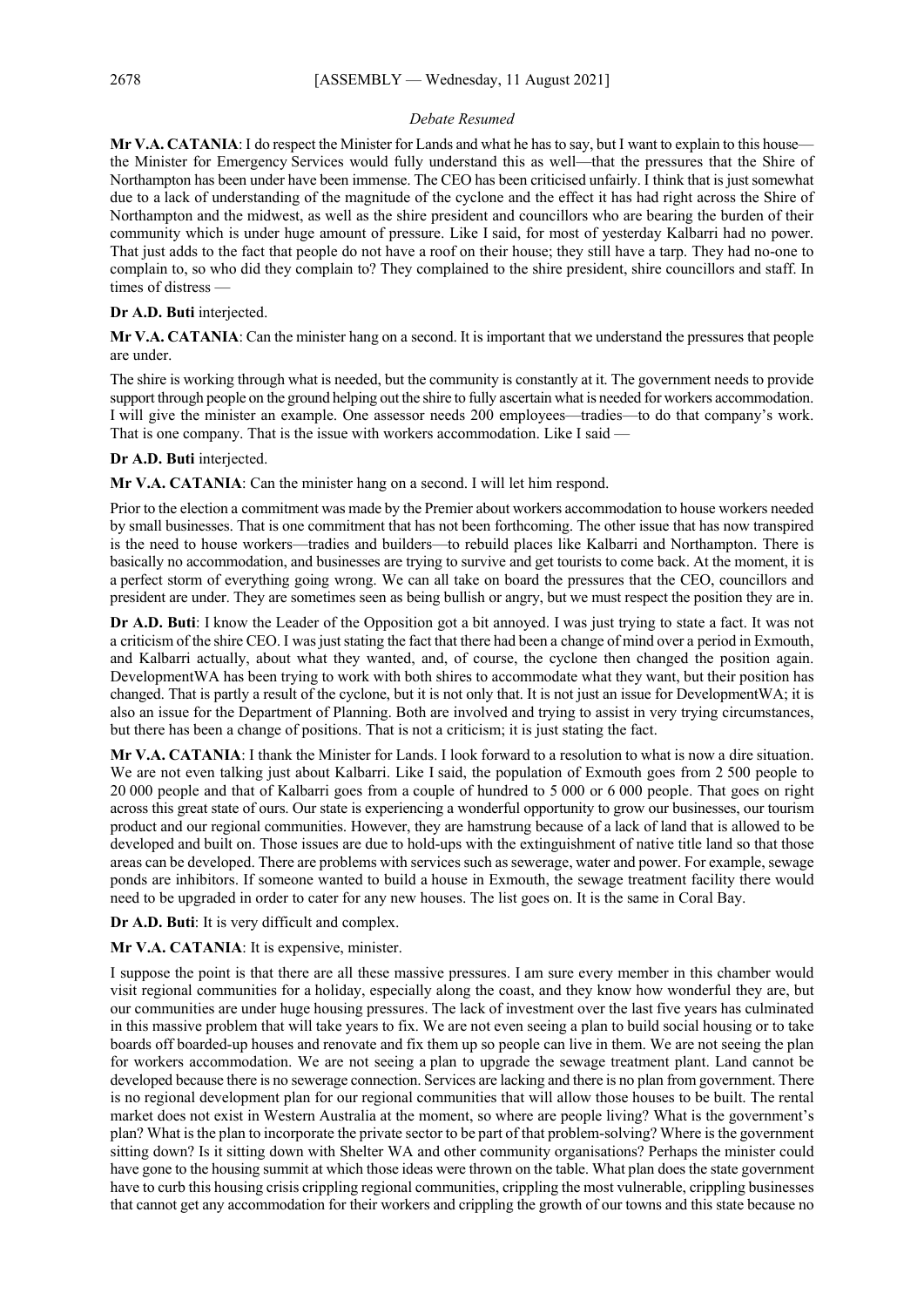*Debate Resumed*

**Mr V.A. CATANIA**: I do respect the Minister for Lands and what he has to say, but I want to explain to this house—the Minister for Emergency Services would fully understand this as well—that the pressures that the Shire of Northampton has been under have been immense. The CEO has been criticised unfairly. I think that is just somewhat due to a lack of understanding of the magnitude of the cyclone and the effect it has had right across the Shire of Northampton and the midwest, as well as the shire president and councillors who are bearing the burden of their community which is under huge amount of pressure. Like I said, for most of yesterday Kalbarri had no power. That just adds to the fact that people do not have a roof on their house; they still have a tarp. They had no-one to complain to, so who did they complain to? They complained to the shire president, shire councillors and staff. In times of distress —

**Dr A.D. Buti** interjected.

**Mr V.A. CATANIA**: Can the minister hang on a second. It is important that we understand the pressures that people are under.

The shire is working through what is needed, but the community is constantly at it. The government needs to provide support through people on the ground helping out the shire to fully ascertain what is needed for workers accommodation. I will give the minister an example. One assessor needs 200 employees—tradies—to do that company's work. That is one company. That is the issue with workers accommodation. Like I said —

**Dr A.D. Buti** interjected.

**Mr V.A. CATANIA**: Can the minister hang on a second. I will let him respond.

Prior to the election a commitment was made by the Premier about workers accommodation to house workers needed by small businesses. That is one commitment that has not been forthcoming. The other issue that has now transpired is the need to house workers—tradies and builders—to rebuild places like Kalbarri and Northampton. There is basically no accommodation, and businesses are trying to survive and get tourists to come back. At the moment, it is a perfect storm of everything going wrong. We can all take on board the pressures that the CEO, councillors and president are under. They are sometimes seen as being bullish or angry, but we must respect the position they are in.

**Dr A.D. Buti**: I know the Leader of the Opposition got a bit annoyed. I was just trying to state a fact. It was not a criticism of the shire CEO. I was just stating the fact that there had been a change of mind over a period in Exmouth, and Kalbarri actually, about what they wanted, and, of course, the cyclone then changed the position again. DevelopmentWA has been trying to work with both shires to accommodate what they want, but their position has changed. That is partly a result of the cyclone, but it is not only that. It is not just an issue for DevelopmentWA; it is also an issue for the Department of Planning. Both are involved and trying to assist in very trying circumstances, but there has been a change of positions. That is not a criticism; it is just stating the fact.

**Mr V.A. CATANIA**: I thank the Minister for Lands. I look forward to a resolution to what is now a dire situation. We are not even talking just about Kalbarri. Like I said, the population of Exmouth goes from 2 500 people to 20 000 people and that of Kalbarri goes from a couple of hundred to 5 000 or 6 000 people. That goes on right across this great state of ours. Our state is experiencing a wonderful opportunity to grow our businesses, our tourism product and our regional communities. However, they are hamstrung because of a lack of land that is allowed to be developed and built on. Those issues are due to hold-ups with the extinguishment of native title land so that those areas can be developed. There are problems with services such as sewerage, water and power. For example, sewage ponds are inhibitors. If someone wanted to build a house in Exmouth, the sewage treatment facility there would need to be upgraded in order to cater for any new houses. The list goes on. It is the same in Coral Bay.

**Dr A.D. Buti**: It is very difficult and complex.

**Mr V.A. CATANIA**: It is expensive, minister.

I suppose the point is that there are all these massive pressures. I am sure every member in this chamber would visit regional communities for a holiday, especially along the coast, and they know how wonderful they are, but our communities are under huge housing pressures. The lack of investment over the last five years has culminated in this massive problem that will take years to fix. We are not even seeing a plan to build social housing or to take boards off boarded-up houses and renovate and fix them up so people can live in them. We are not seeing the plan for workers accommodation. We are not seeing a plan to upgrade the sewage treatment plant. Land cannot be developed because there is no sewerage connection. Services are lacking and there is no plan from government. There is no regional development plan for our regional communities that will allow those houses to be built. The rental market does not exist in Western Australia at the moment, so where are people living? What is the government's plan? What is the plan to incorporate the private sector to be part of that problem-solving? Where is the government sitting down? Is it sitting down with Shelter WA and other community organisations? Perhaps the minister could have gone to the housing summit at which those ideas were thrown on the table. What plan does the state government have to curb this housing crisis crippling regional communities, crippling the most vulnerable, crippling businesses that cannot get any accommodation for their workers and crippling the growth of our towns and this state because no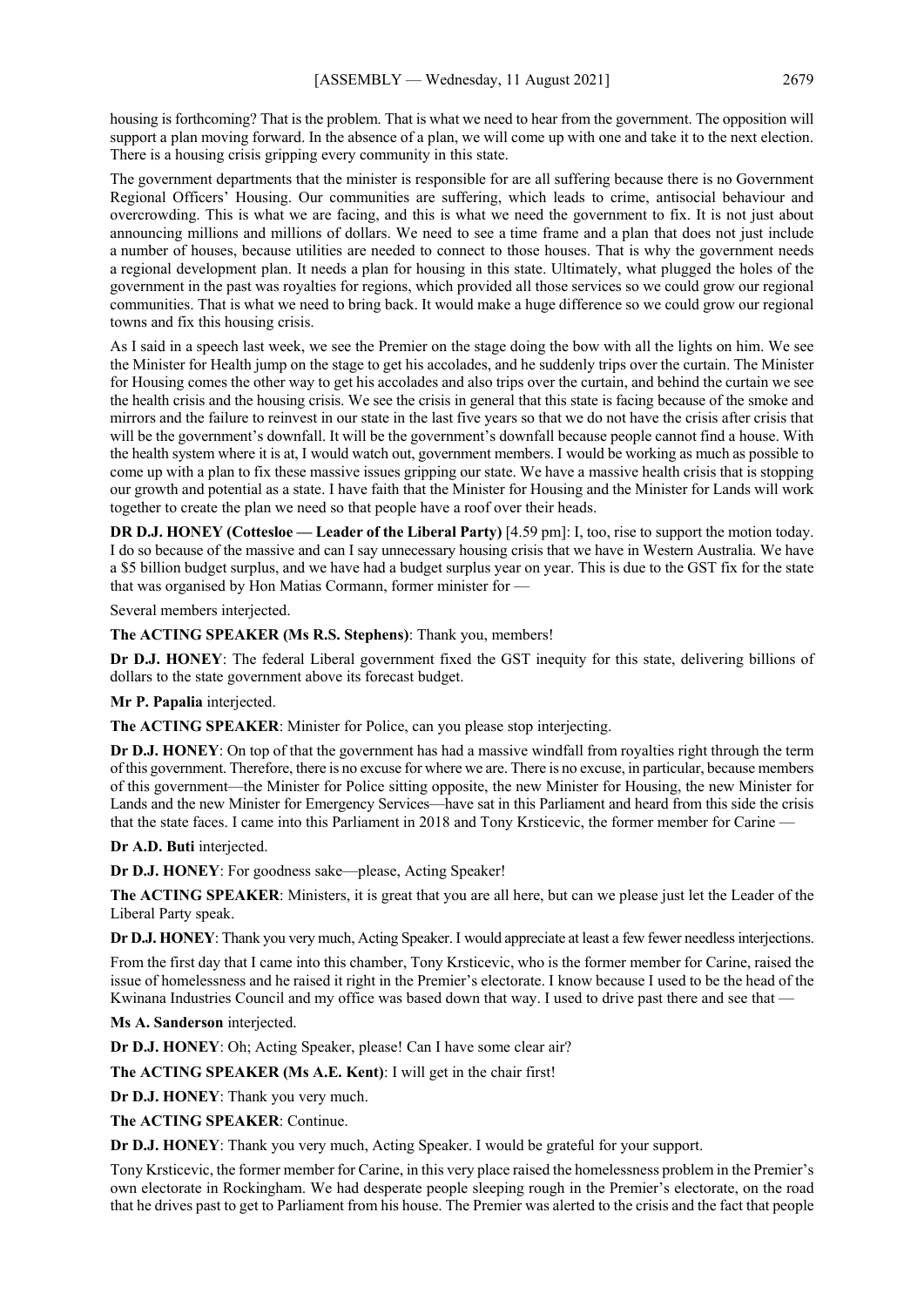housing is forthcoming? That is the problem. That is what we need to hear from the government. The opposition will support a plan moving forward. In the absence of a plan, we will come up with one and take it to the next election. There is a housing crisis gripping every community in this state.

The government departments that the minister is responsible for are all suffering because there is no Government Regional Officers' Housing. Our communities are suffering, which leads to crime, antisocial behaviour and overcrowding. This is what we are facing, and this is what we need the government to fix. It is not just about announcing millions and millions of dollars. We need to see a time frame and a plan that does not just include a number of houses, because utilities are needed to connect to those houses. That is why the government needs a regional development plan. It needs a plan for housing in this state. Ultimately, what plugged the holes of the government in the past was royalties for regions, which provided all those services so we could grow our regional communities. That is what we need to bring back. It would make a huge difference so we could grow our regional towns and fix this housing crisis.

As I said in a speech last week, we see the Premier on the stage doing the bow with all the lights on him. We see the Minister for Health jump on the stage to get his accolades, and he suddenly trips over the curtain. The Minister for Housing comes the other way to get his accolades and also trips over the curtain, and behind the curtain we see the health crisis and the housing crisis. We see the crisis in general that this state is facing because of the smoke and mirrors and the failure to reinvest in our state in the last five years so that we do not have the crisis after crisis that will be the government's downfall. It will be the government's downfall because people cannot find a house. With the health system where it is at, I would watch out, government members. I would be working as much as possible to come up with a plan to fix these massive issues gripping our state. We have a massive health crisis that is stopping our growth and potential as a state. I have faith that the Minister for Housing and the Minister for Lands will work together to create the plan we need so that people have a roof over their heads.

**DR D.J. HONEY (Cottesloe — Leader of the Liberal Party)** [4.59 pm]: I, too, rise to support the motion today. I do so because of the massive and can I say unnecessary housing crisis that we have in Western Australia. We have a $5 billion budget surplus, and we have had a budget surplus year on year. This is due to the GST fix for the state that was organised by Hon Matias Cormann, former minister for —

Several members interjected.

**The ACTING SPEAKER (Ms R.S. Stephens)**: Thank you, members!

**Dr D.J. HONEY**: The federal Liberal government fixed the GST inequity for this state, delivering billions of dollars to the state government above its forecast budget.

**Mr P. Papalia** interjected.

**The ACTING SPEAKER**: Minister for Police, can you please stop interjecting.

**Dr D.J. HONEY**: On top of that the government has had a massive windfall from royalties right through the term of this government. Therefore, there is no excuse for where we are. There is no excuse, in particular, because members of this government—the Minister for Police sitting opposite, the new Minister for Housing, the new Minister for Lands and the new Minister for Emergency Services—have sat in this Parliament and heard from this side the crisis that the state faces. I came into this Parliament in 2018 and Tony Krsticevic, the former member for Carine —

**Dr A.D. Buti** interjected.

**Dr D.J. HONEY**: For goodness sake—please, Acting Speaker!

**The ACTING SPEAKER**: Ministers, it is great that you are all here, but can we please just let the Leader of the Liberal Party speak.

**Dr D.J. HONEY**: Thank you very much, Acting Speaker. I would appreciate at least a few fewer needless interjections.

From the first day that I came into this chamber, Tony Krsticevic, who is the former member for Carine, raised the issue of homelessness and he raised it right in the Premier's electorate. I know because I used to be the head of the Kwinana Industries Council and my office was based down that way. I used to drive past there and see that —

**Ms A. Sanderson** interjected.

**Dr D.J. HONEY**: Oh; Acting Speaker, please! Can I have some clear air?

**The ACTING SPEAKER (Ms A.E. Kent)**: I will get in the chair first!

**Dr D.J. HONEY**: Thank you very much.

**The ACTING SPEAKER**: Continue.

**Dr D.J. HONEY**: Thank you very much, Acting Speaker. I would be grateful for your support.

Tony Krsticevic, the former member for Carine, in this very place raised the homelessness problem in the Premier's own electorate in Rockingham. We had desperate people sleeping rough in the Premier's electorate, on the road that he drives past to get to Parliament from his house. The Premier was alerted to the crisis and the fact that people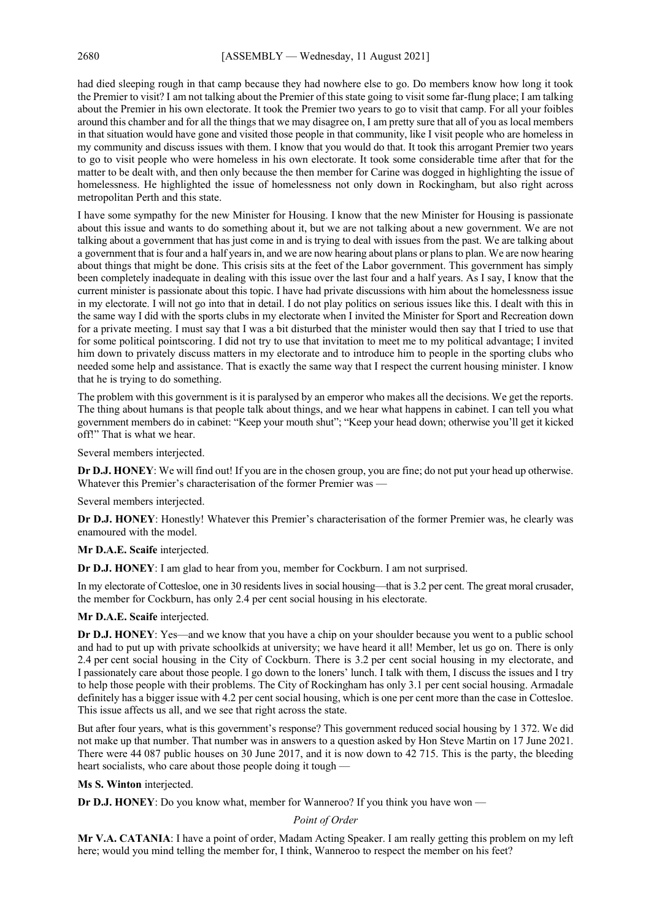had died sleeping rough in that camp because they had nowhere else to go. Do members know how long it took the Premier to visit? I am not talking about the Premier of this state going to visit some far-flung place; I am talking about the Premier in his own electorate. It took the Premier two years to go to visit that camp. For all your foibles around this chamber and for all the things that we may disagree on, I am pretty sure that all of you as local members in that situation would have gone and visited those people in that community, like I visit people who are homeless in my community and discuss issues with them. I know that you would do that. It took this arrogant Premier two years to go to visit people who were homeless in his own electorate. It took some considerable time after that for the matter to be dealt with, and then only because the then member for Carine was dogged in highlighting the issue of homelessness. He highlighted the issue of homelessness not only down in Rockingham, but also right across metropolitan Perth and this state.

I have some sympathy for the new Minister for Housing. I know that the new Minister for Housing is passionate about this issue and wants to do something about it, but we are not talking about a new government. We are not talking about a government that has just come in and is trying to deal with issues from the past. We are talking about a government that is four and a half years in, and we are now hearing about plans or plans to plan. We are now hearing about things that might be done. This crisis sits at the feet of the Labor government. This government has simply been completely inadequate in dealing with this issue over the last four and a half years. As I say, I know that the current minister is passionate about this topic. I have had private discussions with him about the homelessness issue in my electorate. I will not go into that in detail. I do not play politics on serious issues like this. I dealt with this in the same way I did with the sports clubs in my electorate when I invited the Minister for Sport and Recreation down for a private meeting. I must say that I was a bit disturbed that the minister would then say that I tried to use that for some political pointscoring. I did not try to use that invitation to meet me to my political advantage; I invited him down to privately discuss matters in my electorate and to introduce him to people in the sporting clubs who needed some help and assistance. That is exactly the same way that I respect the current housing minister. I know that he is trying to do something.

The problem with this government is it is paralysed by an emperor who makes all the decisions. We get the reports. The thing about humans is that people talk about things, and we hear what happens in cabinet. I can tell you what government members do in cabinet: "Keep your mouth shut"; "Keep your head down; otherwise you'll get it kicked off!" That is what we hear.

Several members interjected.

**Dr D.J. HONEY**: We will find out! If you are in the chosen group, you are fine; do not put your head up otherwise. Whatever this Premier's characterisation of the former Premier was —

Several members interjected.

**Dr D.J. HONEY**: Honestly! Whatever this Premier's characterisation of the former Premier was, he clearly was enamoured with the model.

**Mr D.A.E. Scaife** interjected.

**Dr D.J. HONEY**: I am glad to hear from you, member for Cockburn. I am not surprised.

In my electorate of Cottesloe, one in 30 residents lives in social housing—that is 3.2 per cent. The great moral crusader, the member for Cockburn, has only 2.4 per cent social housing in his electorate.

**Mr D.A.E. Scaife** interjected.

**Dr D.J. HONEY**: Yes—and we know that you have a chip on your shoulder because you went to a public school and had to put up with private schoolkids at university; we have heard it all! Member, let us go on. There is only 2.4 per cent social housing in the City of Cockburn. There is 3.2 per cent social housing in my electorate, and I passionately care about those people. I go down to the loners' lunch. I talk with them, I discuss the issues and I try to help those people with their problems. The City of Rockingham has only 3.1 per cent social housing. Armadale definitely has a bigger issue with 4.2 per cent social housing, which is one per cent more than the case in Cottesloe. This issue affects us all, and we see that right across the state.

But after four years, what is this government's response? This government reduced social housing by 1 372. We did not make up that number. That number was in answers to a question asked by Hon Steve Martin on 17 June 2021. There were 44 087 public houses on 30 June 2017, and it is now down to 42 715. This is the party, the bleeding heart socialists, who care about those people doing it tough —

**Ms S. Winton** interjected.

**Dr D.J. HONEY**: Do you know what, member for Wanneroo? If you think you have won —

*Point of Order*

**Mr V.A. CATANIA**: I have a point of order, Madam Acting Speaker. I am really getting this problem on my left here; would you mind telling the member for, I think, Wanneroo to respect the member on his feet?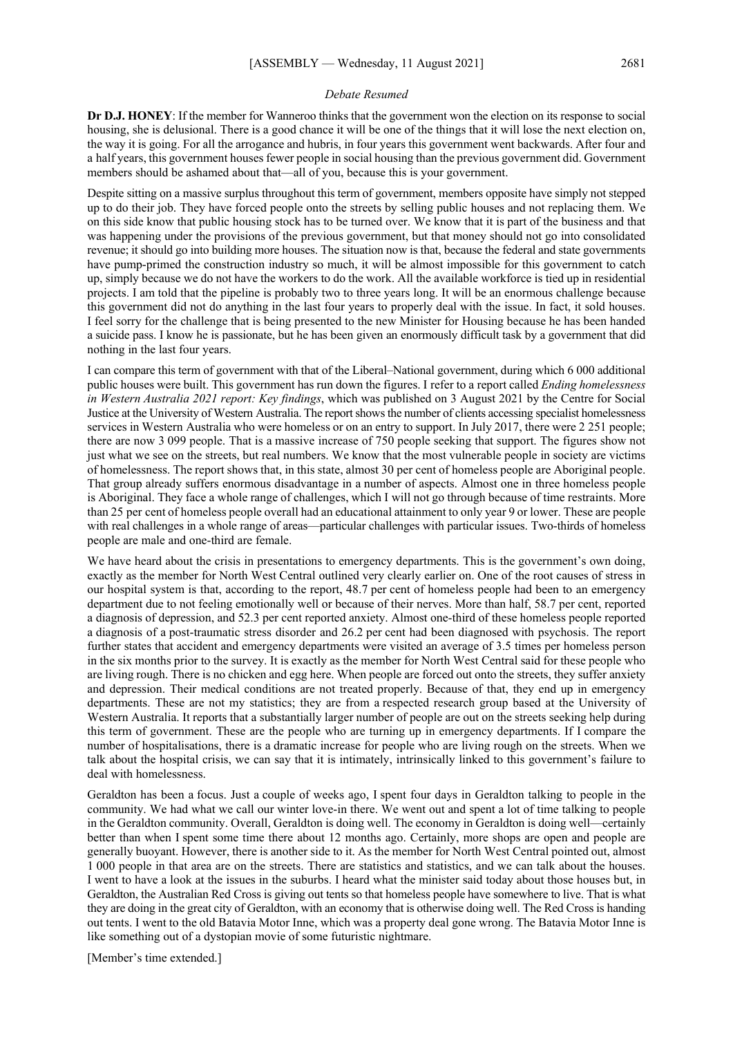*Debate Resumed*

**Dr D.J. HONEY**: If the member for Wanneroo thinks that the government won the election on its response to social housing, she is delusional. There is a good chance it will be one of the things that it will lose the next election on, the way it is going. For all the arrogance and hubris, in four years this government went backwards. After four and a half years, this government houses fewer people in social housing than the previous government did. Government members should be ashamed about that—all of you, because this is your government.

Despite sitting on a massive surplus throughout this term of government, members opposite have simply not stepped up to do their job. They have forced people onto the streets by selling public houses and not replacing them. We on this side know that public housing stock has to be turned over. We know that it is part of the business and that was happening under the provisions of the previous government, but that money should not go into consolidated revenue; it should go into building more houses. The situation now is that, because the federal and state governments have pump-primed the construction industry so much, it will be almost impossible for this government to catch up, simply because we do not have the workers to do the work. All the available workforce is tied up in residential projects. I am told that the pipeline is probably two to three years long. It will be an enormous challenge because this government did not do anything in the last four years to properly deal with the issue. In fact, it sold houses. I feel sorry for the challenge that is being presented to the new Minister for Housing because he has been handed a suicide pass. I know he is passionate, but he has been given an enormously difficult task by a government that did nothing in the last four years.

I can compare this term of government with that of the Liberal–National government, during which 6 000 additional public houses were built. This government has run down the figures. I refer to a report called *Ending homelessness in Western Australia 2021 report: Key findings*, which was published on 3 August 2021 by the Centre for Social Justice at the University of Western Australia. The report shows the number of clients accessing specialist homelessness services in Western Australia who were homeless or on an entry to support. In July 2017, there were 2 251 people; there are now 3 099 people. That is a massive increase of 750 people seeking that support. The figures show not just what we see on the streets, but real numbers. We know that the most vulnerable people in society are victims of homelessness. The report shows that, in this state, almost 30 per cent of homeless people are Aboriginal people. That group already suffers enormous disadvantage in a number of aspects. Almost one in three homeless people is Aboriginal. They face a whole range of challenges, which I will not go through because of time restraints. More than 25 per cent of homeless people overall had an educational attainment to only year 9 or lower. These are people with real challenges in a whole range of areas—particular challenges with particular issues. Two-thirds of homeless people are male and one-third are female.

We have heard about the crisis in presentations to emergency departments. This is the government's own doing, exactly as the member for North West Central outlined very clearly earlier on. One of the root causes of stress in our hospital system is that, according to the report, 48.7 per cent of homeless people had been to an emergency department due to not feeling emotionally well or because of their nerves. More than half, 58.7 per cent, reported a diagnosis of depression, and 52.3 per cent reported anxiety. Almost one-third of these homeless people reported a diagnosis of a post-traumatic stress disorder and 26.2 per cent had been diagnosed with psychosis. The report further states that accident and emergency departments were visited an average of 3.5 times per homeless person in the six months prior to the survey. It is exactly as the member for North West Central said for these people who are living rough. There is no chicken and egg here. When people are forced out onto the streets, they suffer anxiety and depression. Their medical conditions are not treated properly. Because of that, they end up in emergency departments. These are not my statistics; they are from a respected research group based at the University of Western Australia. It reports that a substantially larger number of people are out on the streets seeking help during this term of government. These are the people who are turning up in emergency departments. If I compare the number of hospitalisations, there is a dramatic increase for people who are living rough on the streets. When we talk about the hospital crisis, we can say that it is intimately, intrinsically linked to this government's failure to deal with homelessness.

Geraldton has been a focus. Just a couple of weeks ago, I spent four days in Geraldton talking to people in the community. We had what we call our winter love-in there. We went out and spent a lot of time talking to people in the Geraldton community. Overall, Geraldton is doing well. The economy in Geraldton is doing well—certainly better than when I spent some time there about 12 months ago. Certainly, more shops are open and people are generally buoyant. However, there is another side to it. As the member for North West Central pointed out, almost 1 000 people in that area are on the streets. There are statistics and statistics, and we can talk about the houses. I went to have a look at the issues in the suburbs. I heard what the minister said today about those houses but, in Geraldton, the Australian Red Cross is giving out tents so that homeless people have somewhere to live. That is what they are doing in the great city of Geraldton, with an economy that is otherwise doing well. The Red Cross is handing out tents. I went to the old Batavia Motor Inne, which was a property deal gone wrong. The Batavia Motor Inne is like something out of a dystopian movie of some futuristic nightmare.

[Member's time extended.]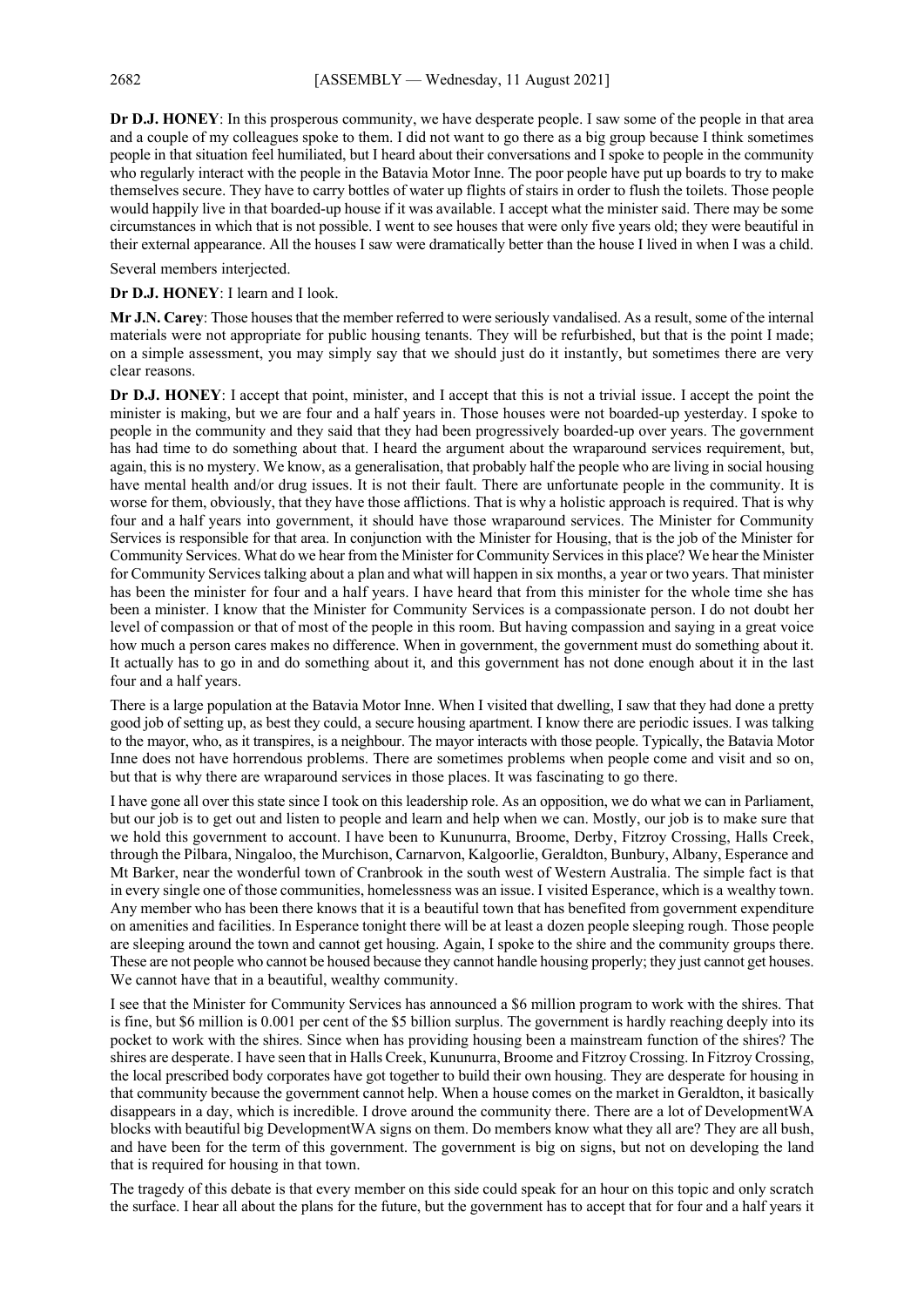**Dr D.J. HONEY**: In this prosperous community, we have desperate people. I saw some of the people in that area and a couple of my colleagues spoke to them. I did not want to go there as a big group because I think sometimes people in that situation feel humiliated, but I heard about their conversations and I spoke to people in the community who regularly interact with the people in the Batavia Motor Inne. The poor people have put up boards to try to make themselves secure. They have to carry bottles of water up flights of stairs in order to flush the toilets. Those people would happily live in that boarded-up house if it was available. I accept what the minister said. There may be some circumstances in which that is not possible. I went to see houses that were only five years old; they were beautiful in their external appearance. All the houses I saw were dramatically better than the house I lived in when I was a child.

Several members interjected.

**Dr D.J. HONEY**: I learn and I look.

**Mr J.N. Carey**: Those houses that the member referred to were seriously vandalised. As a result, some of the internal materials were not appropriate for public housing tenants. They will be refurbished, but that is the point I made; on a simple assessment, you may simply say that we should just do it instantly, but sometimes there are very clear reasons.

**Dr D.J. HONEY**: I accept that point, minister, and I accept that this is not a trivial issue. I accept the point the minister is making, but we are four and a half years in. Those houses were not boarded-up yesterday. I spoke to people in the community and they said that they had been progressively boarded-up over years. The government has had time to do something about that. I heard the argument about the wraparound services requirement, but, again, this is no mystery. We know, as a generalisation, that probably half the people who are living in social housing have mental health and/or drug issues. It is not their fault. There are unfortunate people in the community. It is worse for them, obviously, that they have those afflictions. That is why a holistic approach is required. That is why four and a half years into government, it should have those wraparound services. The Minister for Community Services is responsible for that area. In conjunction with the Minister for Housing, that is the job of the Minister for Community Services. What do we hear from the Minister for Community Services in this place? We hear the Minister for Community Services talking about a plan and what will happen in six months, a year or two years. That minister has been the minister for four and a half years. I have heard that from this minister for the whole time she has been a minister. I know that the Minister for Community Services is a compassionate person. I do not doubt her level of compassion or that of most of the people in this room. But having compassion and saying in a great voice how much a person cares makes no difference. When in government, the government must do something about it. It actually has to go in and do something about it, and this government has not done enough about it in the last four and a half years.

There is a large population at the Batavia Motor Inne. When I visited that dwelling, I saw that they had done a pretty good job of setting up, as best they could, a secure housing apartment. I know there are periodic issues. I was talking to the mayor, who, as it transpires, is a neighbour. The mayor interacts with those people. Typically, the Batavia Motor Inne does not have horrendous problems. There are sometimes problems when people come and visit and so on, but that is why there are wraparound services in those places. It was fascinating to go there.

I have gone all over this state since I took on this leadership role. As an opposition, we do what we can in Parliament, but our job is to get out and listen to people and learn and help when we can. Mostly, our job is to make sure that we hold this government to account. I have been to Kununurra, Broome, Derby, Fitzroy Crossing, Halls Creek, through the Pilbara, Ningaloo, the Murchison, Carnarvon, Kalgoorlie, Geraldton, Bunbury, Albany, Esperance and Mt Barker, near the wonderful town of Cranbrook in the south west of Western Australia. The simple fact is that in every single one of those communities, homelessness was an issue. I visited Esperance, which is a wealthy town. Any member who has been there knows that it is a beautiful town that has benefited from government expenditure on amenities and facilities. In Esperance tonight there will be at least a dozen people sleeping rough. Those people are sleeping around the town and cannot get housing. Again, I spoke to the shire and the community groups there. These are not people who cannot be housed because they cannot handle housing properly; they just cannot get houses. We cannot have that in a beautiful, wealthy community.

I see that the Minister for Community Services has announced a $6 million program to work with the shires. That is fine, but $6 million is 0.001 per cent of the $5 billion surplus. The government is hardly reaching deeply into its pocket to work with the shires. Since when has providing housing been a mainstream function of the shires? The shires are desperate. I have seen that in Halls Creek, Kununurra, Broome and Fitzroy Crossing. In Fitzroy Crossing, the local prescribed body corporates have got together to build their own housing. They are desperate for housing in that community because the government cannot help. When a house comes on the market in Geraldton, it basically disappears in a day, which is incredible. I drove around the community there. There are a lot of DevelopmentWA blocks with beautiful big DevelopmentWA signs on them. Do members know what they all are? They are all bush, and have been for the term of this government. The government is big on signs, but not on developing the land that is required for housing in that town.

The tragedy of this debate is that every member on this side could speak for an hour on this topic and only scratch the surface. I hear all about the plans for the future, but the government has to accept that for four and a half years it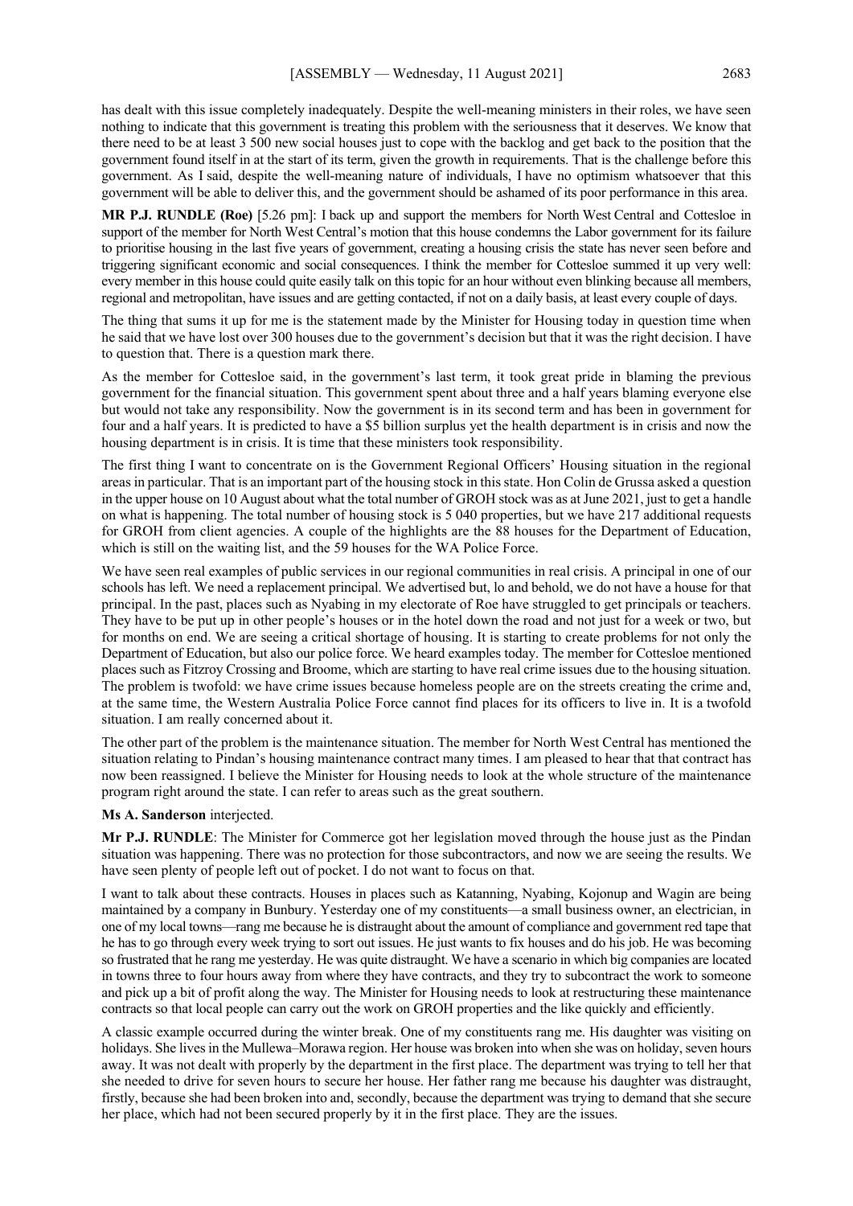has dealt with this issue completely inadequately. Despite the well-meaning ministers in their roles, we have seen nothing to indicate that this government is treating this problem with the seriousness that it deserves. We know that there need to be at least 3 500 new social houses just to cope with the backlog and get back to the position that the government found itself in at the start of its term, given the growth in requirements. That is the challenge before this government. As I said, despite the well-meaning nature of individuals, I have no optimism whatsoever that this government will be able to deliver this, and the government should be ashamed of its poor performance in this area.

**MR P.J. RUNDLE (Roe)** [5.26 pm]: I back up and support the members for North West Central and Cottesloe in support of the member for North West Central's motion that this house condemns the Labor government for its failure to prioritise housing in the last five years of government, creating a housing crisis the state has never seen before and triggering significant economic and social consequences. I think the member for Cottesloe summed it up very well: every member in this house could quite easily talk on this topic for an hour without even blinking because all members, regional and metropolitan, have issues and are getting contacted, if not on a daily basis, at least every couple of days.

The thing that sums it up for me is the statement made by the Minister for Housing today in question time when he said that we have lost over 300 houses due to the government's decision but that it was the right decision. I have to question that. There is a question mark there.

As the member for Cottesloe said, in the government's last term, it took great pride in blaming the previous government for the financial situation. This government spent about three and a half years blaming everyone else but would not take any responsibility. Now the government is in its second term and has been in government for four and a half years. It is predicted to have a $5 billion surplus yet the health department is in crisis and now the housing department is in crisis. It is time that these ministers took responsibility.

The first thing I want to concentrate on is the Government Regional Officers' Housing situation in the regional areas in particular. That is an important part of the housing stock in this state. Hon Colin de Grussa asked a question in the upper house on 10 August about what the total number of GROH stock was as at June 2021, just to get a handle on what is happening. The total number of housing stock is 5 040 properties, but we have 217 additional requests for GROH from client agencies. A couple of the highlights are the 88 houses for the Department of Education, which is still on the waiting list, and the 59 houses for the WA Police Force.

We have seen real examples of public services in our regional communities in real crisis. A principal in one of our schools has left. We need a replacement principal. We advertised but, lo and behold, we do not have a house for that principal. In the past, places such as Nyabing in my electorate of Roe have struggled to get principals or teachers. They have to be put up in other people's houses or in the hotel down the road and not just for a week or two, but for months on end. We are seeing a critical shortage of housing. It is starting to create problems for not only the Department of Education, but also our police force. We heard examples today. The member for Cottesloe mentioned places such as Fitzroy Crossing and Broome, which are starting to have real crime issues due to the housing situation. The problem is twofold: we have crime issues because homeless people are on the streets creating the crime and, at the same time, the Western Australia Police Force cannot find places for its officers to live in. It is a twofold situation. I am really concerned about it.

The other part of the problem is the maintenance situation. The member for North West Central has mentioned the situation relating to Pindan's housing maintenance contract many times. I am pleased to hear that that contract has now been reassigned. I believe the Minister for Housing needs to look at the whole structure of the maintenance program right around the state. I can refer to areas such as the great southern.

**Ms A. Sanderson** interjected.

**Mr P.J. RUNDLE**: The Minister for Commerce got her legislation moved through the house just as the Pindan situation was happening. There was no protection for those subcontractors, and now we are seeing the results. We have seen plenty of people left out of pocket. I do not want to focus on that.

I want to talk about these contracts. Houses in places such as Katanning, Nyabing, Kojonup and Wagin are being maintained by a company in Bunbury. Yesterday one of my constituents—a small business owner, an electrician, in one of my local towns—rang me because he is distraught about the amount of compliance and government red tape that he has to go through every week trying to sort out issues. He just wants to fix houses and do his job. He was becoming so frustrated that he rang me yesterday. He was quite distraught. We have a scenario in which big companies are located in towns three to four hours away from where they have contracts, and they try to subcontract the work to someone and pick up a bit of profit along the way. The Minister for Housing needs to look at restructuring these maintenance contracts so that local people can carry out the work on GROH properties and the like quickly and efficiently.

A classic example occurred during the winter break. One of my constituents rang me. His daughter was visiting on holidays. She lives in the Mullewa–Morawa region. Her house was broken into when she was on holiday, seven hours away. It was not dealt with properly by the department in the first place. The department was trying to tell her that she needed to drive for seven hours to secure her house. Her father rang me because his daughter was distraught, firstly, because she had been broken into and, secondly, because the department was trying to demand that she secure her place, which had not been secured properly by it in the first place. They are the issues.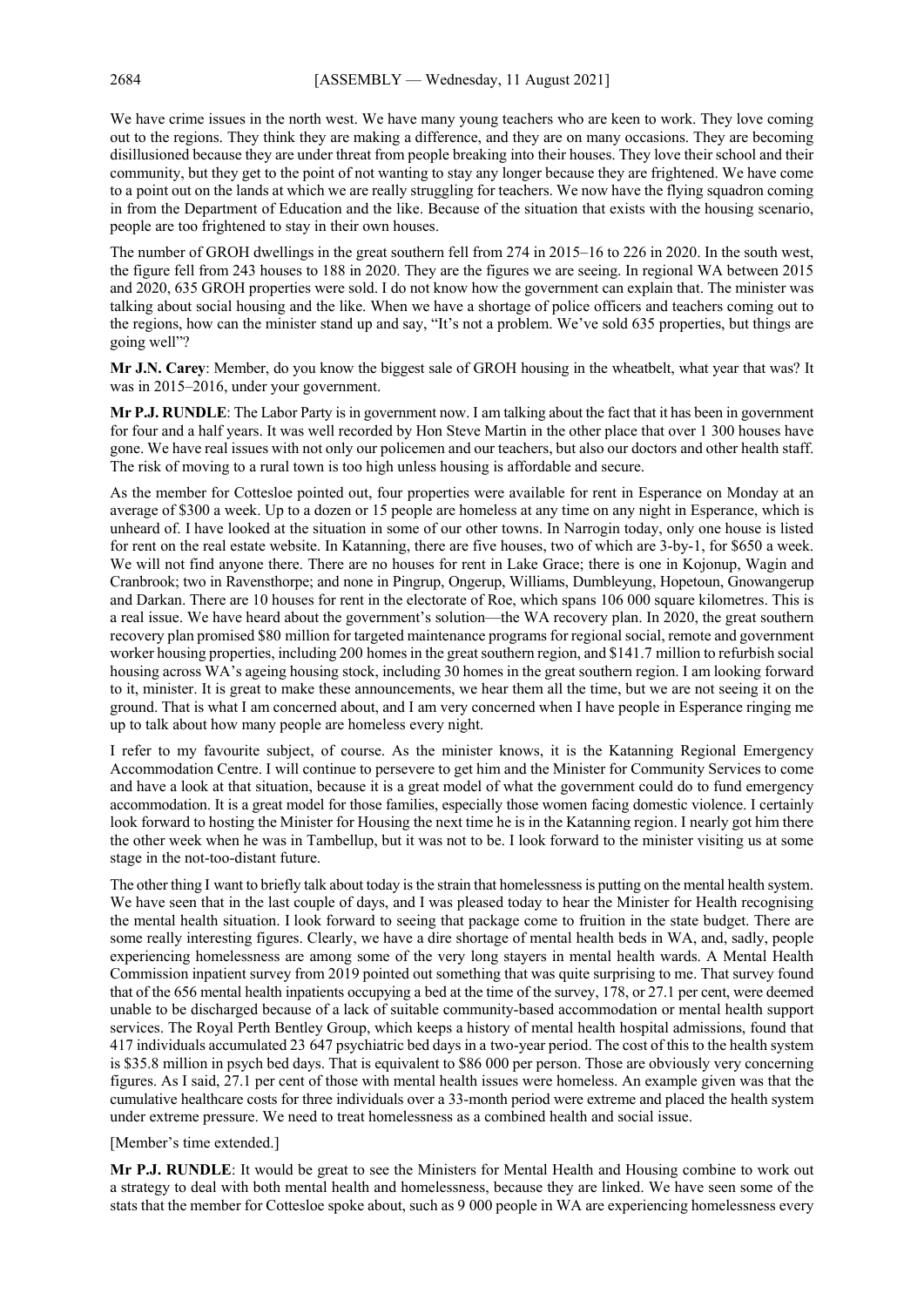We have crime issues in the north west. We have many young teachers who are keen to work. They love coming out to the regions. They think they are making a difference, and they are on many occasions. They are becoming disillusioned because they are under threat from people breaking into their houses. They love their school and their community, but they get to the point of not wanting to stay any longer because they are frightened. We have come to a point out on the lands at which we are really struggling for teachers. We now have the flying squadron coming in from the Department of Education and the like. Because of the situation that exists with the housing scenario, people are too frightened to stay in their own houses.

The number of GROH dwellings in the great southern fell from 274 in 2015–16 to 226 in 2020. In the south west, the figure fell from 243 houses to 188 in 2020. They are the figures we are seeing. In regional WA between 2015 and 2020, 635 GROH properties were sold. I do not know how the government can explain that. The minister was talking about social housing and the like. When we have a shortage of police officers and teachers coming out to the regions, how can the minister stand up and say, "It's not a problem. We've sold 635 properties, but things are going well"?

**Mr J.N. Carey**: Member, do you know the biggest sale of GROH housing in the wheatbelt, what year that was? It was in 2015–2016, under your government.

**Mr P.J. RUNDLE**: The Labor Party is in government now. I am talking about the fact that it has been in government for four and a half years. It was well recorded by Hon Steve Martin in the other place that over 1 300 houses have gone. We have real issues with not only our policemen and our teachers, but also our doctors and other health staff. The risk of moving to a rural town is too high unless housing is affordable and secure.

As the member for Cottesloe pointed out, four properties were available for rent in Esperance on Monday at an average of $300 a week. Up to a dozen or 15 people are homeless at any time on any night in Esperance, which is unheard of. I have looked at the situation in some of our other towns. In Narrogin today, only one house is listed for rent on the real estate website. In Katanning, there are five houses, two of which are 3-by-1, for $650 a week. We will not find anyone there. There are no houses for rent in Lake Grace; there is one in Kojonup, Wagin and Cranbrook; two in Ravensthorpe; and none in Pingrup, Ongerup, Williams, Dumbleyung, Hopetoun, Gnowangerup and Darkan. There are 10 houses for rent in the electorate of Roe, which spans 106 000 square kilometres. This is a real issue. We have heard about the government's solution—the WA recovery plan. In 2020, the great southern recovery plan promised $80 million for targeted maintenance programs for regional social, remote and government worker housing properties, including 200 homes in the great southern region, and $141.7 million to refurbish social housing across WA's ageing housing stock, including 30 homes in the great southern region. I am looking forward to it, minister. It is great to make these announcements, we hear them all the time, but we are not seeing it on the ground. That is what I am concerned about, and I am very concerned when I have people in Esperance ringing me up to talk about how many people are homeless every night.

I refer to my favourite subject, of course. As the minister knows, it is the Katanning Regional Emergency Accommodation Centre. I will continue to persevere to get him and the Minister for Community Services to come and have a look at that situation, because it is a great model of what the government could do to fund emergency accommodation. It is a great model for those families, especially those women facing domestic violence. I certainly look forward to hosting the Minister for Housing the next time he is in the Katanning region. I nearly got him there the other week when he was in Tambellup, but it was not to be. I look forward to the minister visiting us at some stage in the not-too-distant future.

The other thing I want to briefly talk about today is the strain that homelessness is putting on the mental health system. We have seen that in the last couple of days, and I was pleased today to hear the Minister for Health recognising the mental health situation. I look forward to seeing that package come to fruition in the state budget. There are some really interesting figures. Clearly, we have a dire shortage of mental health beds in WA, and, sadly, people experiencing homelessness are among some of the very long stayers in mental health wards. A Mental Health Commission inpatient survey from 2019 pointed out something that was quite surprising to me. That survey found that of the 656 mental health inpatients occupying a bed at the time of the survey, 178, or 27.1 per cent, were deemed unable to be discharged because of a lack of suitable community-based accommodation or mental health support services. The Royal Perth Bentley Group, which keeps a history of mental health hospital admissions, found that 417 individuals accumulated 23 647 psychiatric bed days in a two-year period. The cost of this to the health system is $35.8 million in psych bed days. That is equivalent to $86 000 per person. Those are obviously very concerning figures. As I said, 27.1 per cent of those with mental health issues were homeless. An example given was that the cumulative healthcare costs for three individuals over a 33-month period were extreme and placed the health system under extreme pressure. We need to treat homelessness as a combined health and social issue.

[Member's time extended.]

**Mr P.J. RUNDLE**: It would be great to see the Ministers for Mental Health and Housing combine to work out a strategy to deal with both mental health and homelessness, because they are linked. We have seen some of the stats that the member for Cottesloe spoke about, such as 9 000 people in WA are experiencing homelessness every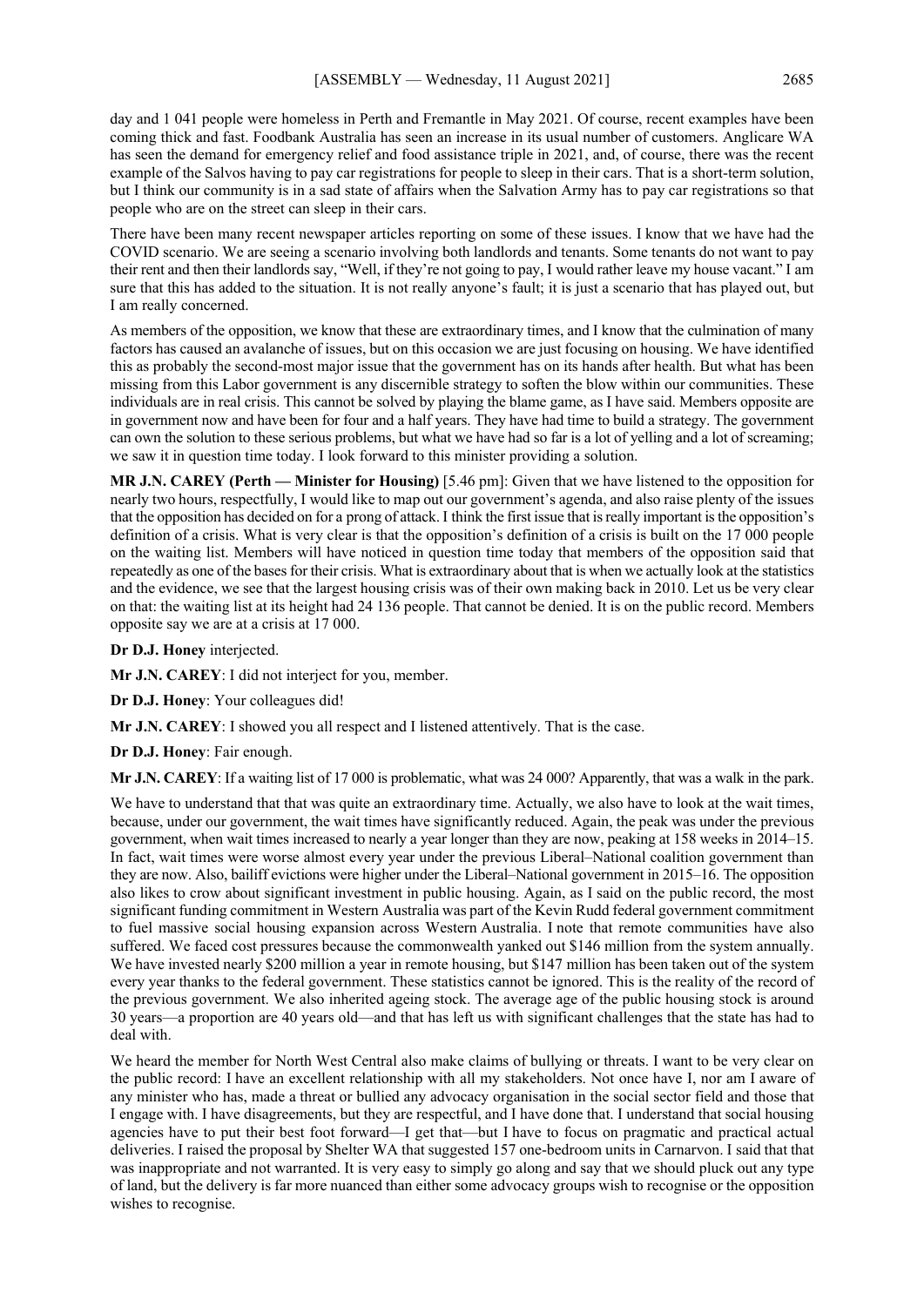day and 1 041 people were homeless in Perth and Fremantle in May 2021. Of course, recent examples have been coming thick and fast. Foodbank Australia has seen an increase in its usual number of customers. Anglicare WA has seen the demand for emergency relief and food assistance triple in 2021, and, of course, there was the recent example of the Salvos having to pay car registrations for people to sleep in their cars. That is a short-term solution, but I think our community is in a sad state of affairs when the Salvation Army has to pay car registrations so that people who are on the street can sleep in their cars.

There have been many recent newspaper articles reporting on some of these issues. I know that we have had the COVID scenario. We are seeing a scenario involving both landlords and tenants. Some tenants do not want to pay their rent and then their landlords say, "Well, if they're not going to pay, I would rather leave my house vacant." I am sure that this has added to the situation. It is not really anyone's fault; it is just a scenario that has played out, but I am really concerned.

As members of the opposition, we know that these are extraordinary times, and I know that the culmination of many factors has caused an avalanche of issues, but on this occasion we are just focusing on housing. We have identified this as probably the second-most major issue that the government has on its hands after health. But what has been missing from this Labor government is any discernible strategy to soften the blow within our communities. These individuals are in real crisis. This cannot be solved by playing the blame game, as I have said. Members opposite are in government now and have been for four and a half years. They have had time to build a strategy. The government can own the solution to these serious problems, but what we have had so far is a lot of yelling and a lot of screaming; we saw it in question time today. I look forward to this minister providing a solution.

**MR J.N. CAREY (Perth — Minister for Housing)** [5.46 pm]: Given that we have listened to the opposition for nearly two hours, respectfully, I would like to map out our government's agenda, and also raise plenty of the issues that the opposition has decided on for a prong of attack. I think the first issue that is really important is the opposition's definition of a crisis. What is very clear is that the opposition's definition of a crisis is built on the 17 000 people on the waiting list. Members will have noticed in question time today that members of the opposition said that repeatedly as one of the bases for their crisis. What is extraordinary about that is when we actually look at the statistics and the evidence, we see that the largest housing crisis was of their own making back in 2010. Let us be very clear on that: the waiting list at its height had 24 136 people. That cannot be denied. It is on the public record. Members opposite say we are at a crisis at 17 000.

**Dr D.J. Honey** interjected.

**Mr J.N. CAREY**: I did not interject for you, member.

**Dr D.J. Honey**: Your colleagues did!

**Mr J.N. CAREY**: I showed you all respect and I listened attentively. That is the case.

**Dr D.J. Honey**: Fair enough.

**Mr J.N. CAREY**: If a waiting list of 17 000 is problematic, what was 24 000? Apparently, that was a walk in the park.

We have to understand that that was quite an extraordinary time. Actually, we also have to look at the wait times, because, under our government, the wait times have significantly reduced. Again, the peak was under the previous government, when wait times increased to nearly a year longer than they are now, peaking at 158 weeks in 2014–15. In fact, wait times were worse almost every year under the previous Liberal–National coalition government than they are now. Also, bailiff evictions were higher under the Liberal–National government in 2015–16. The opposition also likes to crow about significant investment in public housing. Again, as I said on the public record, the most significant funding commitment in Western Australia was part of the Kevin Rudd federal government commitment to fuel massive social housing expansion across Western Australia. I note that remote communities have also suffered. We faced cost pressures because the commonwealth yanked out $146 million from the system annually. We have invested nearly $200 million a year in remote housing, but $147 million has been taken out of the system every year thanks to the federal government. These statistics cannot be ignored. This is the reality of the record of the previous government. We also inherited ageing stock. The average age of the public housing stock is around 30 years—a proportion are 40 years old—and that has left us with significant challenges that the state has had to deal with.

We heard the member for North West Central also make claims of bullying or threats. I want to be very clear on the public record: I have an excellent relationship with all my stakeholders. Not once have I, nor am I aware of any minister who has, made a threat or bullied any advocacy organisation in the social sector field and those that I engage with. I have disagreements, but they are respectful, and I have done that. I understand that social housing agencies have to put their best foot forward—I get that—but I have to focus on pragmatic and practical actual deliveries. I raised the proposal by Shelter WA that suggested 157 one-bedroom units in Carnarvon. I said that that was inappropriate and not warranted. It is very easy to simply go along and say that we should pluck out any type of land, but the delivery is far more nuanced than either some advocacy groups wish to recognise or the opposition wishes to recognise.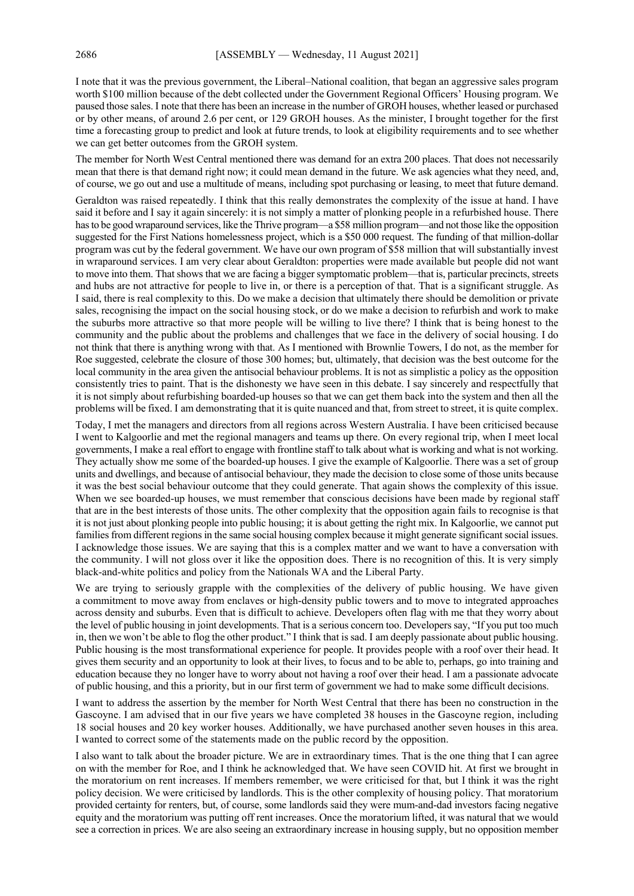I note that it was the previous government, the Liberal–National coalition, that began an aggressive sales program worth $100 million because of the debt collected under the Government Regional Officers' Housing program. We paused those sales. I note that there has been an increase in the number of GROH houses, whether leased or purchased or by other means, of around 2.6 per cent, or 129 GROH houses. As the minister, I brought together for the first time a forecasting group to predict and look at future trends, to look at eligibility requirements and to see whether we can get better outcomes from the GROH system.

The member for North West Central mentioned there was demand for an extra 200 places. That does not necessarily mean that there is that demand right now; it could mean demand in the future. We ask agencies what they need, and, of course, we go out and use a multitude of means, including spot purchasing or leasing, to meet that future demand.

Geraldton was raised repeatedly. I think that this really demonstrates the complexity of the issue at hand. I have said it before and I say it again sincerely: it is not simply a matter of plonking people in a refurbished house. There has to be good wraparound services, like the Thrive program—a $58 million program—and not those like the opposition suggested for the First Nations homelessness project, which is a $50 000 request. The funding of that million-dollar program was cut by the federal government. We have our own program of $58 million that will substantially invest in wraparound services. I am very clear about Geraldton: properties were made available but people did not want to move into them. That shows that we are facing a bigger symptomatic problem—that is, particular precincts, streets and hubs are not attractive for people to live in, or there is a perception of that. That is a significant struggle. As I said, there is real complexity to this. Do we make a decision that ultimately there should be demolition or private sales, recognising the impact on the social housing stock, or do we make a decision to refurbish and work to make the suburbs more attractive so that more people will be willing to live there? I think that is being honest to the community and the public about the problems and challenges that we face in the delivery of social housing. I do not think that there is anything wrong with that. As I mentioned with Brownlie Towers, I do not, as the member for Roe suggested, celebrate the closure of those 300 homes; but, ultimately, that decision was the best outcome for the local community in the area given the antisocial behaviour problems. It is not as simplistic a policy as the opposition consistently tries to paint. That is the dishonesty we have seen in this debate. I say sincerely and respectfully that it is not simply about refurbishing boarded-up houses so that we can get them back into the system and then all the problems will be fixed. I am demonstrating that it is quite nuanced and that, from street to street, it is quite complex.

Today, I met the managers and directors from all regions across Western Australia. I have been criticised because I went to Kalgoorlie and met the regional managers and teams up there. On every regional trip, when I meet local governments, I make a real effort to engage with frontline staff to talk about what is working and what is not working. They actually show me some of the boarded-up houses. I give the example of Kalgoorlie. There was a set of group units and dwellings, and because of antisocial behaviour, they made the decision to close some of those units because it was the best social behaviour outcome that they could generate. That again shows the complexity of this issue. When we see boarded-up houses, we must remember that conscious decisions have been made by regional staff that are in the best interests of those units. The other complexity that the opposition again fails to recognise is that it is not just about plonking people into public housing; it is about getting the right mix. In Kalgoorlie, we cannot put families from different regions in the same social housing complex because it might generate significant social issues. I acknowledge those issues. We are saying that this is a complex matter and we want to have a conversation with the community. I will not gloss over it like the opposition does. There is no recognition of this. It is very simply black-and-white politics and policy from the Nationals WA and the Liberal Party.

We are trying to seriously grapple with the complexities of the delivery of public housing. We have given a commitment to move away from enclaves or high-density public towers and to move to integrated approaches across density and suburbs. Even that is difficult to achieve. Developers often flag with me that they worry about the level of public housing in joint developments. That is a serious concern too. Developers say, "If you put too much in, then we won't be able to flog the other product." I think that is sad. I am deeply passionate about public housing. Public housing is the most transformational experience for people. It provides people with a roof over their head. It gives them security and an opportunity to look at their lives, to focus and to be able to, perhaps, go into training and education because they no longer have to worry about not having a roof over their head. I am a passionate advocate of public housing, and this a priority, but in our first term of government we had to make some difficult decisions.

I want to address the assertion by the member for North West Central that there has been no construction in the Gascoyne. I am advised that in our five years we have completed 38 houses in the Gascoyne region, including 18 social houses and 20 key worker houses. Additionally, we have purchased another seven houses in this area. I wanted to correct some of the statements made on the public record by the opposition.

I also want to talk about the broader picture. We are in extraordinary times. That is the one thing that I can agree on with the member for Roe, and I think he acknowledged that. We have seen COVID hit. At first we brought in the moratorium on rent increases. If members remember, we were criticised for that, but I think it was the right policy decision. We were criticised by landlords. This is the other complexity of housing policy. That moratorium provided certainty for renters, but, of course, some landlords said they were mum-and-dad investors facing negative equity and the moratorium was putting off rent increases. Once the moratorium lifted, it was natural that we would see a correction in prices. We are also seeing an extraordinary increase in housing supply, but no opposition member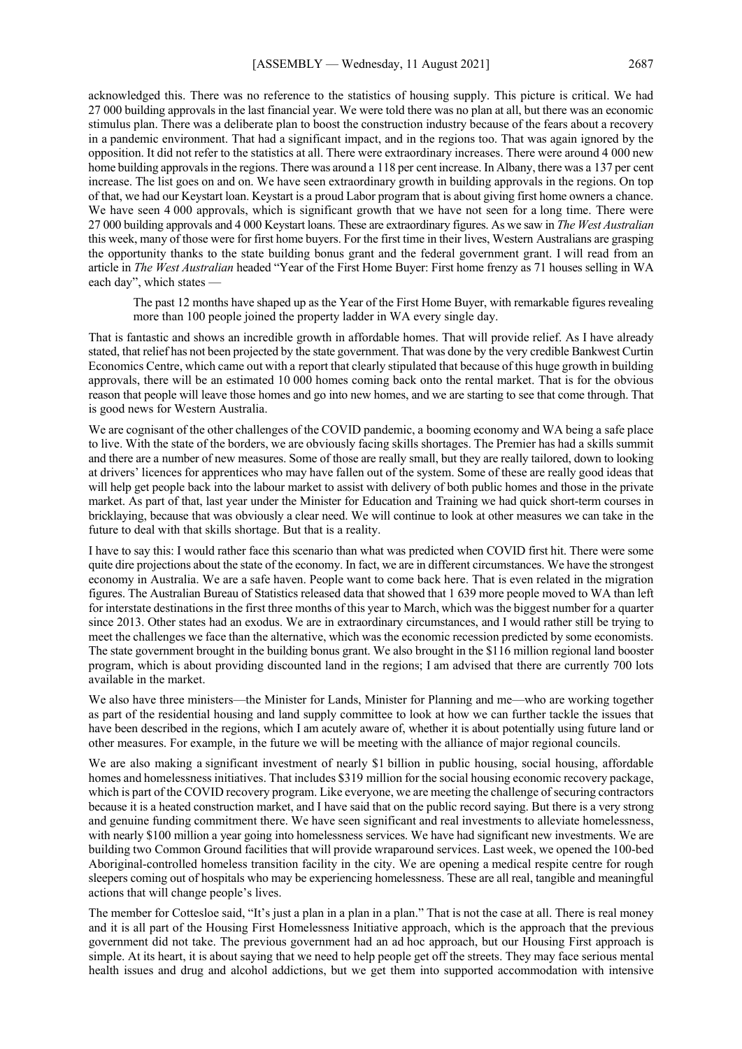acknowledged this. There was no reference to the statistics of housing supply. This picture is critical. We had 27 000 building approvals in the last financial year. We were told there was no plan at all, but there was an economic stimulus plan. There was a deliberate plan to boost the construction industry because of the fears about a recovery in a pandemic environment. That had a significant impact, and in the regions too. That was again ignored by the opposition. It did not refer to the statistics at all. There were extraordinary increases. There were around 4 000 new home building approvals in the regions. There was around a 118 per cent increase. In Albany, there was a 137 per cent increase. The list goes on and on. We have seen extraordinary growth in building approvals in the regions. On top of that, we had our Keystart loan. Keystart is a proud Labor program that is about giving first home owners a chance. We have seen 4 000 approvals, which is significant growth that we have not seen for a long time. There were 27 000 building approvals and 4 000 Keystart loans. These are extraordinary figures. As we saw in *The West Australian* this week, many of those were for first home buyers. For the first time in their lives, Western Australians are grasping the opportunity thanks to the state building bonus grant and the federal government grant. I will read from an article in *The West Australian* headed "Year of the First Home Buyer: First home frenzy as 71 houses selling in WA each day", which states —

> The past 12 months have shaped up as the Year of the First Home Buyer, with remarkable figures revealing more than 100 people joined the property ladder in WA every single day.

That is fantastic and shows an incredible growth in affordable homes. That will provide relief. As I have already stated, that relief has not been projected by the state government. That was done by the very credible Bankwest Curtin Economics Centre, which came out with a report that clearly stipulated that because of this huge growth in building approvals, there will be an estimated 10 000 homes coming back onto the rental market. That is for the obvious reason that people will leave those homes and go into new homes, and we are starting to see that come through. That is good news for Western Australia.

We are cognisant of the other challenges of the COVID pandemic, a booming economy and WA being a safe place to live. With the state of the borders, we are obviously facing skills shortages. The Premier has had a skills summit and there are a number of new measures. Some of those are really small, but they are really tailored, down to looking at drivers' licences for apprentices who may have fallen out of the system. Some of these are really good ideas that will help get people back into the labour market to assist with delivery of both public homes and those in the private market. As part of that, last year under the Minister for Education and Training we had quick short-term courses in bricklaying, because that was obviously a clear need. We will continue to look at other measures we can take in the future to deal with that skills shortage. But that is a reality.

I have to say this: I would rather face this scenario than what was predicted when COVID first hit. There were some quite dire projections about the state of the economy. In fact, we are in different circumstances. We have the strongest economy in Australia. We are a safe haven. People want to come back here. That is even related in the migration figures. The Australian Bureau of Statistics released data that showed that 1 639 more people moved to WA than left for interstate destinations in the first three months of this year to March, which was the biggest number for a quarter since 2013. Other states had an exodus. We are in extraordinary circumstances, and I would rather still be trying to meet the challenges we face than the alternative, which was the economic recession predicted by some economists. The state government brought in the building bonus grant. We also brought in the $116 million regional land booster program, which is about providing discounted land in the regions; I am advised that there are currently 700 lots available in the market.

We also have three ministers—the Minister for Lands, Minister for Planning and me—who are working together as part of the residential housing and land supply committee to look at how we can further tackle the issues that have been described in the regions, which I am acutely aware of, whether it is about potentially using future land or other measures. For example, in the future we will be meeting with the alliance of major regional councils.

We are also making a significant investment of nearly $1 billion in public housing, social housing, affordable homes and homelessness initiatives. That includes $319 million for the social housing economic recovery package, which is part of the COVID recovery program. Like everyone, we are meeting the challenge of securing contractors because it is a heated construction market, and I have said that on the public record saying. But there is a very strong and genuine funding commitment there. We have seen significant and real investments to alleviate homelessness, with nearly $100 million a year going into homelessness services. We have had significant new investments. We are building two Common Ground facilities that will provide wraparound services. Last week, we opened the 100-bed Aboriginal-controlled homeless transition facility in the city. We are opening a medical respite centre for rough sleepers coming out of hospitals who may be experiencing homelessness. These are all real, tangible and meaningful actions that will change people's lives.

The member for Cottesloe said, "It's just a plan in a plan in a plan." That is not the case at all. There is real money and it is all part of the Housing First Homelessness Initiative approach, which is the approach that the previous government did not take. The previous government had an ad hoc approach, but our Housing First approach is simple. At its heart, it is about saying that we need to help people get off the streets. They may face serious mental health issues and drug and alcohol addictions, but we get them into supported accommodation with intensive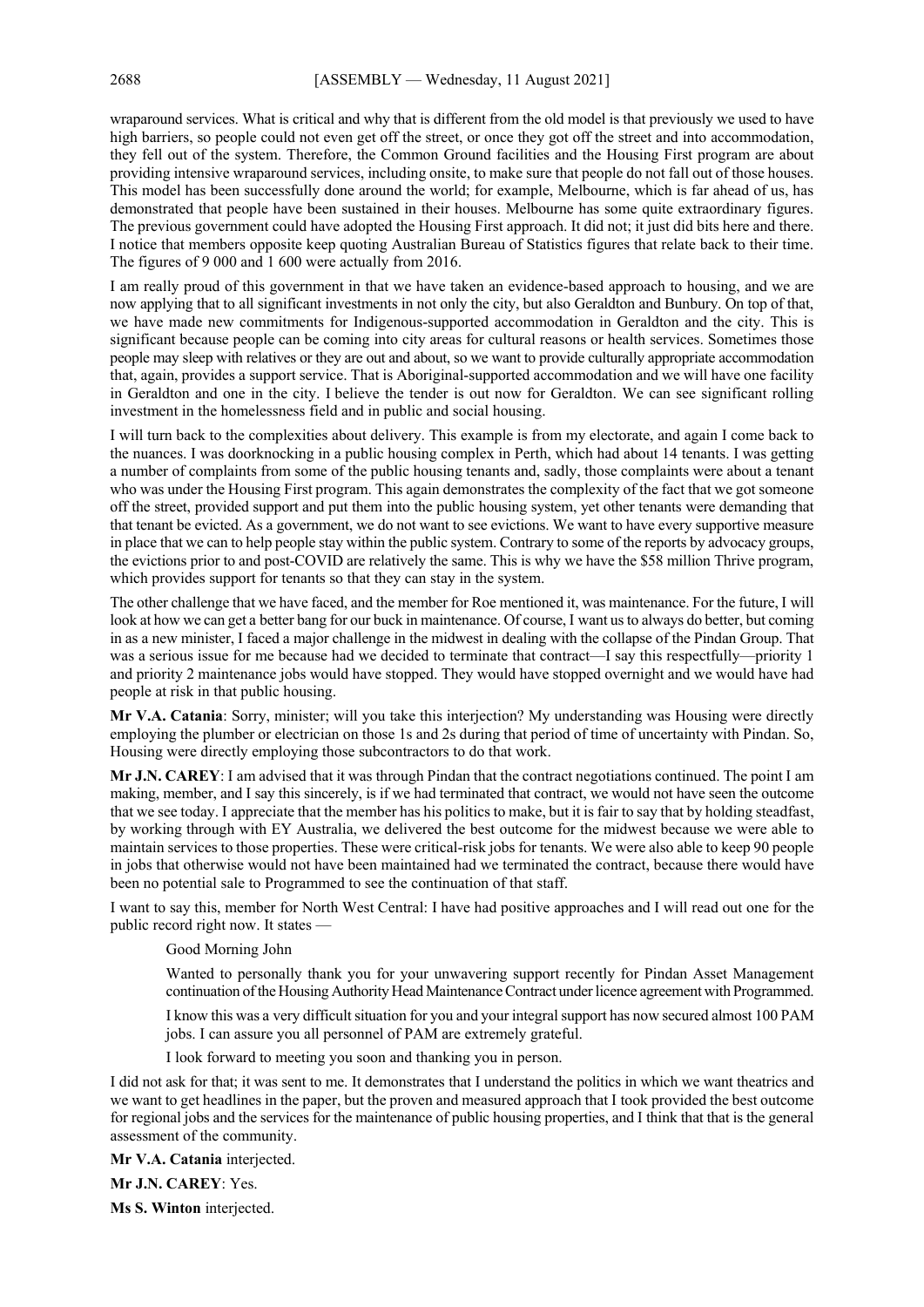wraparound services. What is critical and why that is different from the old model is that previously we used to have high barriers, so people could not even get off the street, or once they got off the street and into accommodation, they fell out of the system. Therefore, the Common Ground facilities and the Housing First program are about providing intensive wraparound services, including onsite, to make sure that people do not fall out of those houses. This model has been successfully done around the world; for example, Melbourne, which is far ahead of us, has demonstrated that people have been sustained in their houses. Melbourne has some quite extraordinary figures. The previous government could have adopted the Housing First approach. It did not; it just did bits here and there. I notice that members opposite keep quoting Australian Bureau of Statistics figures that relate back to their time. The figures of 9 000 and 1 600 were actually from 2016.

I am really proud of this government in that we have taken an evidence-based approach to housing, and we are now applying that to all significant investments in not only the city, but also Geraldton and Bunbury. On top of that, we have made new commitments for Indigenous-supported accommodation in Geraldton and the city. This is significant because people can be coming into city areas for cultural reasons or health services. Sometimes those people may sleep with relatives or they are out and about, so we want to provide culturally appropriate accommodation that, again, provides a support service. That is Aboriginal-supported accommodation and we will have one facility in Geraldton and one in the city. I believe the tender is out now for Geraldton. We can see significant rolling investment in the homelessness field and in public and social housing.

I will turn back to the complexities about delivery. This example is from my electorate, and again I come back to the nuances. I was doorknocking in a public housing complex in Perth, which had about 14 tenants. I was getting a number of complaints from some of the public housing tenants and, sadly, those complaints were about a tenant who was under the Housing First program. This again demonstrates the complexity of the fact that we got someone off the street, provided support and put them into the public housing system, yet other tenants were demanding that that tenant be evicted. As a government, we do not want to see evictions. We want to have every supportive measure in place that we can to help people stay within the public system. Contrary to some of the reports by advocacy groups, the evictions prior to and post-COVID are relatively the same. This is why we have the $58 million Thrive program, which provides support for tenants so that they can stay in the system.

The other challenge that we have faced, and the member for Roe mentioned it, was maintenance. For the future, I will look at how we can get a better bang for our buck in maintenance. Of course, I want us to always do better, but coming in as a new minister, I faced a major challenge in the midwest in dealing with the collapse of the Pindan Group. That was a serious issue for me because had we decided to terminate that contract—I say this respectfully—priority 1 and priority 2 maintenance jobs would have stopped. They would have stopped overnight and we would have had people at risk in that public housing.

**Mr V.A. Catania**: Sorry, minister; will you take this interjection? My understanding was Housing were directly employing the plumber or electrician on those 1s and 2s during that period of time of uncertainty with Pindan. So, Housing were directly employing those subcontractors to do that work.

**Mr J.N. CAREY**: I am advised that it was through Pindan that the contract negotiations continued. The point I am making, member, and I say this sincerely, is if we had terminated that contract, we would not have seen the outcome that we see today. I appreciate that the member has his politics to make, but it is fair to say that by holding steadfast, by working through with EY Australia, we delivered the best outcome for the midwest because we were able to maintain services to those properties. These were critical-risk jobs for tenants. We were also able to keep 90 people in jobs that otherwise would not have been maintained had we terminated the contract, because there would have been no potential sale to Programmed to see the continuation of that staff.

I want to say this, member for North West Central: I have had positive approaches and I will read out one for the public record right now. It states —

> Good Morning John
>
> Wanted to personally thank you for your unwavering support recently for Pindan Asset Management continuation of the Housing Authority Head Maintenance Contract under licence agreement with Programmed.
>
> I know this was a very difficult situation for you and your integral support has now secured almost 100 PAM jobs. I can assure you all personnel of PAM are extremely grateful.
>
> I look forward to meeting you soon and thanking you in person.

I did not ask for that; it was sent to me. It demonstrates that I understand the politics in which we want theatrics and we want to get headlines in the paper, but the proven and measured approach that I took provided the best outcome for regional jobs and the services for the maintenance of public housing properties, and I think that that is the general assessment of the community.

**Mr V.A. Catania** interjected.

**Mr J.N. CAREY**: Yes.

**Ms S. Winton** interjected.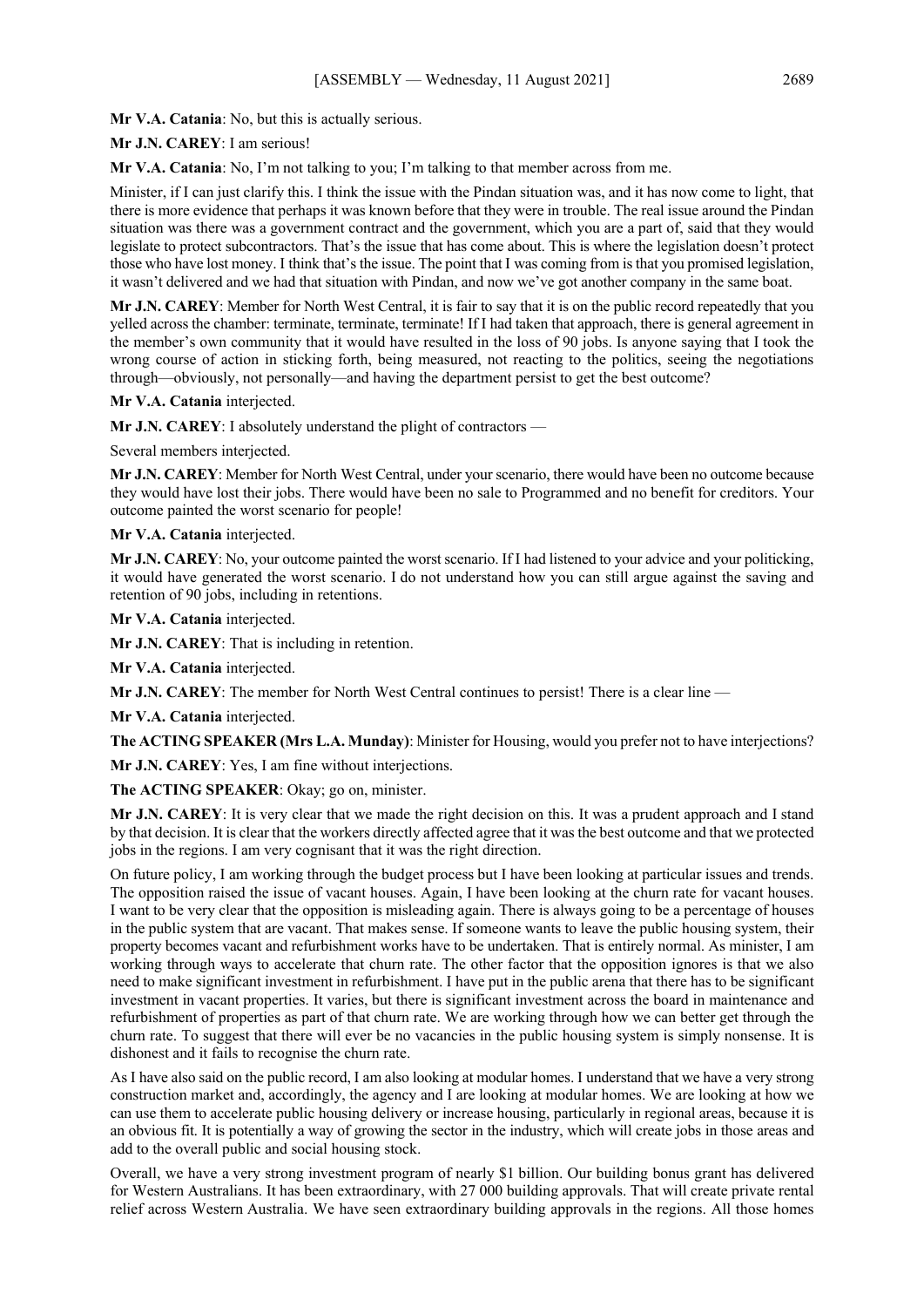**Mr V.A. Catania**: No, but this is actually serious.

**Mr J.N. CAREY**: I am serious!

**Mr V.A. Catania**: No, I'm not talking to you; I'm talking to that member across from me.

Minister, if I can just clarify this. I think the issue with the Pindan situation was, and it has now come to light, that there is more evidence that perhaps it was known before that they were in trouble. The real issue around the Pindan situation was there was a government contract and the government, which you are a part of, said that they would legislate to protect subcontractors. That's the issue that has come about. This is where the legislation doesn't protect those who have lost money. I think that's the issue. The point that I was coming from is that you promised legislation, it wasn't delivered and we had that situation with Pindan, and now we've got another company in the same boat.

**Mr J.N. CAREY**: Member for North West Central, it is fair to say that it is on the public record repeatedly that you yelled across the chamber: terminate, terminate, terminate! If I had taken that approach, there is general agreement in the member's own community that it would have resulted in the loss of 90 jobs. Is anyone saying that I took the wrong course of action in sticking forth, being measured, not reacting to the politics, seeing the negotiations through—obviously, not personally—and having the department persist to get the best outcome?

**Mr V.A. Catania** interjected.

**Mr J.N. CAREY**: I absolutely understand the plight of contractors —

Several members interjected.

**Mr J.N. CAREY**: Member for North West Central, under your scenario, there would have been no outcome because they would have lost their jobs. There would have been no sale to Programmed and no benefit for creditors. Your outcome painted the worst scenario for people!

**Mr V.A. Catania** interjected.

**Mr J.N. CAREY**: No, your outcome painted the worst scenario. If I had listened to your advice and your politicking, it would have generated the worst scenario. I do not understand how you can still argue against the saving and retention of 90 jobs, including in retentions.

**Mr V.A. Catania** interjected.

**Mr J.N. CAREY**: That is including in retention.

**Mr V.A. Catania** interjected.

**Mr J.N. CAREY**: The member for North West Central continues to persist! There is a clear line —

**Mr V.A. Catania** interjected.

**The ACTING SPEAKER (Mrs L.A. Munday)**: Minister for Housing, would you prefer not to have interjections?

**Mr J.N. CAREY**: Yes, I am fine without interjections.

**The ACTING SPEAKER**: Okay; go on, minister.

**Mr J.N. CAREY**: It is very clear that we made the right decision on this. It was a prudent approach and I stand by that decision. It is clear that the workers directly affected agree that it was the best outcome and that we protected jobs in the regions. I am very cognisant that it was the right direction.

On future policy, I am working through the budget process but I have been looking at particular issues and trends. The opposition raised the issue of vacant houses. Again, I have been looking at the churn rate for vacant houses. I want to be very clear that the opposition is misleading again. There is always going to be a percentage of houses in the public system that are vacant. That makes sense. If someone wants to leave the public housing system, their property becomes vacant and refurbishment works have to be undertaken. That is entirely normal. As minister, I am working through ways to accelerate that churn rate. The other factor that the opposition ignores is that we also need to make significant investment in refurbishment. I have put in the public arena that there has to be significant investment in vacant properties. It varies, but there is significant investment across the board in maintenance and refurbishment of properties as part of that churn rate. We are working through how we can better get through the churn rate. To suggest that there will ever be no vacancies in the public housing system is simply nonsense. It is dishonest and it fails to recognise the churn rate.

As I have also said on the public record, I am also looking at modular homes. I understand that we have a very strong construction market and, accordingly, the agency and I are looking at modular homes. We are looking at how we can use them to accelerate public housing delivery or increase housing, particularly in regional areas, because it is an obvious fit. It is potentially a way of growing the sector in the industry, which will create jobs in those areas and add to the overall public and social housing stock.

Overall, we have a very strong investment program of nearly $1 billion. Our building bonus grant has delivered for Western Australians. It has been extraordinary, with 27 000 building approvals. That will create private rental relief across Western Australia. We have seen extraordinary building approvals in the regions. All those homes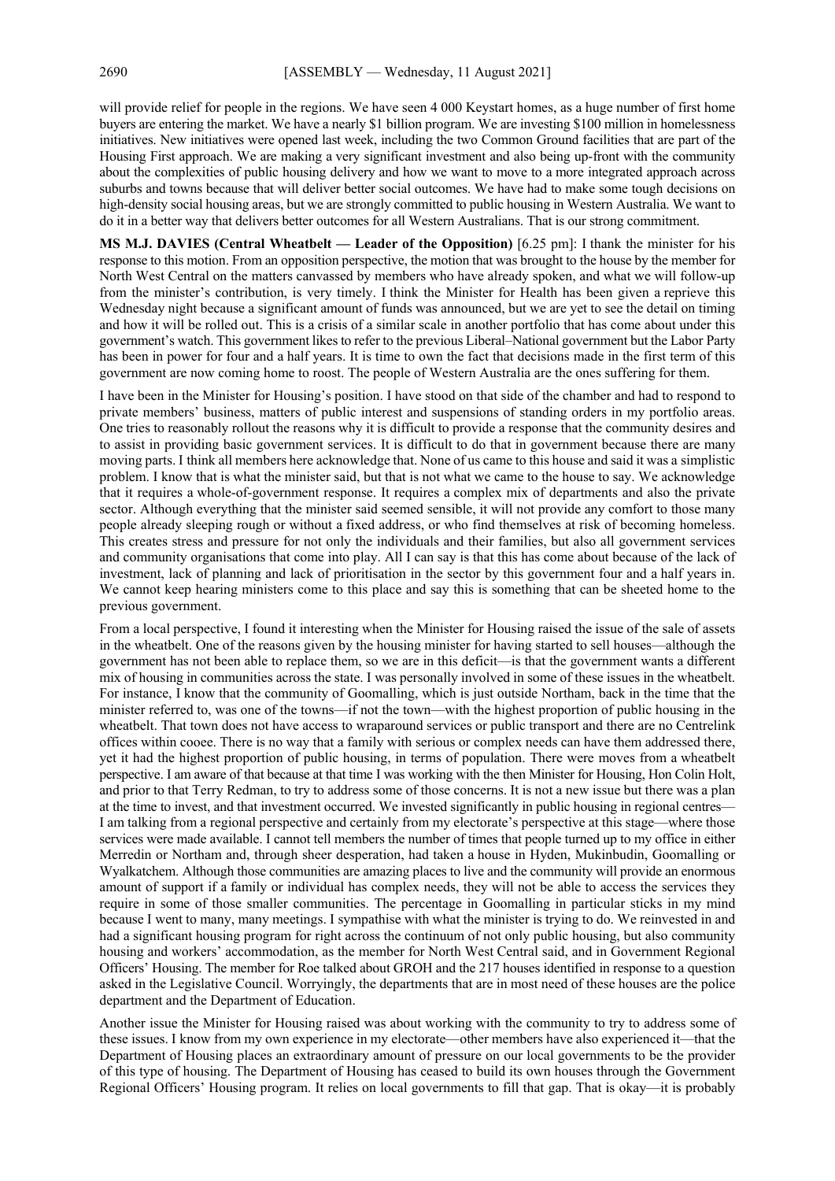will provide relief for people in the regions. We have seen 4 000 Keystart homes, as a huge number of first home buyers are entering the market. We have a nearly $1 billion program. We are investing $100 million in homelessness initiatives. New initiatives were opened last week, including the two Common Ground facilities that are part of the Housing First approach. We are making a very significant investment and also being up-front with the community about the complexities of public housing delivery and how we want to move to a more integrated approach across suburbs and towns because that will deliver better social outcomes. We have had to make some tough decisions on high-density social housing areas, but we are strongly committed to public housing in Western Australia. We want to do it in a better way that delivers better outcomes for all Western Australians. That is our strong commitment.

**MS M.J. DAVIES (Central Wheatbelt — Leader of the Opposition)** [6.25 pm]: I thank the minister for his response to this motion. From an opposition perspective, the motion that was brought to the house by the member for North West Central on the matters canvassed by members who have already spoken, and what we will follow-up from the minister's contribution, is very timely. I think the Minister for Health has been given a reprieve this Wednesday night because a significant amount of funds was announced, but we are yet to see the detail on timing and how it will be rolled out. This is a crisis of a similar scale in another portfolio that has come about under this government's watch. This government likes to refer to the previous Liberal–National government but the Labor Party has been in power for four and a half years. It is time to own the fact that decisions made in the first term of this government are now coming home to roost. The people of Western Australia are the ones suffering for them.

I have been in the Minister for Housing's position. I have stood on that side of the chamber and had to respond to private members' business, matters of public interest and suspensions of standing orders in my portfolio areas. One tries to reasonably rollout the reasons why it is difficult to provide a response that the community desires and to assist in providing basic government services. It is difficult to do that in government because there are many moving parts. I think all members here acknowledge that. None of us came to this house and said it was a simplistic problem. I know that is what the minister said, but that is not what we came to the house to say. We acknowledge that it requires a whole-of-government response. It requires a complex mix of departments and also the private sector. Although everything that the minister said seemed sensible, it will not provide any comfort to those many people already sleeping rough or without a fixed address, or who find themselves at risk of becoming homeless. This creates stress and pressure for not only the individuals and their families, but also all government services and community organisations that come into play. All I can say is that this has come about because of the lack of investment, lack of planning and lack of prioritisation in the sector by this government four and a half years in. We cannot keep hearing ministers come to this place and say this is something that can be sheeted home to the previous government.

From a local perspective, I found it interesting when the Minister for Housing raised the issue of the sale of assets in the wheatbelt. One of the reasons given by the housing minister for having started to sell houses—although the government has not been able to replace them, so we are in this deficit—is that the government wants a different mix of housing in communities across the state. I was personally involved in some of these issues in the wheatbelt. For instance, I know that the community of Goomalling, which is just outside Northam, back in the time that the minister referred to, was one of the towns—if not the town—with the highest proportion of public housing in the wheatbelt. That town does not have access to wraparound services or public transport and there are no Centrelink offices within cooee. There is no way that a family with serious or complex needs can have them addressed there, yet it had the highest proportion of public housing, in terms of population. There were moves from a wheatbelt perspective. I am aware of that because at that time I was working with the then Minister for Housing, Hon Colin Holt, and prior to that Terry Redman, to try to address some of those concerns. It is not a new issue but there was a plan at the time to invest, and that investment occurred. We invested significantly in public housing in regional centres—I am talking from a regional perspective and certainly from my electorate's perspective at this stage—where those services were made available. I cannot tell members the number of times that people turned up to my office in either Merredin or Northam and, through sheer desperation, had taken a house in Hyden, Mukinbudin, Goomalling or Wyalkatchem. Although those communities are amazing places to live and the community will provide an enormous amount of support if a family or individual has complex needs, they will not be able to access the services they require in some of those smaller communities. The percentage in Goomalling in particular sticks in my mind because I went to many, many meetings. I sympathise with what the minister is trying to do. We reinvested in and had a significant housing program for right across the continuum of not only public housing, but also community housing and workers' accommodation, as the member for North West Central said, and in Government Regional Officers' Housing. The member for Roe talked about GROH and the 217 houses identified in response to a question asked in the Legislative Council. Worryingly, the departments that are in most need of these houses are the police department and the Department of Education.

Another issue the Minister for Housing raised was about working with the community to try to address some of these issues. I know from my own experience in my electorate—other members have also experienced it—that the Department of Housing places an extraordinary amount of pressure on our local governments to be the provider of this type of housing. The Department of Housing has ceased to build its own houses through the Government Regional Officers' Housing program. It relies on local governments to fill that gap. That is okay—it is probably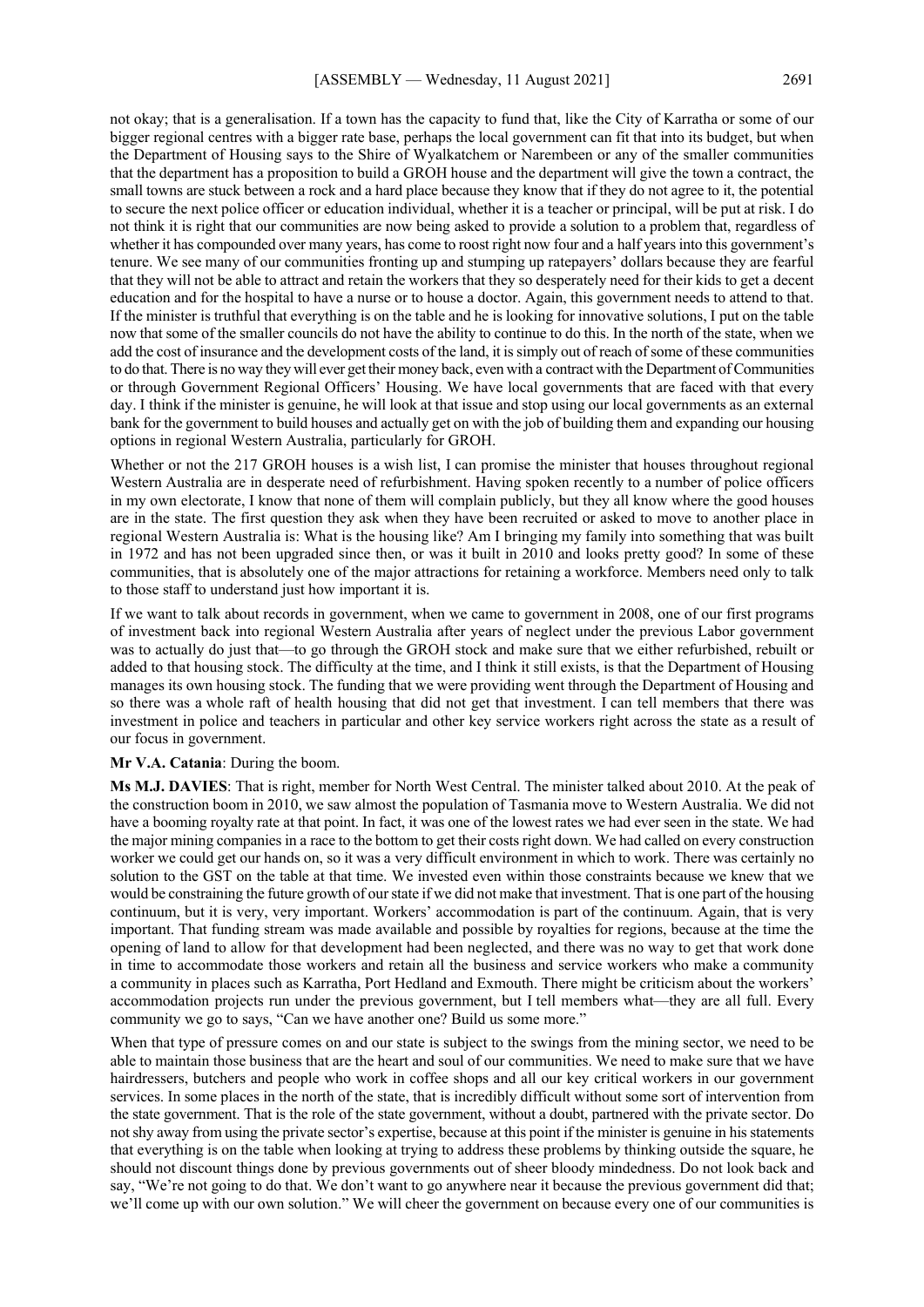not okay; that is a generalisation. If a town has the capacity to fund that, like the City of Karratha or some of our bigger regional centres with a bigger rate base, perhaps the local government can fit that into its budget, but when the Department of Housing says to the Shire of Wyalkatchem or Narembeen or any of the smaller communities that the department has a proposition to build a GROH house and the department will give the town a contract, the small towns are stuck between a rock and a hard place because they know that if they do not agree to it, the potential to secure the next police officer or education individual, whether it is a teacher or principal, will be put at risk. I do not think it is right that our communities are now being asked to provide a solution to a problem that, regardless of whether it has compounded over many years, has come to roost right now four and a half years into this government's tenure. We see many of our communities fronting up and stumping up ratepayers' dollars because they are fearful that they will not be able to attract and retain the workers that they so desperately need for their kids to get a decent education and for the hospital to have a nurse or to house a doctor. Again, this government needs to attend to that. If the minister is truthful that everything is on the table and he is looking for innovative solutions, I put on the table now that some of the smaller councils do not have the ability to continue to do this. In the north of the state, when we add the cost of insurance and the development costs of the land, it is simply out of reach of some of these communities to do that. There is no way they will ever get their money back, even with a contract with the Department of Communities or through Government Regional Officers' Housing. We have local governments that are faced with that every day. I think if the minister is genuine, he will look at that issue and stop using our local governments as an external bank for the government to build houses and actually get on with the job of building them and expanding our housing options in regional Western Australia, particularly for GROH.

Whether or not the 217 GROH houses is a wish list, I can promise the minister that houses throughout regional Western Australia are in desperate need of refurbishment. Having spoken recently to a number of police officers in my own electorate, I know that none of them will complain publicly, but they all know where the good houses are in the state. The first question they ask when they have been recruited or asked to move to another place in regional Western Australia is: What is the housing like? Am I bringing my family into something that was built in 1972 and has not been upgraded since then, or was it built in 2010 and looks pretty good? In some of these communities, that is absolutely one of the major attractions for retaining a workforce. Members need only to talk to those staff to understand just how important it is.

If we want to talk about records in government, when we came to government in 2008, one of our first programs of investment back into regional Western Australia after years of neglect under the previous Labor government was to actually do just that—to go through the GROH stock and make sure that we either refurbished, rebuilt or added to that housing stock. The difficulty at the time, and I think it still exists, is that the Department of Housing manages its own housing stock. The funding that we were providing went through the Department of Housing and so there was a whole raft of health housing that did not get that investment. I can tell members that there was investment in police and teachers in particular and other key service workers right across the state as a result of our focus in government.

**Mr V.A. Catania**: During the boom.

**Ms M.J. DAVIES**: That is right, member for North West Central. The minister talked about 2010. At the peak of the construction boom in 2010, we saw almost the population of Tasmania move to Western Australia. We did not have a booming royalty rate at that point. In fact, it was one of the lowest rates we had ever seen in the state. We had the major mining companies in a race to the bottom to get their costs right down. We had called on every construction worker we could get our hands on, so it was a very difficult environment in which to work. There was certainly no solution to the GST on the table at that time. We invested even within those constraints because we knew that we would be constraining the future growth of our state if we did not make that investment. That is one part of the housing continuum, but it is very, very important. Workers' accommodation is part of the continuum. Again, that is very important. That funding stream was made available and possible by royalties for regions, because at the time the opening of land to allow for that development had been neglected, and there was no way to get that work done in time to accommodate those workers and retain all the business and service workers who make a community a community in places such as Karratha, Port Hedland and Exmouth. There might be criticism about the workers' accommodation projects run under the previous government, but I tell members what—they are all full. Every community we go to says, "Can we have another one? Build us some more."

When that type of pressure comes on and our state is subject to the swings from the mining sector, we need to be able to maintain those business that are the heart and soul of our communities. We need to make sure that we have hairdressers, butchers and people who work in coffee shops and all our key critical workers in our government services. In some places in the north of the state, that is incredibly difficult without some sort of intervention from the state government. That is the role of the state government, without a doubt, partnered with the private sector. Do not shy away from using the private sector's expertise, because at this point if the minister is genuine in his statements that everything is on the table when looking at trying to address these problems by thinking outside the square, he should not discount things done by previous governments out of sheer bloody mindedness. Do not look back and say, "We're not going to do that. We don't want to go anywhere near it because the previous government did that; we'll come up with our own solution." We will cheer the government on because every one of our communities is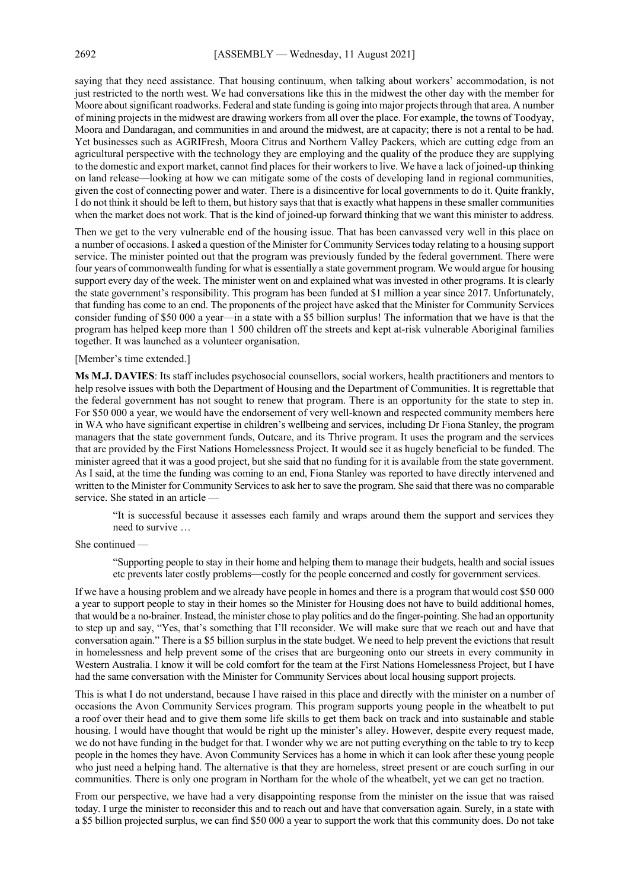saying that they need assistance. That housing continuum, when talking about workers' accommodation, is not just restricted to the north west. We had conversations like this in the midwest the other day with the member for Moore about significant roadworks. Federal and state funding is going into major projects through that area. A number of mining projects in the midwest are drawing workers from all over the place. For example, the towns of Toodyay, Moora and Dandaragan, and communities in and around the midwest, are at capacity; there is not a rental to be had. Yet businesses such as AGRIFresh, Moora Citrus and Northern Valley Packers, which are cutting edge from an agricultural perspective with the technology they are employing and the quality of the produce they are supplying to the domestic and export market, cannot find places for their workers to live. We have a lack of joined-up thinking on land release—looking at how we can mitigate some of the costs of developing land in regional communities, given the cost of connecting power and water. There is a disincentive for local governments to do it. Quite frankly, I do not think it should be left to them, but history says that that is exactly what happens in these smaller communities when the market does not work. That is the kind of joined-up forward thinking that we want this minister to address.

Then we get to the very vulnerable end of the housing issue. That has been canvassed very well in this place on a number of occasions. I asked a question of the Minister for Community Services today relating to a housing support service. The minister pointed out that the program was previously funded by the federal government. There were four years of commonwealth funding for what is essentially a state government program. We would argue for housing support every day of the week. The minister went on and explained what was invested in other programs. It is clearly the state government's responsibility. This program has been funded at $1 million a year since 2017. Unfortunately, that funding has come to an end. The proponents of the project have asked that the Minister for Community Services consider funding of $50 000 a year—in a state with a $5 billion surplus! The information that we have is that the program has helped keep more than 1 500 children off the streets and kept at-risk vulnerable Aboriginal families together. It was launched as a volunteer organisation.

[Member's time extended.]

**Ms M.J. DAVIES**: Its staff includes psychosocial counsellors, social workers, health practitioners and mentors to help resolve issues with both the Department of Housing and the Department of Communities. It is regrettable that the federal government has not sought to renew that program. There is an opportunity for the state to step in. For $50 000 a year, we would have the endorsement of very well-known and respected community members here in WA who have significant expertise in children's wellbeing and services, including Dr Fiona Stanley, the program managers that the state government funds, Outcare, and its Thrive program. It uses the program and the services that are provided by the First Nations Homelessness Project. It would see it as hugely beneficial to be funded. The minister agreed that it was a good project, but she said that no funding for it is available from the state government. As I said, at the time the funding was coming to an end, Fiona Stanley was reported to have directly intervened and written to the Minister for Community Services to ask her to save the program. She said that there was no comparable service. She stated in an article —

> "It is successful because it assesses each family and wraps around them the support and services they need to survive …

She continued —

> "Supporting people to stay in their home and helping them to manage their budgets, health and social issues etc prevents later costly problems—costly for the people concerned and costly for government services.

If we have a housing problem and we already have people in homes and there is a program that would cost $50 000 a year to support people to stay in their homes so the Minister for Housing does not have to build additional homes, that would be a no-brainer. Instead, the minister chose to play politics and do the finger-pointing. She had an opportunity to step up and say, "Yes, that's something that I'll reconsider. We will make sure that we reach out and have that conversation again." There is a $5 billion surplus in the state budget. We need to help prevent the evictions that result in homelessness and help prevent some of the crises that are burgeoning onto our streets in every community in Western Australia. I know it will be cold comfort for the team at the First Nations Homelessness Project, but I have had the same conversation with the Minister for Community Services about local housing support projects.

This is what I do not understand, because I have raised in this place and directly with the minister on a number of occasions the Avon Community Services program. This program supports young people in the wheatbelt to put a roof over their head and to give them some life skills to get them back on track and into sustainable and stable housing. I would have thought that would be right up the minister's alley. However, despite every request made, we do not have funding in the budget for that. I wonder why we are not putting everything on the table to try to keep people in the homes they have. Avon Community Services has a home in which it can look after these young people who just need a helping hand. The alternative is that they are homeless, street present or are couch surfing in our communities. There is only one program in Northam for the whole of the wheatbelt, yet we can get no traction.

From our perspective, we have had a very disappointing response from the minister on the issue that was raised today. I urge the minister to reconsider this and to reach out and have that conversation again. Surely, in a state with a $5 billion projected surplus, we can find $50 000 a year to support the work that this community does. Do not take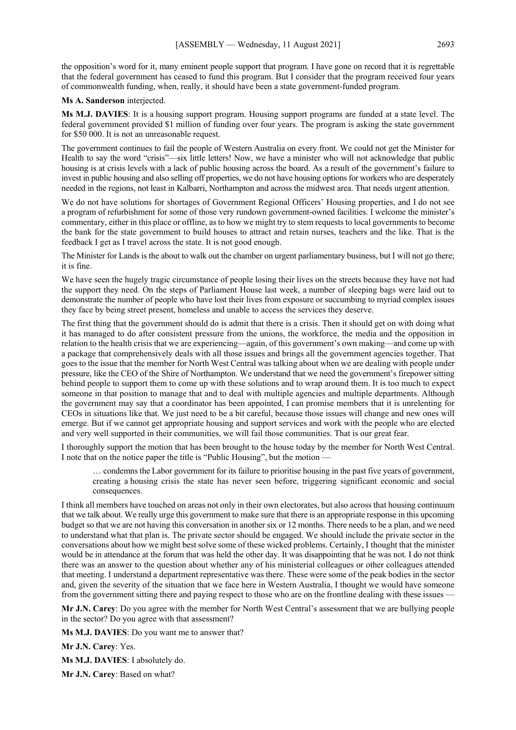the opposition's word for it, many eminent people support that program. I have gone on record that it is regrettable that the federal government has ceased to fund this program. But I consider that the program received four years of commonwealth funding, when, really, it should have been a state government-funded program.

**Ms A. Sanderson** interjected.

**Ms M.J. DAVIES**: It is a housing support program. Housing support programs are funded at a state level. The federal government provided $1 million of funding over four years. The program is asking the state government for $50 000. It is not an unreasonable request.

The government continues to fail the people of Western Australia on every front. We could not get the Minister for Health to say the word "crisis"—six little letters! Now, we have a minister who will not acknowledge that public housing is at crisis levels with a lack of public housing across the board. As a result of the government's failure to invest in public housing and also selling off properties, we do not have housing options for workers who are desperately needed in the regions, not least in Kalbarri, Northampton and across the midwest area. That needs urgent attention.

We do not have solutions for shortages of Government Regional Officers' Housing properties, and I do not see a program of refurbishment for some of those very rundown government-owned facilities. I welcome the minister's commentary, either in this place or offline, as to how we might try to stem requests to local governments to become the bank for the state government to build houses to attract and retain nurses, teachers and the like. That is the feedback I get as I travel across the state. It is not good enough.

The Minister for Lands is the about to walk out the chamber on urgent parliamentary business, but I will not go there; it is fine.

We have seen the hugely tragic circumstance of people losing their lives on the streets because they have not had the support they need. On the steps of Parliament House last week, a number of sleeping bags were laid out to demonstrate the number of people who have lost their lives from exposure or succumbing to myriad complex issues they face by being street present, homeless and unable to access the services they deserve.

The first thing that the government should do is admit that there is a crisis. Then it should get on with doing what it has managed to do after consistent pressure from the unions, the workforce, the media and the opposition in relation to the health crisis that we are experiencing—again, of this government's own making—and come up with a package that comprehensively deals with all those issues and brings all the government agencies together. That goes to the issue that the member for North West Central was talking about when we are dealing with people under pressure, like the CEO of the Shire of Northampton. We understand that we need the government's firepower sitting behind people to support them to come up with these solutions and to wrap around them. It is too much to expect someone in that position to manage that and to deal with multiple agencies and multiple departments. Although the government may say that a coordinator has been appointed, I can promise members that it is unrelenting for CEOs in situations like that. We just need to be a bit careful, because those issues will change and new ones will emerge. But if we cannot get appropriate housing and support services and work with the people who are elected and very well supported in their communities, we will fail those communities. That is our great fear.

I thoroughly support the motion that has been brought to the house today by the member for North West Central. I note that on the notice paper the title is "Public Housing", but the motion —

> … condemns the Labor government for its failure to prioritise housing in the past five years of government, creating a housing crisis the state has never seen before, triggering significant economic and social consequences.

I think all members have touched on areas not only in their own electorates, but also across that housing continuum that we talk about. We really urge this government to make sure that there is an appropriate response in this upcoming budget so that we are not having this conversation in another six or 12 months. There needs to be a plan, and we need to understand what that plan is. The private sector should be engaged. We should include the private sector in the conversations about how we might best solve some of these wicked problems. Certainly, I thought that the minister would be in attendance at the forum that was held the other day. It was disappointing that he was not. I do not think there was an answer to the question about whether any of his ministerial colleagues or other colleagues attended that meeting. I understand a department representative was there. These were some of the peak bodies in the sector and, given the severity of the situation that we face here in Western Australia, I thought we would have someone from the government sitting there and paying respect to those who are on the frontline dealing with these issues —

**Mr J.N. Carey**: Do you agree with the member for North West Central's assessment that we are bullying people in the sector? Do you agree with that assessment?

**Ms M.J. DAVIES**: Do you want me to answer that?

**Mr J.N. Carey**: Yes.

**Ms M.J. DAVIES**: I absolutely do.

**Mr J.N. Carey**: Based on what?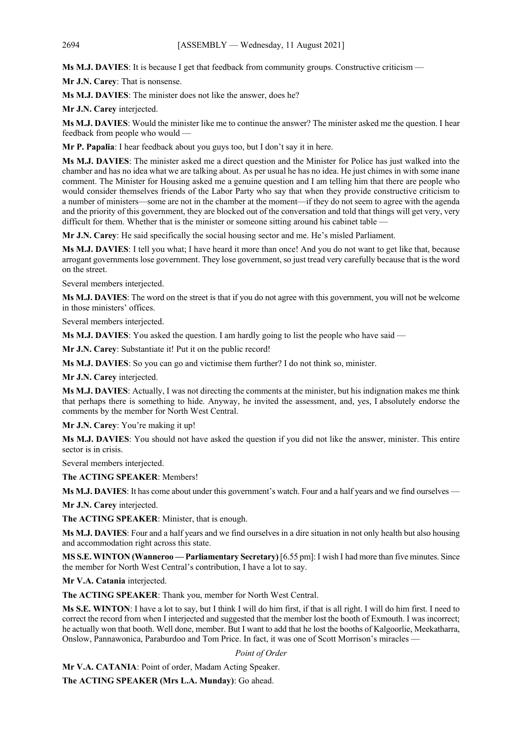**Ms M.J. DAVIES**: It is because I get that feedback from community groups. Constructive criticism —

**Mr J.N. Carey**: That is nonsense.

**Ms M.J. DAVIES**: The minister does not like the answer, does he?

**Mr J.N. Carey** interjected.

**Ms M.J. DAVIES**: Would the minister like me to continue the answer? The minister asked me the question. I hear feedback from people who would —

**Mr P. Papalia**: I hear feedback about you guys too, but I don't say it in here.

**Ms M.J. DAVIES**: The minister asked me a direct question and the Minister for Police has just walked into the chamber and has no idea what we are talking about. As per usual he has no idea. He just chimes in with some inane comment. The Minister for Housing asked me a genuine question and I am telling him that there are people who would consider themselves friends of the Labor Party who say that when they provide constructive criticism to a number of ministers—some are not in the chamber at the moment—if they do not seem to agree with the agenda and the priority of this government, they are blocked out of the conversation and told that things will get very, very difficult for them. Whether that is the minister or someone sitting around his cabinet table —

**Mr J.N. Carey**: He said specifically the social housing sector and me. He's misled Parliament.

**Ms M.J. DAVIES**: I tell you what; I have heard it more than once! And you do not want to get like that, because arrogant governments lose government. They lose government, so just tread very carefully because that is the word on the street.

Several members interjected.

**Ms M.J. DAVIES**: The word on the street is that if you do not agree with this government, you will not be welcome in those ministers' offices.

Several members interjected.

**Ms M.J. DAVIES**: You asked the question. I am hardly going to list the people who have said —

**Mr J.N. Carey**: Substantiate it! Put it on the public record!

**Ms M.J. DAVIES**: So you can go and victimise them further? I do not think so, minister.

**Mr J.N. Carey** interjected.

**Ms M.J. DAVIES**: Actually, I was not directing the comments at the minister, but his indignation makes me think that perhaps there is something to hide. Anyway, he invited the assessment, and, yes, I absolutely endorse the comments by the member for North West Central.

**Mr J.N. Carey**: You're making it up!

**Ms M.J. DAVIES**: You should not have asked the question if you did not like the answer, minister. This entire sector is in crisis.

Several members interjected.

**The ACTING SPEAKER**: Members!

**Ms M.J. DAVIES**: It has come about under this government's watch. Four and a half years and we find ourselves —

**Mr J.N. Carey** interjected.

**The ACTING SPEAKER**: Minister, that is enough.

**Ms M.J. DAVIES**: Four and a half years and we find ourselves in a dire situation in not only health but also housing and accommodation right across this state.

**MS S.E. WINTON (Wanneroo — Parliamentary Secretary)** [6.55 pm]: I wish I had more than five minutes. Since the member for North West Central's contribution, I have a lot to say.

**Mr V.A. Catania** interjected.

**The ACTING SPEAKER**: Thank you, member for North West Central.

**Ms S.E. WINTON**: I have a lot to say, but I think I will do him first, if that is all right. I will do him first. I need to correct the record from when I interjected and suggested that the member lost the booth of Exmouth. I was incorrect; he actually won that booth. Well done, member. But I want to add that he lost the booths of Kalgoorlie, Meekatharra, Onslow, Pannawonica, Paraburdoo and Tom Price. In fact, it was one of Scott Morrison's miracles —

*Point of Order*

**Mr V.A. CATANIA**: Point of order, Madam Acting Speaker.

**The ACTING SPEAKER (Mrs L.A. Munday)**: Go ahead.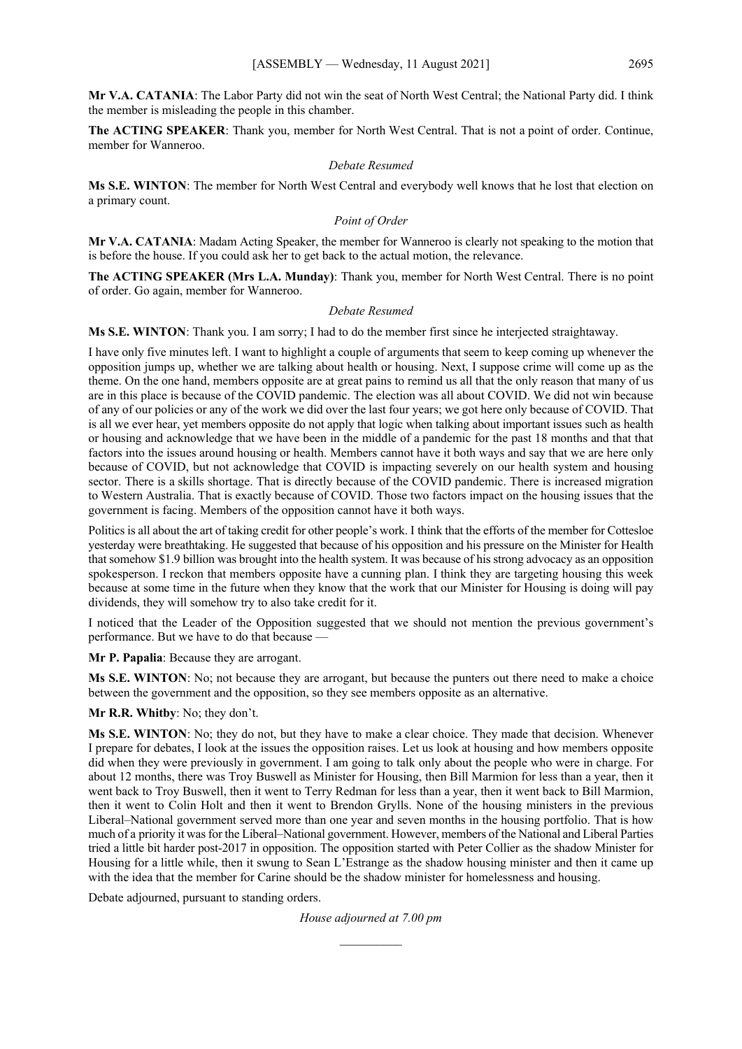**Mr V.A. CATANIA**: The Labor Party did not win the seat of North West Central; the National Party did. I think the member is misleading the people in this chamber.

**The ACTING SPEAKER**: Thank you, member for North West Central. That is not a point of order. Continue, member for Wanneroo.

*Debate Resumed*

**Ms S.E. WINTON**: The member for North West Central and everybody well knows that he lost that election on a primary count.

*Point of Order*

**Mr V.A. CATANIA**: Madam Acting Speaker, the member for Wanneroo is clearly not speaking to the motion that is before the house. If you could ask her to get back to the actual motion, the relevance.

**The ACTING SPEAKER (Mrs L.A. Munday)**: Thank you, member for North West Central. There is no point of order. Go again, member for Wanneroo.

*Debate Resumed*

**Ms S.E. WINTON**: Thank you. I am sorry; I had to do the member first since he interjected straightaway.

I have only five minutes left. I want to highlight a couple of arguments that seem to keep coming up whenever the opposition jumps up, whether we are talking about health or housing. Next, I suppose crime will come up as the theme. On the one hand, members opposite are at great pains to remind us all that the only reason that many of us are in this place is because of the COVID pandemic. The election was all about COVID. We did not win because of any of our policies or any of the work we did over the last four years; we got here only because of COVID. That is all we ever hear, yet members opposite do not apply that logic when talking about important issues such as health or housing and acknowledge that we have been in the middle of a pandemic for the past 18 months and that that factors into the issues around housing or health. Members cannot have it both ways and say that we are here only because of COVID, but not acknowledge that COVID is impacting severely on our health system and housing sector. There is a skills shortage. That is directly because of the COVID pandemic. There is increased migration to Western Australia. That is exactly because of COVID. Those two factors impact on the housing issues that the government is facing. Members of the opposition cannot have it both ways.

Politics is all about the art of taking credit for other people's work. I think that the efforts of the member for Cottesloe yesterday were breathtaking. He suggested that because of his opposition and his pressure on the Minister for Health that somehow $1.9 billion was brought into the health system. It was because of his strong advocacy as an opposition spokesperson. I reckon that members opposite have a cunning plan. I think they are targeting housing this week because at some time in the future when they know that the work that our Minister for Housing is doing will pay dividends, they will somehow try to also take credit for it.

I noticed that the Leader of the Opposition suggested that we should not mention the previous government's performance. But we have to do that because —

**Mr P. Papalia**: Because they are arrogant.

**Ms S.E. WINTON**: No; not because they are arrogant, but because the punters out there need to make a choice between the government and the opposition, so they see members opposite as an alternative.

**Mr R.R. Whitby**: No; they don't.

**Ms S.E. WINTON**: No; they do not, but they have to make a clear choice. They made that decision. Whenever I prepare for debates, I look at the issues the opposition raises. Let us look at housing and how members opposite did when they were previously in government. I am going to talk only about the people who were in charge. For about 12 months, there was Troy Buswell as Minister for Housing, then Bill Marmion for less than a year, then it went back to Troy Buswell, then it went to Terry Redman for less than a year, then it went back to Bill Marmion, then it went to Colin Holt and then it went to Brendon Grylls. None of the housing ministers in the previous Liberal–National government served more than one year and seven months in the housing portfolio. That is how much of a priority it was for the Liberal–National government. However, members of the National and Liberal Parties tried a little bit harder post-2017 in opposition. The opposition started with Peter Collier as the shadow Minister for Housing for a little while, then it swung to Sean L'Estrange as the shadow housing minister and then it came up with the idea that the member for Carine should be the shadow minister for homelessness and housing.

Debate adjourned, pursuant to standing orders.

*House adjourned at 7.00 pm*